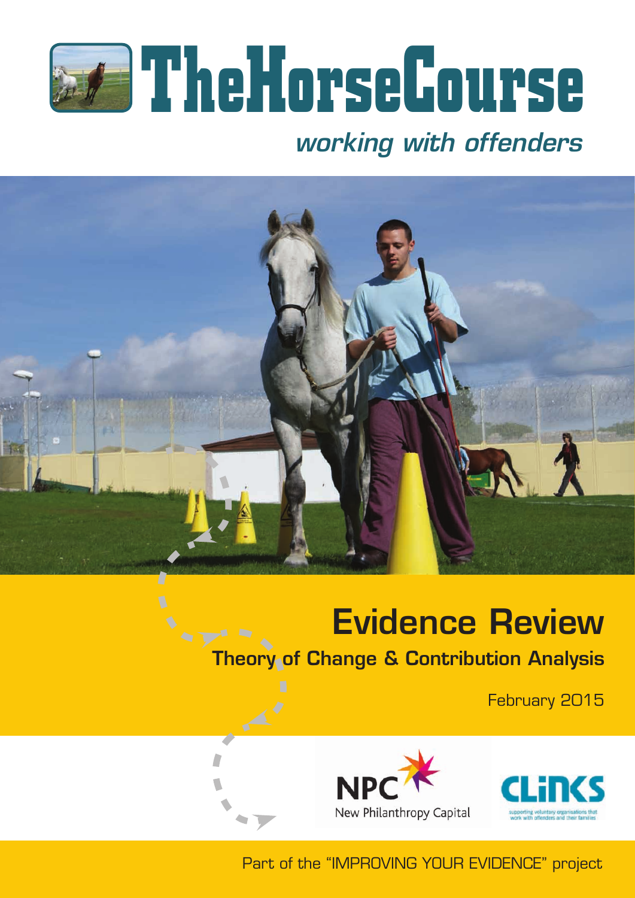# TheHorseCourse

*working with offenders*

## Evidence Review

### Theory of Change & Contribution Analysis

February 2015

NPC New Philanthropy Capital

CLINKS supporting voluntary organisations that work with offenders and their families

Part of the "IMPROVING YOUR EVIDENCE" project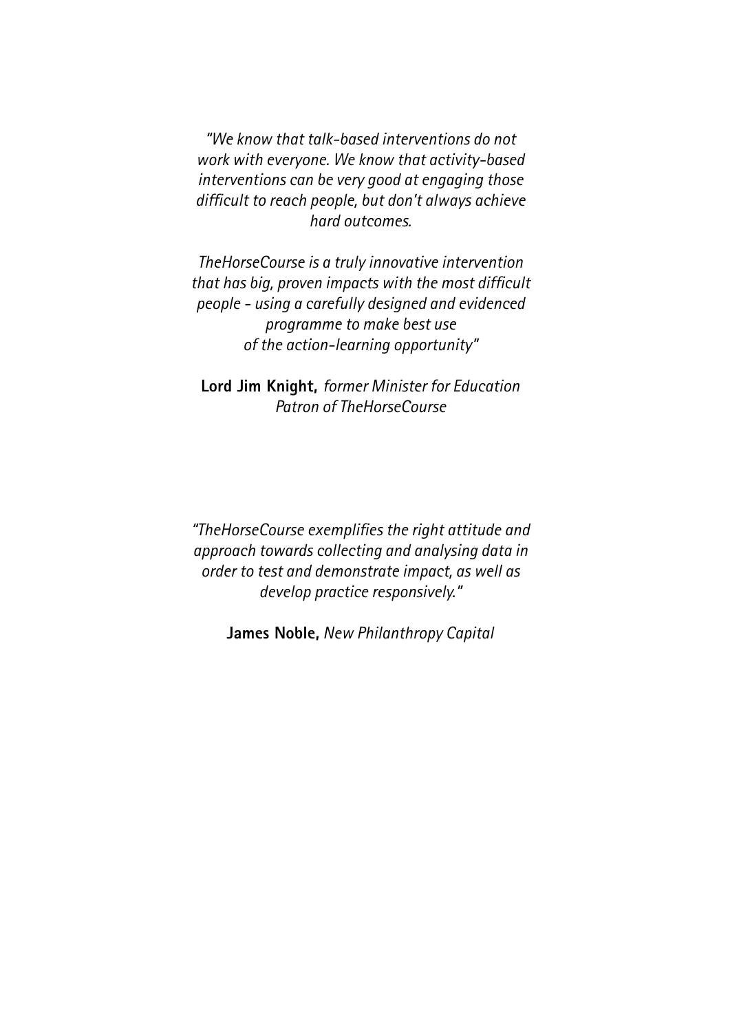*"We know that talk-based interventions do not work with everyone. We know that activity-based interventions can be very good at engaging those difficult to reach people, but don't always achieve hard outcomes.*

*TheHorseCourse is a truly innovative intervention that has big, proven impacts with the most difficult people - using a carefully designed and evidenced programme to make best use of the action-learning opportunity"*

**Lord Jim Knight,** *former Minister for Education Patron of TheHorseCourse*

*"TheHorseCourse exemplifies the right attitude and approach towards collecting and analysing data in order to test and demonstrate impact, as well as develop practice responsively."*

**James Noble,** *New Philanthropy Capital*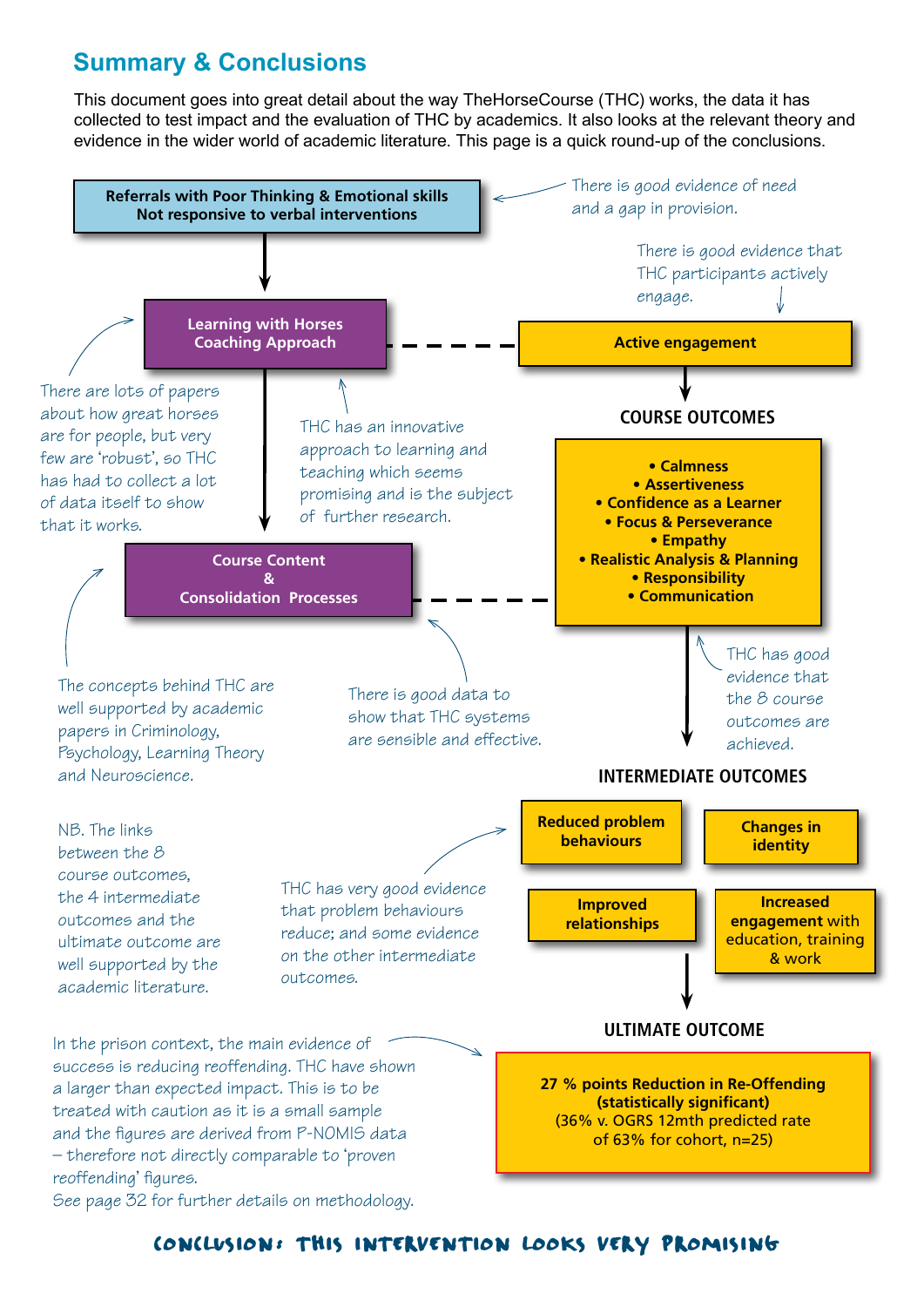## Summary & Conclusions

This document goes into great detail about the way TheHorseCourse (THC) works, the data it has collected to test impact and the evaluation of THC by academics. It also looks at the relevant theory and evidence in the wider world of academic literature. This page is a quick round-up of the conclusions.

**Referrals with Poor Thinking & Emotional skills**
**Not responsive to verbal interventions**

*There is good evidence of need and a gap in provision.*

**Learning with Horses**
**Coaching Approach**

*There are lots of papers about how great horses are for people, but very few are 'robust', so THC has had to collect a lot of data itself to show that it works.*

*THC has an innovative approach to learning and teaching which seems promising and is the subject of further research.*

**Active engagement**

*There is good evidence that THC participants actively engage.*

**Course Content & Consolidation Processes**

*The concepts behind THC are well supported by academic papers in Criminology, Psychology, Learning Theory and Neuroscience.*

*There is good data to show that THC systems are sensible and effective.*

### COURSE OUTCOMES

- **Calmness**
- **Assertiveness**
- **Confidence as a Learner**
- **Focus & Perseverance**
- **Empathy**
- **Realistic Analysis & Planning**
- **Responsibility**
- **Communication**

*THC has good evidence that the 8 course outcomes are achieved.*

### INTERMEDIATE OUTCOMES

- **Reduced problem behaviours**
- **Changes in identity**
- **Improved relationships**
- **Increased engagement** with education, training & work

*THC has very good evidence that problem behaviours reduce; and some evidence on the other intermediate outcomes.*

*NB. The links between the 8 course outcomes, the 4 intermediate outcomes and the ultimate outcome are well supported by the academic literature.*

### ULTIMATE OUTCOME

**27 % points Reduction in Re-Offending (statistically significant)**
(36% v. OGRS 12mth predicted rate of 63% for cohort, n=25)

*In the prison context, the main evidence of success is reducing reoffending. THC have shown a larger than expected impact. This is to be treated with caution as it is a small sample and the figures are derived from P-NOMIS data – therefore not directly comparable to 'proven reoffending' figures.*
*See page 32 for further details on methodology.*

**CONCLUSION: THIS INTERVENTION LOOKS VERY PROMISING**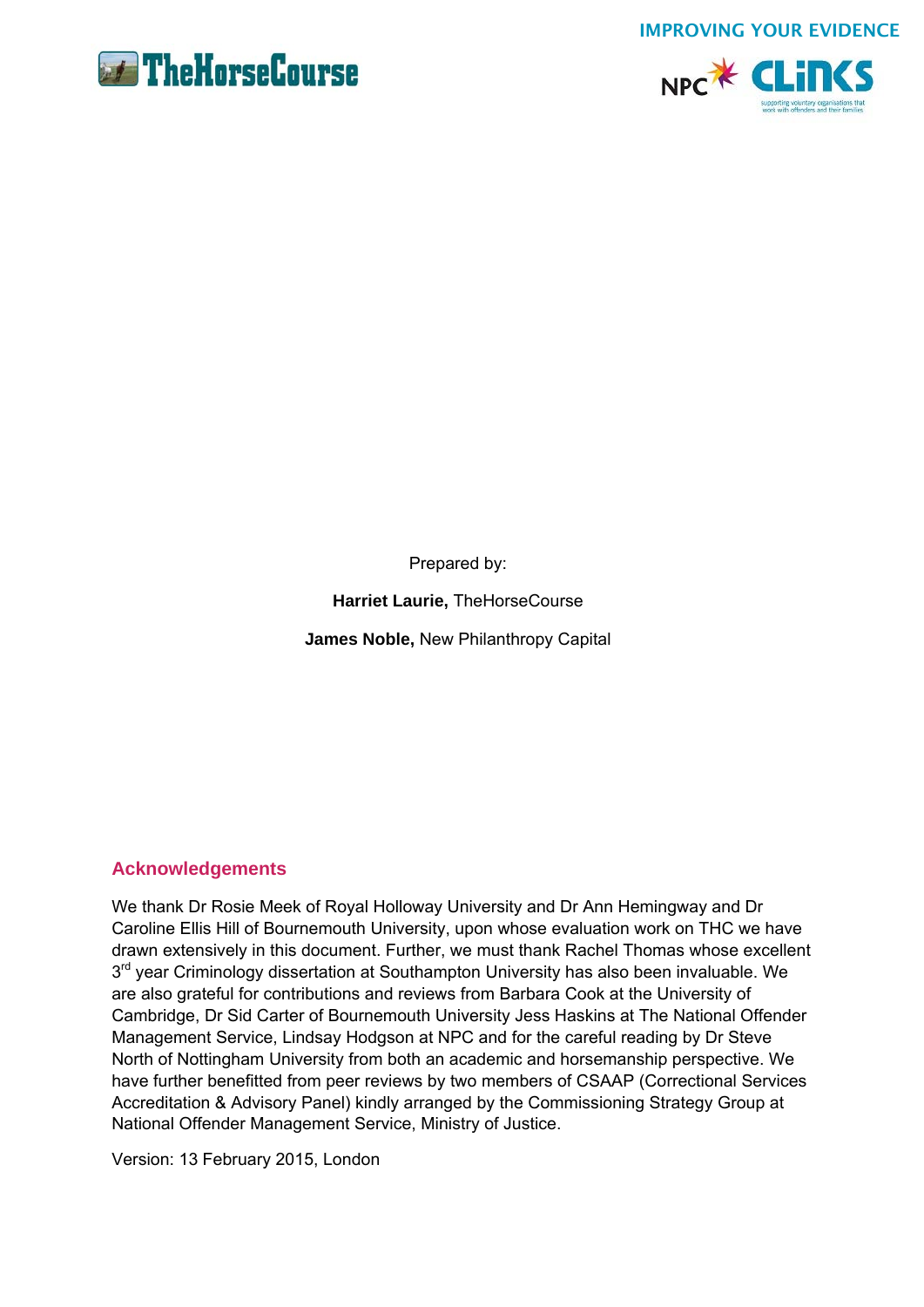IMPROVING YOUR EVIDENCE

Prepared by:

**Harriet Laurie,** TheHorseCourse

**James Noble,** New Philanthropy Capital

## Acknowledgements

We thank Dr Rosie Meek of Royal Holloway University and Dr Ann Hemingway and Dr Caroline Ellis Hill of Bournemouth University, upon whose evaluation work on THC we have drawn extensively in this document. Further, we must thank Rachel Thomas whose excellent 3rd year Criminology dissertation at Southampton University has also been invaluable. We are also grateful for contributions and reviews from Barbara Cook at the University of Cambridge, Dr Sid Carter of Bournemouth University Jess Haskins at The National Offender Management Service, Lindsay Hodgson at NPC and for the careful reading by Dr Steve North of Nottingham University from both an academic and horsemanship perspective. We have further benefitted from peer reviews by two members of CSAAP (Correctional Services Accreditation & Advisory Panel) kindly arranged by the Commissioning Strategy Group at National Offender Management Service, Ministry of Justice.

Version: 13 February 2015, London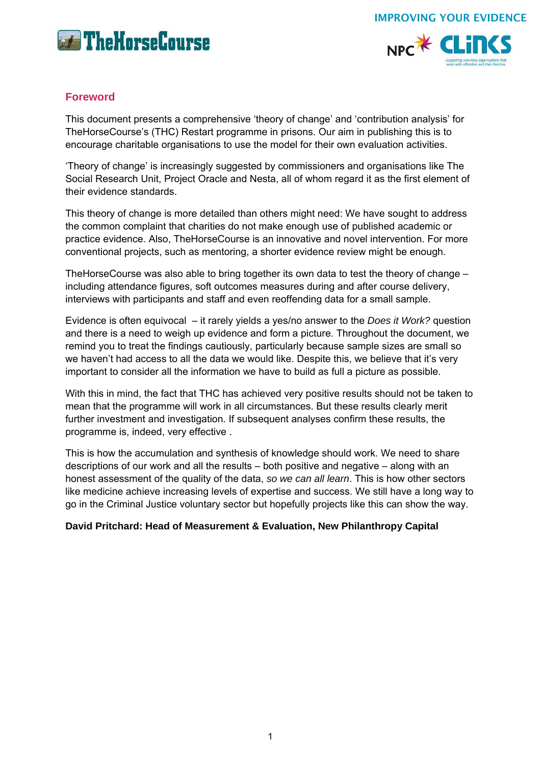## Foreword

This document presents a comprehensive 'theory of change' and 'contribution analysis' for TheHorseCourse's (THC) Restart programme in prisons. Our aim in publishing this is to encourage charitable organisations to use the model for their own evaluation activities.

'Theory of change' is increasingly suggested by commissioners and organisations like The Social Research Unit, Project Oracle and Nesta, all of whom regard it as the first element of their evidence standards.

This theory of change is more detailed than others might need: We have sought to address the common complaint that charities do not make enough use of published academic or practice evidence. Also, TheHorseCourse is an innovative and novel intervention. For more conventional projects, such as mentoring, a shorter evidence review might be enough.

TheHorseCourse was also able to bring together its own data to test the theory of change – including attendance figures, soft outcomes measures during and after course delivery, interviews with participants and staff and even reoffending data for a small sample.

Evidence is often equivocal – it rarely yields a yes/no answer to the *Does it Work?* question and there is a need to weigh up evidence and form a picture. Throughout the document, we remind you to treat the findings cautiously, particularly because sample sizes are small so we haven't had access to all the data we would like. Despite this, we believe that it's very important to consider all the information we have to build as full a picture as possible.

With this in mind, the fact that THC has achieved very positive results should not be taken to mean that the programme will work in all circumstances. But these results clearly merit further investment and investigation. If subsequent analyses confirm these results, the programme is, indeed, very effective .

This is how the accumulation and synthesis of knowledge should work. We need to share descriptions of our work and all the results – both positive and negative – along with an honest assessment of the quality of the data, *so we can all learn*. This is how other sectors like medicine achieve increasing levels of expertise and success. We still have a long way to go in the Criminal Justice voluntary sector but hopefully projects like this can show the way.

**David Pritchard: Head of Measurement & Evaluation, New Philanthropy Capital**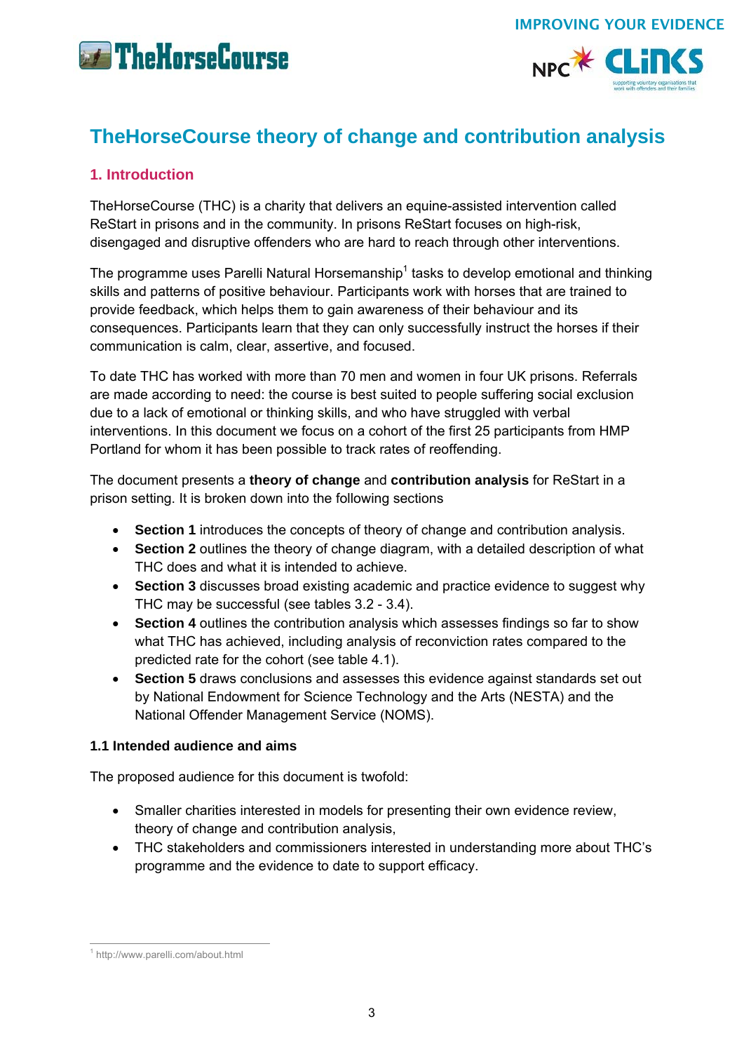# TheHorseCourse theory of change and contribution analysis

## 1. Introduction

TheHorseCourse (THC) is a charity that delivers an equine-assisted intervention called ReStart in prisons and in the community. In prisons ReStart focuses on high-risk, disengaged and disruptive offenders who are hard to reach through other interventions.

The programme uses Parelli Natural Horsemanship[1] tasks to develop emotional and thinking skills and patterns of positive behaviour. Participants work with horses that are trained to provide feedback, which helps them to gain awareness of their behaviour and its consequences. Participants learn that they can only successfully instruct the horses if their communication is calm, clear, assertive, and focused.

To date THC has worked with more than 70 men and women in four UK prisons. Referrals are made according to need: the course is best suited to people suffering social exclusion due to a lack of emotional or thinking skills, and who have struggled with verbal interventions. In this document we focus on a cohort of the first 25 participants from HMP Portland for whom it has been possible to track rates of reoffending.

The document presents a **theory of change** and **contribution analysis** for ReStart in a prison setting. It is broken down into the following sections

- **Section 1** introduces the concepts of theory of change and contribution analysis.
- **Section 2** outlines the theory of change diagram, with a detailed description of what THC does and what it is intended to achieve.
- **Section 3** discusses broad existing academic and practice evidence to suggest why THC may be successful (see tables 3.2 - 3.4).
- **Section 4** outlines the contribution analysis which assesses findings so far to show what THC has achieved, including analysis of reconviction rates compared to the predicted rate for the cohort (see table 4.1).
- **Section 5** draws conclusions and assesses this evidence against standards set out by National Endowment for Science Technology and the Arts (NESTA) and the National Offender Management Service (NOMS).

### 1.1 Intended audience and aims

The proposed audience for this document is twofold:

- Smaller charities interested in models for presenting their own evidence review, theory of change and contribution analysis,
- THC stakeholders and commissioners interested in understanding more about THC's programme and the evidence to date to support efficacy.

[1] http://www.parelli.com/about.html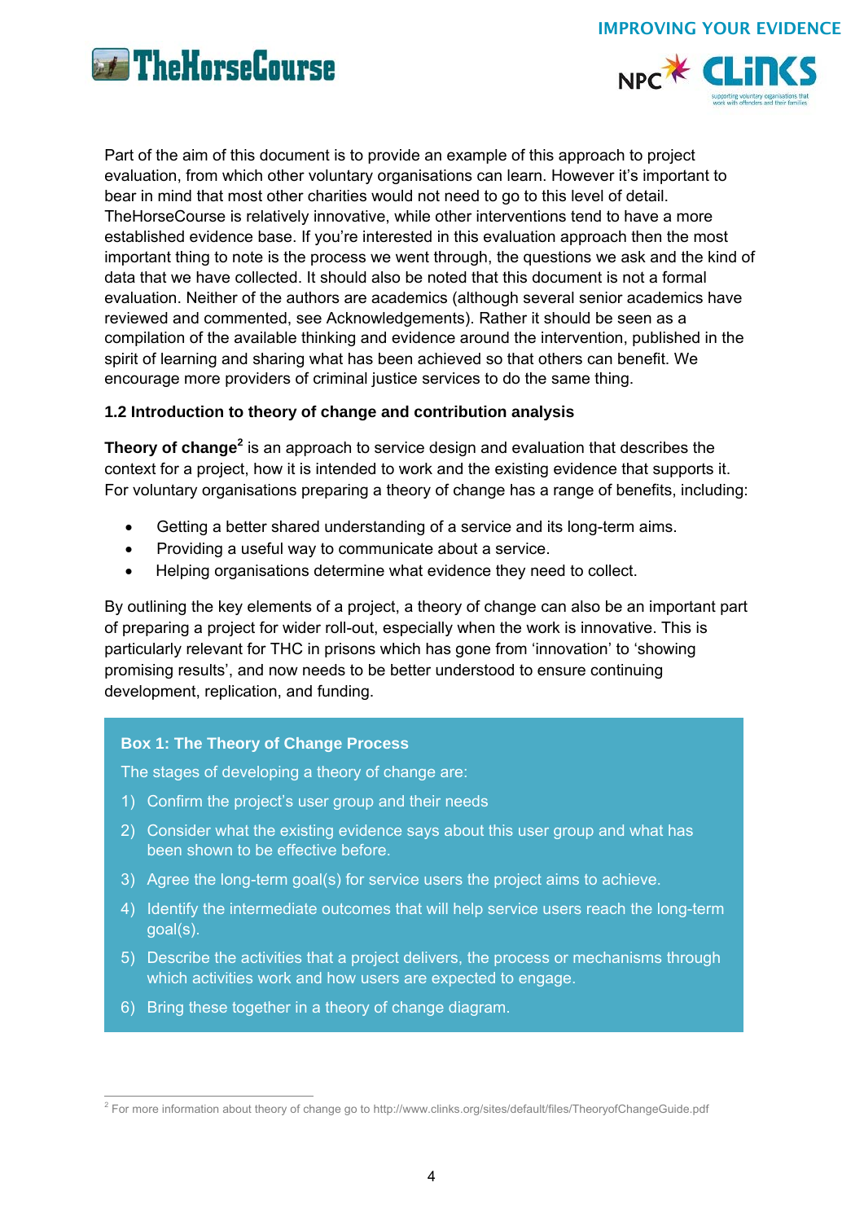Part of the aim of this document is to provide an example of this approach to project evaluation, from which other voluntary organisations can learn. However it's important to bear in mind that most other charities would not need to go to this level of detail. TheHorseCourse is relatively innovative, while other interventions tend to have a more established evidence base. If you're interested in this evaluation approach then the most important thing to note is the process we went through, the questions we ask and the kind of data that we have collected. It should also be noted that this document is not a formal evaluation. Neither of the authors are academics (although several senior academics have reviewed and commented, see Acknowledgements). Rather it should be seen as a compilation of the available thinking and evidence around the intervention, published in the spirit of learning and sharing what has been achieved so that others can benefit. We encourage more providers of criminal justice services to do the same thing.

### 1.2 Introduction to theory of change and contribution analysis

**Theory of change**[2] is an approach to service design and evaluation that describes the context for a project, how it is intended to work and the existing evidence that supports it. For voluntary organisations preparing a theory of change has a range of benefits, including:

- Getting a better shared understanding of a service and its long-term aims.
- Providing a useful way to communicate about a service.
- Helping organisations determine what evidence they need to collect.

By outlining the key elements of a project, a theory of change can also be an important part of preparing a project for wider roll-out, especially when the work is innovative. This is particularly relevant for THC in prisons which has gone from 'innovation' to 'showing promising results', and now needs to be better understood to ensure continuing development, replication, and funding.

**Box 1: The Theory of Change Process**

The stages of developing a theory of change are:

1) Confirm the project's user group and their needs
2) Consider what the existing evidence says about this user group and what has been shown to be effective before.
3) Agree the long-term goal(s) for service users the project aims to achieve.
4) Identify the intermediate outcomes that will help service users reach the long-term goal(s).
5) Describe the activities that a project delivers, the process or mechanisms through which activities work and how users are expected to engage.
6) Bring these together in a theory of change diagram.

---

[2] For more information about theory of change go to http://www.clinks.org/sites/default/files/TheoryofChangeGuide.pdf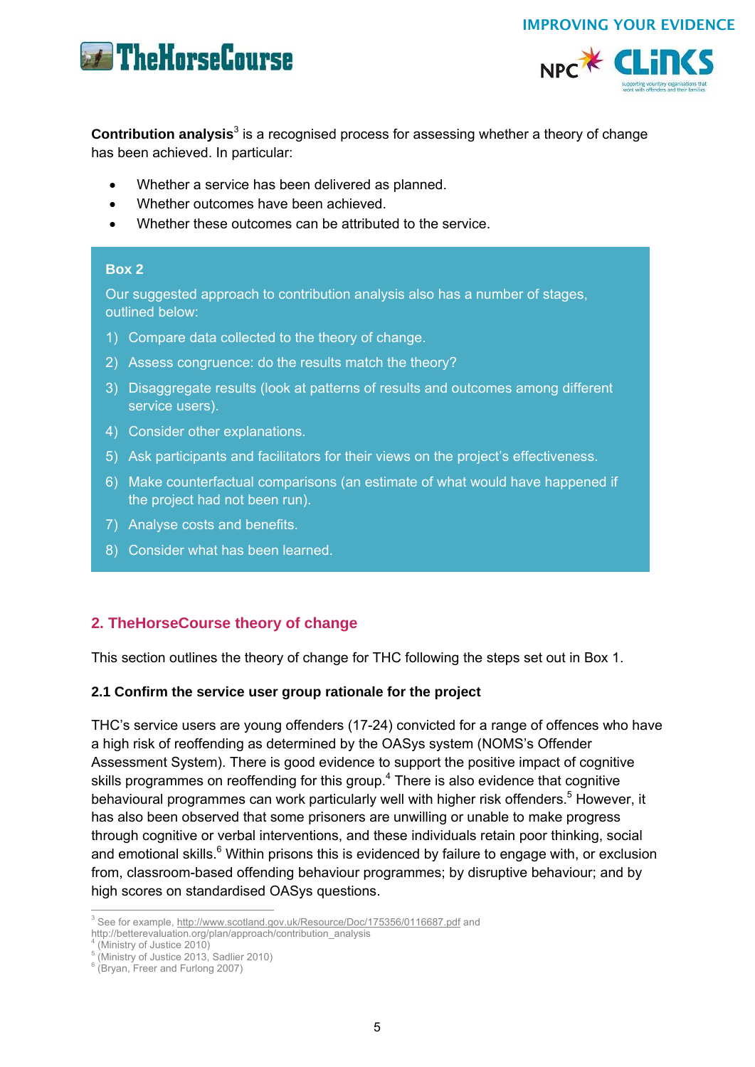**Contribution analysis**[3] is a recognised process for assessing whether a theory of change has been achieved. In particular:

- Whether a service has been delivered as planned.
- Whether outcomes have been achieved.
- Whether these outcomes can be attributed to the service.

**Box 2**

Our suggested approach to contribution analysis also has a number of stages, outlined below:

1) Compare data collected to the theory of change.
2) Assess congruence: do the results match the theory?
3) Disaggregate results (look at patterns of results and outcomes among different service users).
4) Consider other explanations.
5) Ask participants and facilitators for their views on the project's effectiveness.
6) Make counterfactual comparisons (an estimate of what would have happened if the project had not been run).
7) Analyse costs and benefits.
8) Consider what has been learned.

## 2. TheHorseCourse theory of change

This section outlines the theory of change for THC following the steps set out in Box 1.

### 2.1 Confirm the service user group rationale for the project

THC's service users are young offenders (17-24) convicted for a range of offences who have a high risk of reoffending as determined by the OASys system (NOMS's Offender Assessment System). There is good evidence to support the positive impact of cognitive skills programmes on reoffending for this group.[4] There is also evidence that cognitive behavioural programmes can work particularly well with higher risk offenders.[5] However, it has also been observed that some prisoners are unwilling or unable to make progress through cognitive or verbal interventions, and these individuals retain poor thinking, social and emotional skills.[6] Within prisons this is evidenced by failure to engage with, or exclusion from, classroom-based offending behaviour programmes; by disruptive behaviour; and by high scores on standardised OASys questions.

---

[3] See for example, http://www.scotland.gov.uk/Resource/Doc/175356/0116687.pdf and http://betterevaluation.org/plan/approach/contribution_analysis

[4] (Ministry of Justice 2010)

[5] (Ministry of Justice 2013, Sadlier 2010)

[6] (Bryan, Freer and Furlong 2007)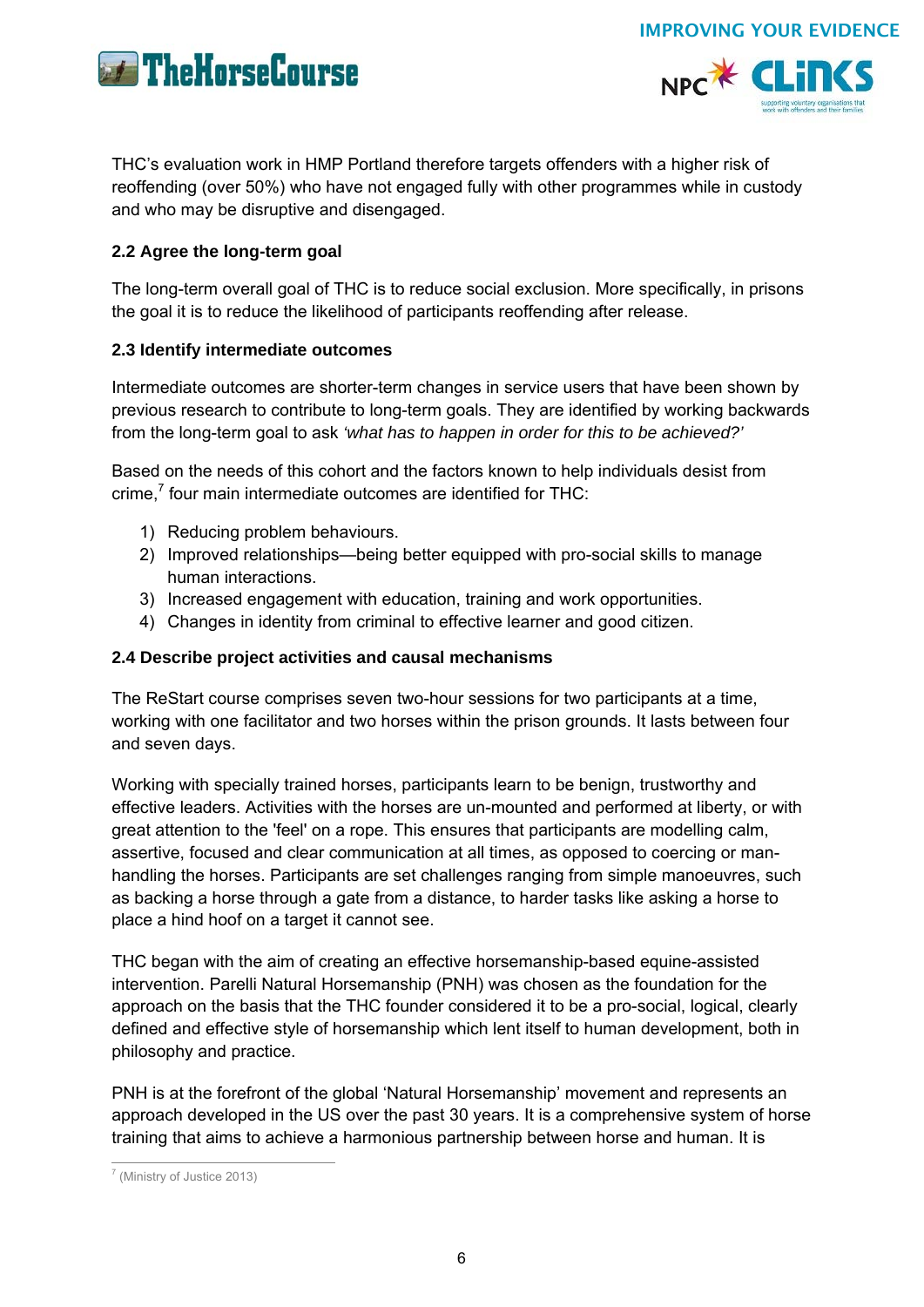THC's evaluation work in HMP Portland therefore targets offenders with a higher risk of reoffending (over 50%) who have not engaged fully with other programmes while in custody and who may be disruptive and disengaged.

### 2.2 Agree the long-term goal

The long-term overall goal of THC is to reduce social exclusion. More specifically, in prisons the goal it is to reduce the likelihood of participants reoffending after release.

### 2.3 Identify intermediate outcomes

Intermediate outcomes are shorter-term changes in service users that have been shown by previous research to contribute to long-term goals. They are identified by working backwards from the long-term goal to ask *'what has to happen in order for this to be achieved?'*

Based on the needs of this cohort and the factors known to help individuals desist from crime,[7] four main intermediate outcomes are identified for THC:

1) Reducing problem behaviours.
2) Improved relationships—being better equipped with pro-social skills to manage human interactions.
3) Increased engagement with education, training and work opportunities.
4) Changes in identity from criminal to effective learner and good citizen.

### 2.4 Describe project activities and causal mechanisms

The ReStart course comprises seven two-hour sessions for two participants at a time, working with one facilitator and two horses within the prison grounds. It lasts between four and seven days.

Working with specially trained horses, participants learn to be benign, trustworthy and effective leaders. Activities with the horses are un-mounted and performed at liberty, or with great attention to the 'feel' on a rope. This ensures that participants are modelling calm, assertive, focused and clear communication at all times, as opposed to coercing or man-handling the horses. Participants are set challenges ranging from simple manoeuvres, such as backing a horse through a gate from a distance, to harder tasks like asking a horse to place a hind hoof on a target it cannot see.

THC began with the aim of creating an effective horsemanship-based equine-assisted intervention. Parelli Natural Horsemanship (PNH) was chosen as the foundation for the approach on the basis that the THC founder considered it to be a pro-social, logical, clearly defined and effective style of horsemanship which lent itself to human development, both in philosophy and practice.

PNH is at the forefront of the global 'Natural Horsemanship' movement and represents an approach developed in the US over the past 30 years. It is a comprehensive system of horse training that aims to achieve a harmonious partnership between horse and human. It is

[7] (Ministry of Justice 2013)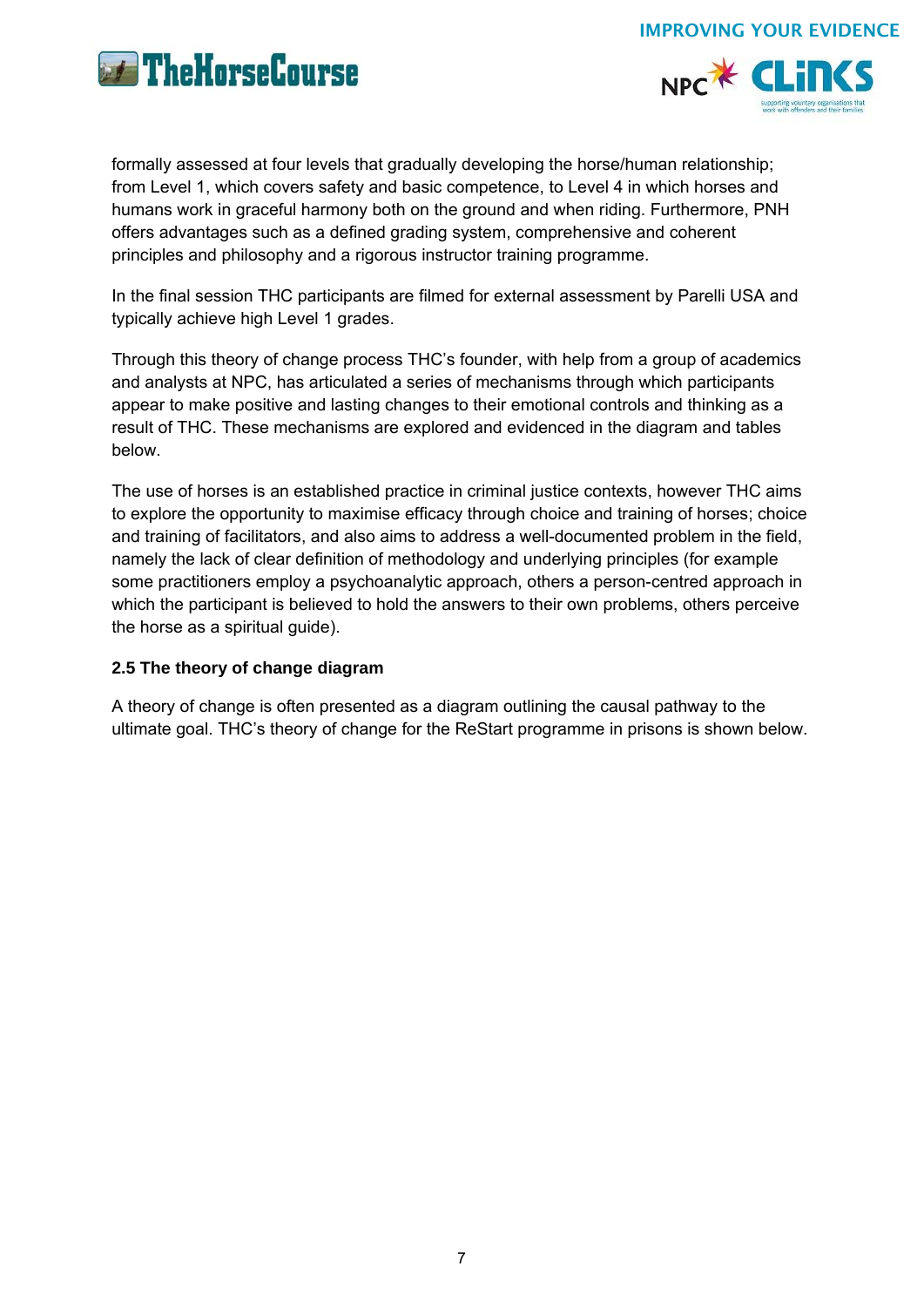formally assessed at four levels that gradually developing the horse/human relationship; from Level 1, which covers safety and basic competence, to Level 4 in which horses and humans work in graceful harmony both on the ground and when riding. Furthermore, PNH offers advantages such as a defined grading system, comprehensive and coherent principles and philosophy and a rigorous instructor training programme.

In the final session THC participants are filmed for external assessment by Parelli USA and typically achieve high Level 1 grades.

Through this theory of change process THC's founder, with help from a group of academics and analysts at NPC, has articulated a series of mechanisms through which participants appear to make positive and lasting changes to their emotional controls and thinking as a result of THC. These mechanisms are explored and evidenced in the diagram and tables below.

The use of horses is an established practice in criminal justice contexts, however THC aims to explore the opportunity to maximise efficacy through choice and training of horses; choice and training of facilitators, and also aims to address a well-documented problem in the field, namely the lack of clear definition of methodology and underlying principles (for example some practitioners employ a psychoanalytic approach, others a person-centred approach in which the participant is believed to hold the answers to their own problems, others perceive the horse as a spiritual guide).

### 2.5 The theory of change diagram

A theory of change is often presented as a diagram outlining the causal pathway to the ultimate goal. THC's theory of change for the ReStart programme in prisons is shown below.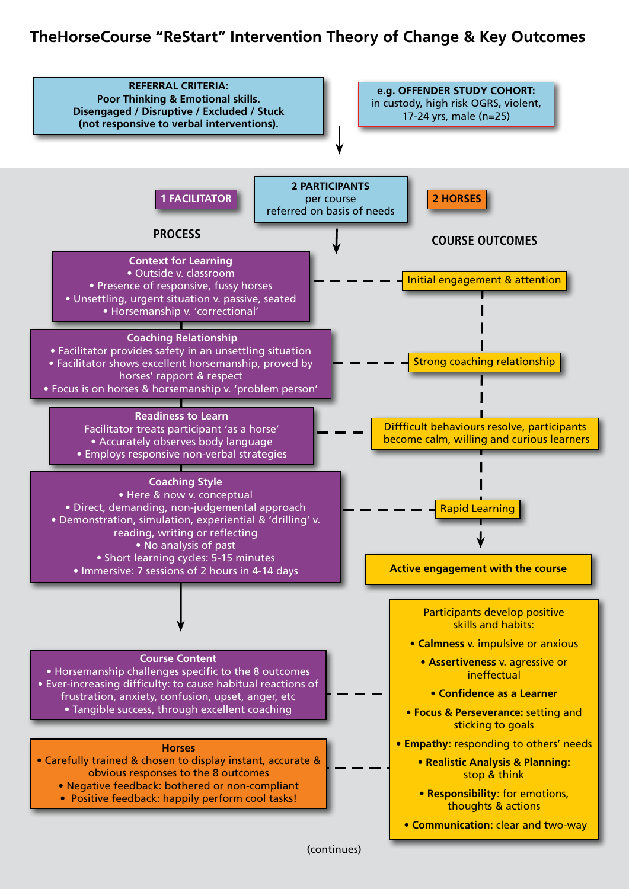# TheHorseCourse "ReStart" Intervention Theory of Change & Key Outcomes

**REFERRAL CRITERIA:**
Poor Thinking & Emotional skills.
Disengaged / Disruptive / Excluded / Stuck
(not responsive to verbal interventions).

**e.g. OFFENDER STUDY COHORT:**
in custody, high risk OGRS, violent, 17-24 yrs, male (n=25)

**1 FACILITATOR**

**2 PARTICIPANTS**
per course
referred on basis of needs

**2 HORSES**

## PROCESS

**Context for Learning**
- Outside v. classroom
- Presence of responsive, fussy horses
- Unsettling, urgent situation v. passive, seated
- Horsemanship v. 'correctional'

**Coaching Relationship**
- Facilitator provides safety in an unsettling situation
- Facilitator shows excellent horsemanship, proved by horses' rapport & respect
- Focus is on horses & horsemanship v. 'problem person'

**Readiness to Learn**
Facilitator treats participant 'as a horse'
- Accurately observes body language
- Employs responsive non-verbal strategies

**Coaching Style**
- Here & now v. conceptual
- Direct, demanding, non-judgemental approach
- Demonstration, simulation, experiential & 'drilling' v. reading, writing or reflecting
- No analysis of past
- Short learning cycles: 5-15 minutes
- Immersive: 7 sessions of 2 hours in 4-14 days

**Course Content**
- Horsemanship challenges specific to the 8 outcomes
- Ever-increasing difficulty: to cause habitual reactions of frustration, anxiety, confusion, upset, anger, etc
- Tangible success, through excellent coaching

**Horses**
- Carefully trained & chosen to display instant, accurate & obvious responses to the 8 outcomes
- Negative feedback: bothered or non-compliant
- Positive feedback: happily perform cool tasks!

## COURSE OUTCOMES

- Initial engagement & attention
- Strong coaching relationship
- Diffficult behaviours resolve, participants become calm, willing and curious learners
- Rapid Learning

**Active engagement with the course**

Participants develop positive skills and habits:
- **Calmness** v. impulsive or anxious
- **Assertiveness** v. agressive or ineffectual
- **Confidence as a Learner**
- **Focus & Perseverance:** setting and sticking to goals
- **Empathy:** responding to others' needs
- **Realistic Analysis & Planning:** stop & think
- **Responsibility:** for emotions, thoughts & actions
- **Communication:** clear and two-way

(continues)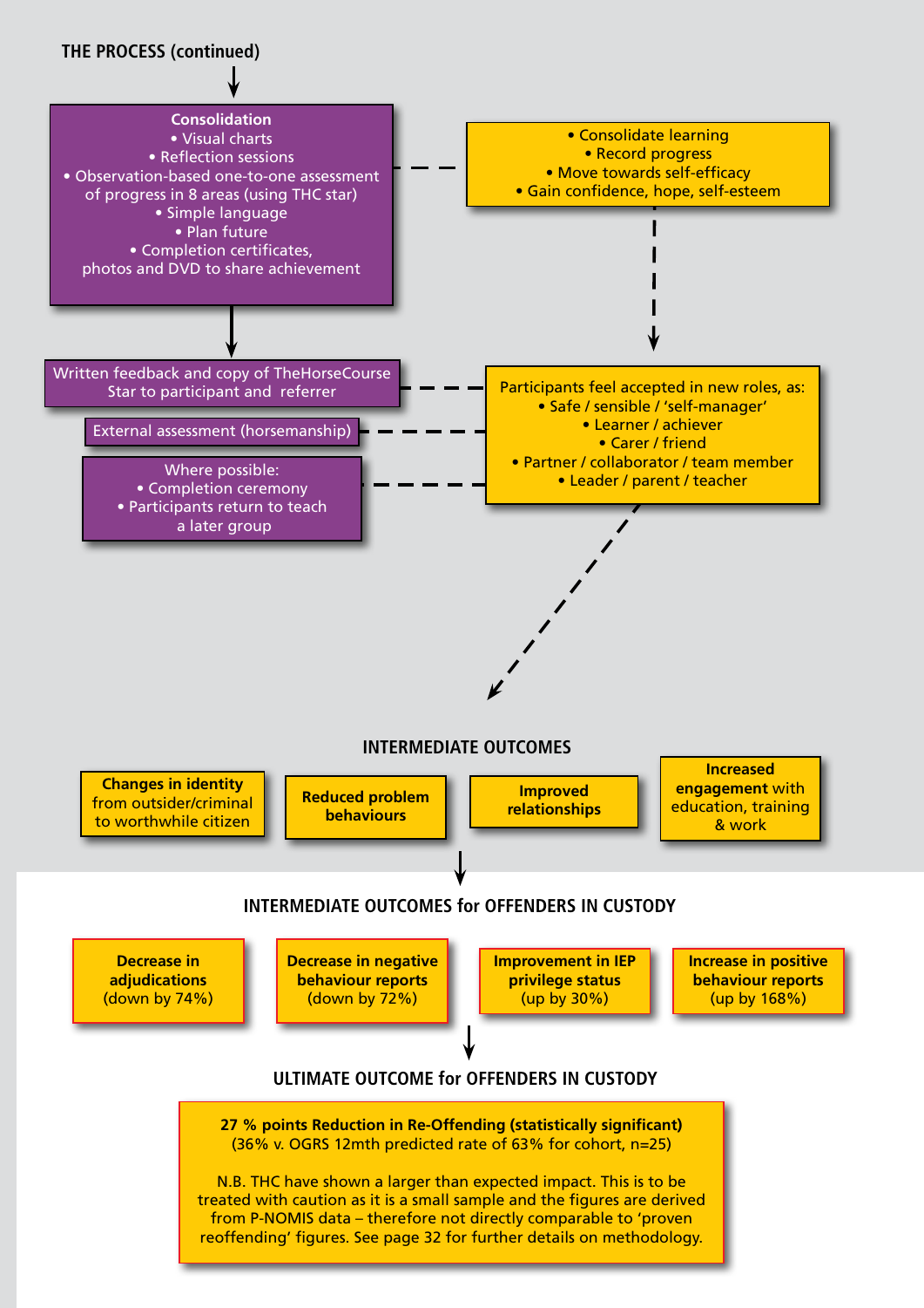## THE PROCESS (continued)

**Consolidation**
- Visual charts
- Reflection sessions
- Observation-based one-to-one assessment of progress in 8 areas (using THC star)
- Simple language
- Plan future
- Completion certificates, photos and DVD to share achievement

- Consolidate learning
- Record progress
- Move towards self-efficacy
- Gain confidence, hope, self-esteem

Written feedback and copy of TheHorseCourse Star to participant and referrer

External assessment (horsemanship)

Where possible:
- Completion ceremony
- Participants return to teach a later group

Participants feel accepted in new roles, as:
- Safe / sensible / 'self-manager'
- Learner / achiever
- Carer / friend
- Partner / collaborator / team member
- Leader / parent / teacher

## INTERMEDIATE OUTCOMES

**Changes in identity** from outsider/criminal to worthwhile citizen

**Reduced problem behaviours**

**Improved relationships**

**Increased engagement** with education, training & work

## INTERMEDIATE OUTCOMES for OFFENDERS IN CUSTODY

**Decrease in adjudications** (down by 74%)

**Decrease in negative behaviour reports** (down by 72%)

**Improvement in IEP privilege status** (up by 30%)

**Increase in positive behaviour reports** (up by 168%)

## ULTIMATE OUTCOME for OFFENDERS IN CUSTODY

**27 % points Reduction in Re-Offending (statistically significant)**
(36% v. OGRS 12mth predicted rate of 63% for cohort, n=25)

N.B. THC have shown a larger than expected impact. This is to be treated with caution as it is a small sample and the figures are derived from P-NOMIS data – therefore not directly comparable to 'proven reoffending' figures. See page 32 for further details on methodology.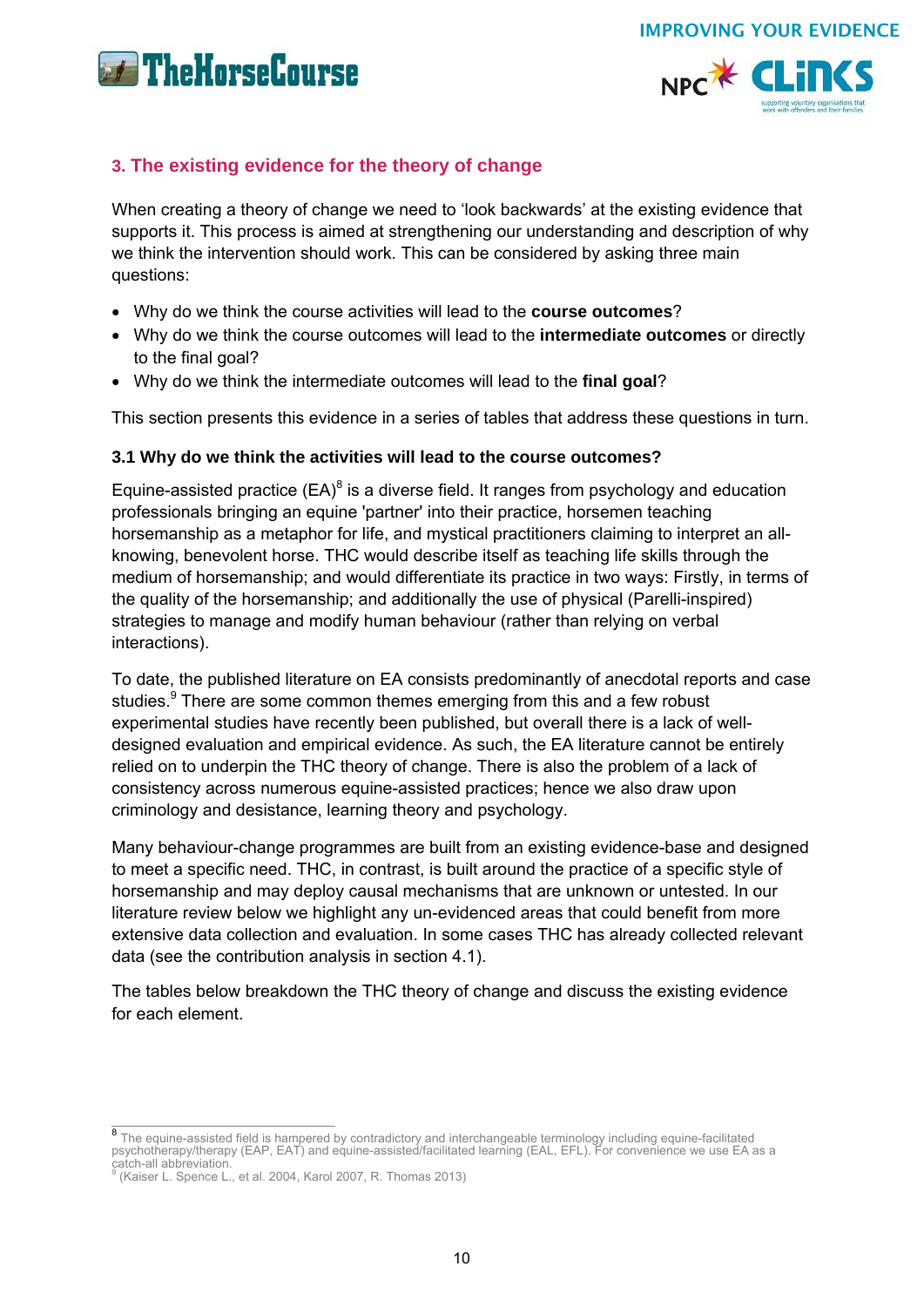## 3. The existing evidence for the theory of change

When creating a theory of change we need to 'look backwards' at the existing evidence that supports it. This process is aimed at strengthening our understanding and description of why we think the intervention should work. This can be considered by asking three main questions:

- Why do we think the course activities will lead to the **course outcomes**?
- Why do we think the course outcomes will lead to the **intermediate outcomes** or directly to the final goal?
- Why do we think the intermediate outcomes will lead to the **final goal**?

This section presents this evidence in a series of tables that address these questions in turn.

### 3.1 Why do we think the activities will lead to the course outcomes?

Equine-assisted practice (EA)[8] is a diverse field. It ranges from psychology and education professionals bringing an equine 'partner' into their practice, horsemen teaching horsemanship as a metaphor for life, and mystical practitioners claiming to interpret an all-knowing, benevolent horse. THC would describe itself as teaching life skills through the medium of horsemanship; and would differentiate its practice in two ways: Firstly, in terms of the quality of the horsemanship; and additionally the use of physical (Parelli-inspired) strategies to manage and modify human behaviour (rather than relying on verbal interactions).

To date, the published literature on EA consists predominantly of anecdotal reports and case studies.[9] There are some common themes emerging from this and a few robust experimental studies have recently been published, but overall there is a lack of well-designed evaluation and empirical evidence. As such, the EA literature cannot be entirely relied on to underpin the THC theory of change. There is also the problem of a lack of consistency across numerous equine-assisted practices; hence we also draw upon criminology and desistance, learning theory and psychology.

Many behaviour-change programmes are built from an existing evidence-base and designed to meet a specific need. THC, in contrast, is built around the practice of a specific style of horsemanship and may deploy causal mechanisms that are unknown or untested. In our literature review below we highlight any un-evidenced areas that could benefit from more extensive data collection and evaluation. In some cases THC has already collected relevant data (see the contribution analysis in section 4.1).

The tables below breakdown the THC theory of change and discuss the existing evidence for each element.

---

[8] The equine-assisted field is hampered by contradictory and interchangeable terminology including equine-facilitated psychotherapy/therapy (EAP, EAT) and equine-assisted/facilitated learning (EAL, EFL). For convenience we use EA as a catch-all abbreviation.

[9] (Kaiser L. Spence L., et al. 2004, Karol 2007, R. Thomas 2013)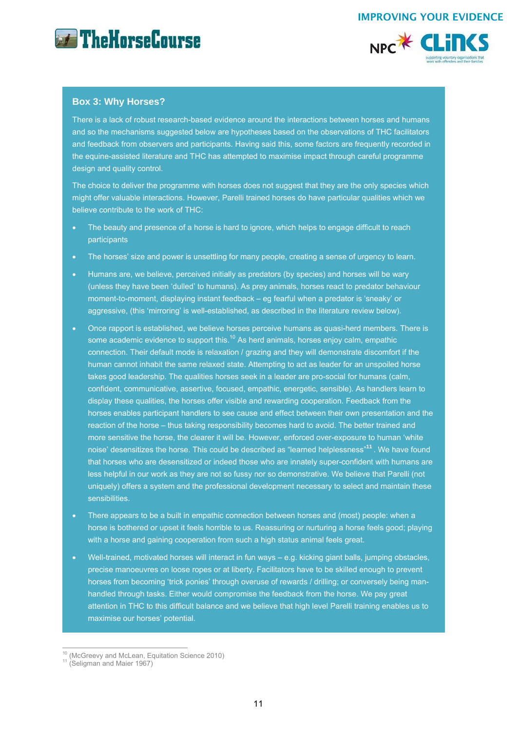### Box 3: Why Horses?

There is a lack of robust research-based evidence around the interactions between horses and humans and so the mechanisms suggested below are hypotheses based on the observations of THC facilitators and feedback from observers and participants. Having said this, some factors are frequently recorded in the equine-assisted literature and THC has attempted to maximise impact through careful programme design and quality control.

The choice to deliver the programme with horses does not suggest that they are the only species which might offer valuable interactions. However, Parelli trained horses do have particular qualities which we believe contribute to the work of THC:

- The beauty and presence of a horse is hard to ignore, which helps to engage difficult to reach participants
- The horses' size and power is unsettling for many people, creating a sense of urgency to learn.
- Humans are, we believe, perceived initially as predators (by species) and horses will be wary (unless they have been 'dulled' to humans). As prey animals, horses react to predator behaviour moment-to-moment, displaying instant feedback – eg fearful when a predator is 'sneaky' or aggressive, (this 'mirroring' is well-established, as described in the literature review below).
- Once rapport is established, we believe horses perceive humans as quasi-herd members. There is some academic evidence to support this.[10] As herd animals, horses enjoy calm, empathic connection. Their default mode is relaxation / grazing and they will demonstrate discomfort if the human cannot inhabit the same relaxed state. Attempting to act as leader for an unspoiled horse takes good leadership. The qualities horses seek in a leader are pro-social for humans (calm, confident, communicative, assertive, focused, empathic, energetic, sensible). As handlers learn to display these qualities, the horses offer visible and rewarding cooperation. Feedback from the horses enables participant handlers to see cause and effect between their own presentation and the reaction of the horse – thus taking responsibility becomes hard to avoid. The better trained and more sensitive the horse, the clearer it will be. However, enforced over-exposure to human 'white noise' desensitizes the horse. This could be described as "learned helplessness"[11]. We have found that horses who are desensitized or indeed those who are innately super-confident with humans are less helpful in our work as they are not so fussy nor so demonstrative. We believe that Parelli (not uniquely) offers a system and the professional development necessary to select and maintain these sensibilities.
- There appears to be a built in empathic connection between horses and (most) people: when a horse is bothered or upset it feels horrible to us. Reassuring or nurturing a horse feels good; playing with a horse and gaining cooperation from such a high status animal feels great.
- Well-trained, motivated horses will interact in fun ways – e.g. kicking giant balls, jumping obstacles, precise manoeuvres on loose ropes or at liberty. Facilitators have to be skilled enough to prevent horses from becoming 'trick ponies' through overuse of rewards / drilling; or conversely being man-handled through tasks. Either would compromise the feedback from the horse. We pay great attention in THC to this difficult balance and we believe that high level Parelli training enables us to maximise our horses' potential.

---

[10] (McGreevy and McLean, Equitation Science 2010)
[11] (Seligman and Maier 1967)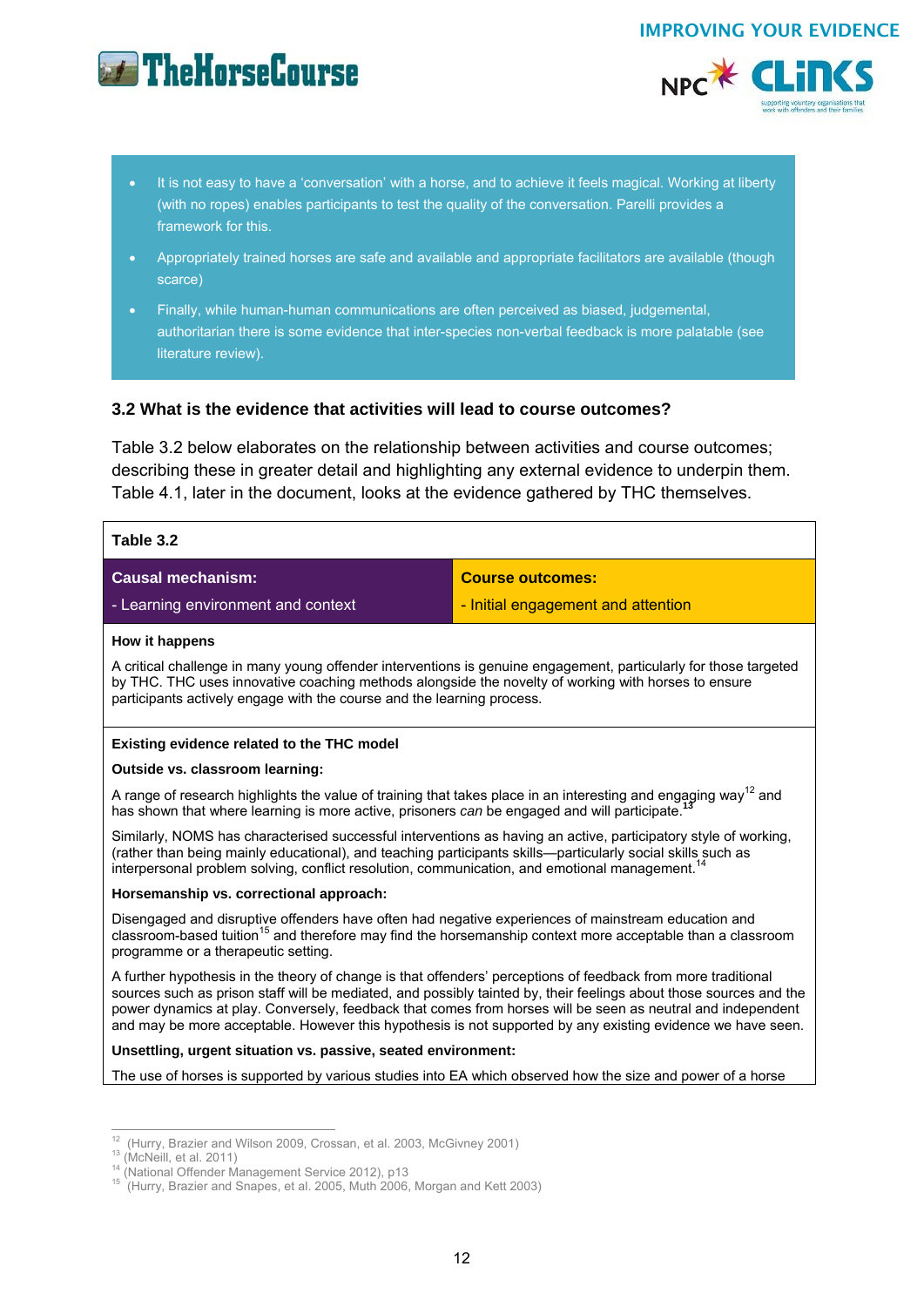- It is not easy to have a 'conversation' with a horse, and to achieve it feels magical. Working at liberty (with no ropes) enables participants to test the quality of the conversation. Parelli provides a framework for this.
- Appropriately trained horses are safe and available and appropriate facilitators are available (though scarce)
- Finally, while human-human communications are often perceived as biased, judgemental, authoritarian there is some evidence that inter-species non-verbal feedback is more palatable (see literature review).

### 3.2 What is the evidence that activities will lead to course outcomes?

Table 3.2 below elaborates on the relationship between activities and course outcomes; describing these in greater detail and highlighting any external evidence to underpin them. Table 4.1, later in the document, looks at the evidence gathered by THC themselves.

**Table 3.2**

| **Causal mechanism:** - Learning environment and context | **Course outcomes:** - Initial engagement and attention |
|---|---|

**How it happens**

A critical challenge in many young offender interventions is genuine engagement, particularly for those targeted by THC. THC uses innovative coaching methods alongside the novelty of working with horses to ensure participants actively engage with the course and the learning process.

**Existing evidence related to the THC model**

**Outside vs. classroom learning:**

A range of research highlights the value of training that takes place in an interesting and engaging way[12] and has shown that where learning is more active, prisoners *can* be engaged and will participate.[13]

Similarly, NOMS has characterised successful interventions as having an active, participatory style of working, (rather than being mainly educational), and teaching participants skills—particularly social skills such as interpersonal problem solving, conflict resolution, communication, and emotional management.[14]

**Horsemanship vs. correctional approach:**

Disengaged and disruptive offenders have often had negative experiences of mainstream education and classroom-based tuition[15] and therefore may find the horsemanship context more acceptable than a classroom programme or a therapeutic setting.

A further hypothesis in the theory of change is that offenders' perceptions of feedback from more traditional sources such as prison staff will be mediated, and possibly tainted by, their feelings about those sources and the power dynamics at play. Conversely, feedback that comes from horses will be seen as neutral and independent and may be more acceptable. However this hypothesis is not supported by any existing evidence we have seen.

**Unsettling, urgent situation vs. passive, seated environment:**

The use of horses is supported by various studies into EA which observed how the size and power of a horse

---

[12] (Hurry, Brazier and Wilson 2009, Crossan, et al. 2003, McGivney 2001)
[13] (McNeill, et al. 2011)
[14] (National Offender Management Service 2012), p13
[15] (Hurry, Brazier and Snapes, et al. 2005, Muth 2006, Morgan and Kett 2003)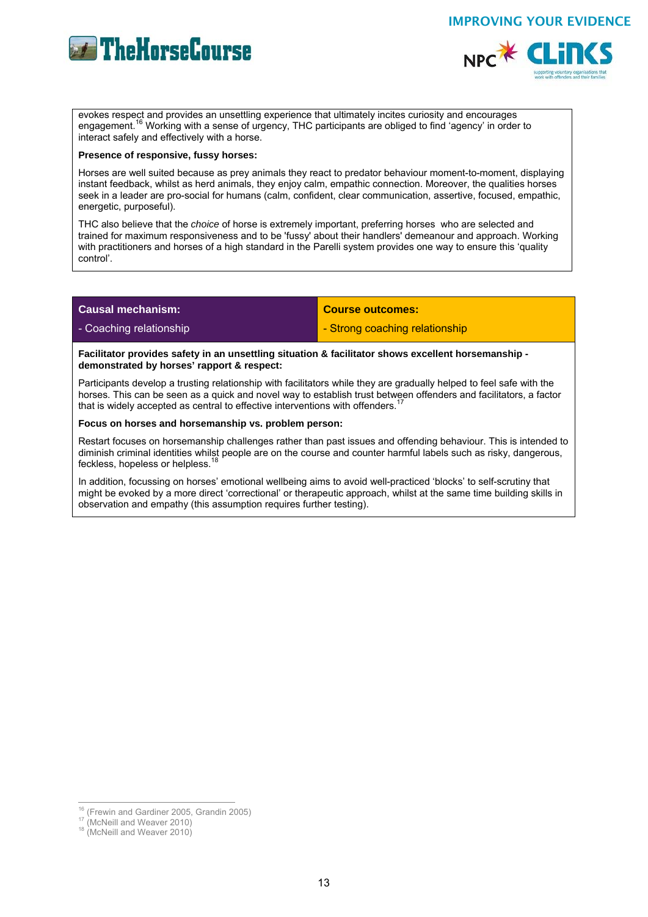evokes respect and provides an unsettling experience that ultimately incites curiosity and encourages engagement.[16] Working with a sense of urgency, THC participants are obliged to find 'agency' in order to interact safely and effectively with a horse.

**Presence of responsive, fussy horses:**

Horses are well suited because as prey animals they react to predator behaviour moment-to-moment, displaying instant feedback, whilst as herd animals, they enjoy calm, empathic connection. Moreover, the qualities horses seek in a leader are pro-social for humans (calm, confident, clear communication, assertive, focused, empathic, energetic, purposeful).

THC also believe that the *choice* of horse is extremely important, preferring horses who are selected and trained for maximum responsiveness and to be 'fussy' about their handlers' demeanour and approach. Working with practitioners and horses of a high standard in the Parelli system provides one way to ensure this 'quality control'.

| **Causal mechanism:** | **Course outcomes:** |
| --- | --- |
| - Coaching relationship | - Strong coaching relationship |

**Facilitator provides safety in an unsettling situation & facilitator shows excellent horsemanship - demonstrated by horses' rapport & respect:**

Participants develop a trusting relationship with facilitators while they are gradually helped to feel safe with the horses. This can be seen as a quick and novel way to establish trust between offenders and facilitators, a factor that is widely accepted as central to effective interventions with offenders.[17]

**Focus on horses and horsemanship vs. problem person:**

Restart focuses on horsemanship challenges rather than past issues and offending behaviour. This is intended to diminish criminal identities whilst people are on the course and counter harmful labels such as risky, dangerous, feckless, hopeless or helpless.[18]

In addition, focussing on horses' emotional wellbeing aims to avoid well-practiced 'blocks' to self-scrutiny that might be evoked by a more direct 'correctional' or therapeutic approach, whilst at the same time building skills in observation and empathy (this assumption requires further testing).

[16] (Frewin and Gardiner 2005, Grandin 2005)
[17] (McNeill and Weaver 2010)
[18] (McNeill and Weaver 2010)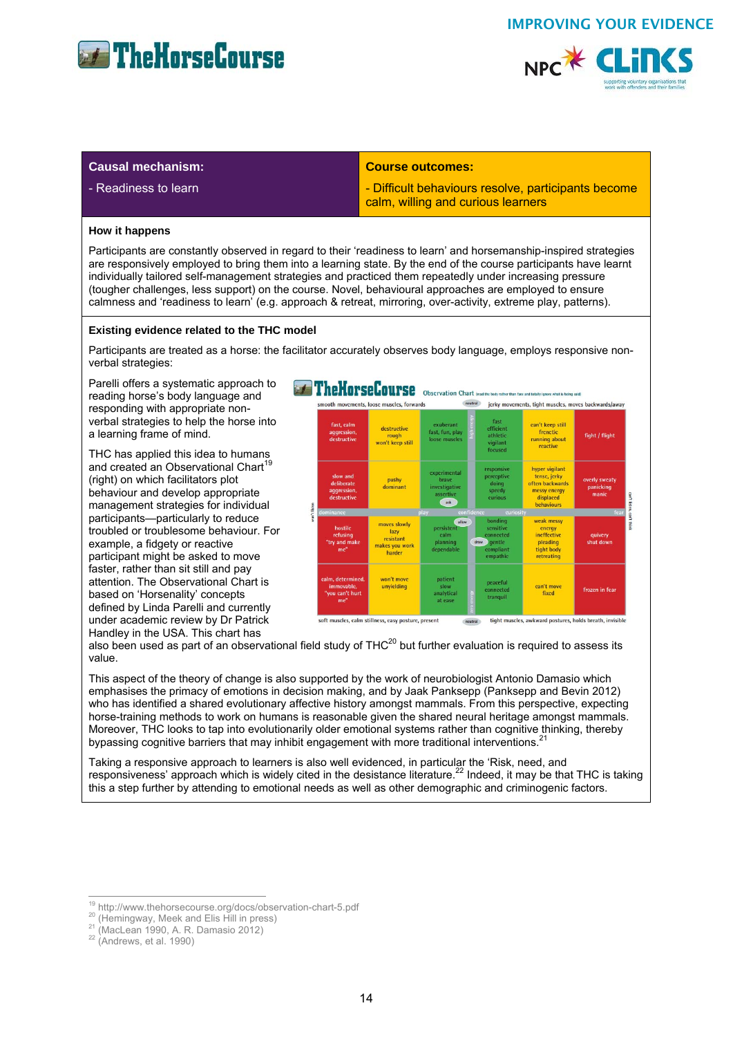| Causal mechanism: | Course outcomes: |
|---|---|
| - Readiness to learn | - Difficult behaviours resolve, participants become calm, willing and curious learners |

**How it happens**

Participants are constantly observed in regard to their 'readiness to learn' and horsemanship-inspired strategies are responsively employed to bring them into a learning state. By the end of the course participants have learnt individually tailored self-management strategies and practiced them repeatedly under increasing pressure (tougher challenges, less support) on the course. Novel, behavioural approaches are employed to ensure calmness and 'readiness to learn' (e.g. approach & retreat, mirroring, over-activity, extreme play, patterns).

**Existing evidence related to the THC model**

Participants are treated as a horse: the facilitator accurately observes body language, employs responsive non-verbal strategies:

Parelli offers a systematic approach to reading horse's body language and responding with appropriate non-verbal strategies to help the horse into a learning frame of mind.

THC has applied this idea to humans and created an Observational Chart[19] (right) on which facilitators plot behaviour and develop appropriate management strategies for individual participants—particularly to reduce troubled or troublesome behaviour. For example, a fidgety or reactive participant might be asked to move faster, rather than sit still and pay attention. The Observational Chart is based on 'Horsenality' concepts defined by Linda Parelli and currently under academic review by Dr Patrick Handley in the USA. This chart has also been used as part of an observational field study of THC[20] but further evaluation is required to assess its value.

**TheHorseCourse** Observation Chart

| smooth movements, loose muscles, forwards | | | | jerky movements, tight muscles, moves backwards/away | |
|---|---|---|---|---|---|
| fast, calm aggression, destructive | destructive rough won't keep still | exuberant fast, fun, play loose muscles | fast efficient athletic vigilant focused | can't keep still frenetic running about reactive | fight / flight |
| slow and deliberate aggression, destructive | pushy dominant | experimental brave investigative assertive | responsive perceptive doing speedy curious | hyper vigilant tense, jerky often backwards messy energy displaced behaviours | overly sweaty panicking manic |
| dominance | | play / confidence | curiosity | | fear |
| hostile refusing "try and make me" | moves slowly lazy resistant makes you work harder | persistent calm planning dependable | bonding sensitive connected gentle compliant empathic | weak messy energy ineffective pleading tight body retreating | quivery shut down |
| calm, determined, immovable, "you can't hurt me" | won't move unyielding | patient slow analytical at ease | peaceful connected tranquil | can't move fixed | frozen in fear |
| soft muscles, calm stillness, easy posture, present | | | | tight muscles, awkward postures, holds breath, invisible | |

This aspect of the theory of change is also supported by the work of neurobiologist Antonio Damasio which emphasises the primacy of emotions in decision making, and by Jaak Panksepp (Panksepp and Bevin 2012) who has identified a shared evolutionary affective history amongst mammals. From this perspective, expecting horse-training methods to work on humans is reasonable given the shared neural heritage amongst mammals. Moreover, THC looks to tap into evolutionarily older emotional systems rather than cognitive thinking, thereby bypassing cognitive barriers that may inhibit engagement with more traditional interventions.[21]

Taking a responsive approach to learners is also well evidenced, in particular the 'Risk, need, and responsiveness' approach which is widely cited in the desistance literature.[22] Indeed, it may be that THC is taking this a step further by attending to emotional needs as well as other demographic and criminogenic factors.

---

[19] http://www.thehorsecourse.org/docs/observation-chart-5.pdf
[20] (Hemingway, Meek and Elis Hill in press)
[21] (MacLean 1990, A. R. Damasio 2012)
[22] (Andrews, et al. 1990)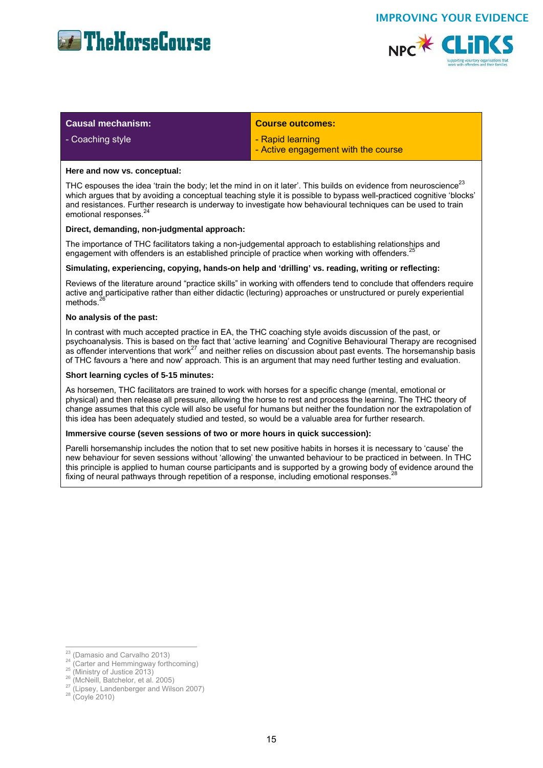| Causal mechanism: | Course outcomes: |
| --- | --- |
| - Coaching style | - Rapid learning<br>- Active engagement with the course |

**Here and now vs. conceptual:**

THC espouses the idea 'train the body; let the mind in on it later'. This builds on evidence from neuroscience[23] which argues that by avoiding a conceptual teaching style it is possible to bypass well-practiced cognitive 'blocks' and resistances. Further research is underway to investigate how behavioural techniques can be used to train emotional responses.[24]

**Direct, demanding, non-judgmental approach:**

The importance of THC facilitators taking a non-judgemental approach to establishing relationships and engagement with offenders is an established principle of practice when working with offenders.[25]

**Simulating, experiencing, copying, hands-on help and 'drilling' vs. reading, writing or reflecting:**

Reviews of the literature around "practice skills" in working with offenders tend to conclude that offenders require active and participative rather than either didactic (lecturing) approaches or unstructured or purely experiential methods.[26]

**No analysis of the past:**

In contrast with much accepted practice in EA, the THC coaching style avoids discussion of the past, or psychoanalysis. This is based on the fact that 'active learning' and Cognitive Behavioural Therapy are recognised as offender interventions that work[27] and neither relies on discussion about past events. The horsemanship basis of THC favours a 'here and now' approach. This is an argument that may need further testing and evaluation.

**Short learning cycles of 5-15 minutes:**

As horsemen, THC facilitators are trained to work with horses for a specific change (mental, emotional or physical) and then release all pressure, allowing the horse to rest and process the learning. The THC theory of change assumes that this cycle will also be useful for humans but neither the foundation nor the extrapolation of this idea has been adequately studied and tested, so would be a valuable area for further research.

**Immersive course (seven sessions of two or more hours in quick succession):**

Parelli horsemanship includes the notion that to set new positive habits in horses it is necessary to 'cause' the new behaviour for seven sessions without 'allowing' the unwanted behaviour to be practiced in between. In THC this principle is applied to human course participants and is supported by a growing body of evidence around the fixing of neural pathways through repetition of a response, including emotional responses.[28]

---

[23] (Damasio and Carvalho 2013)
[24] (Carter and Hemmingway forthcoming)
[25] (Ministry of Justice 2013)
[26] (McNeill, Batchelor, et al. 2005)
[27] (Lipsey, Landenberger and Wilson 2007)
[28] (Coyle 2010)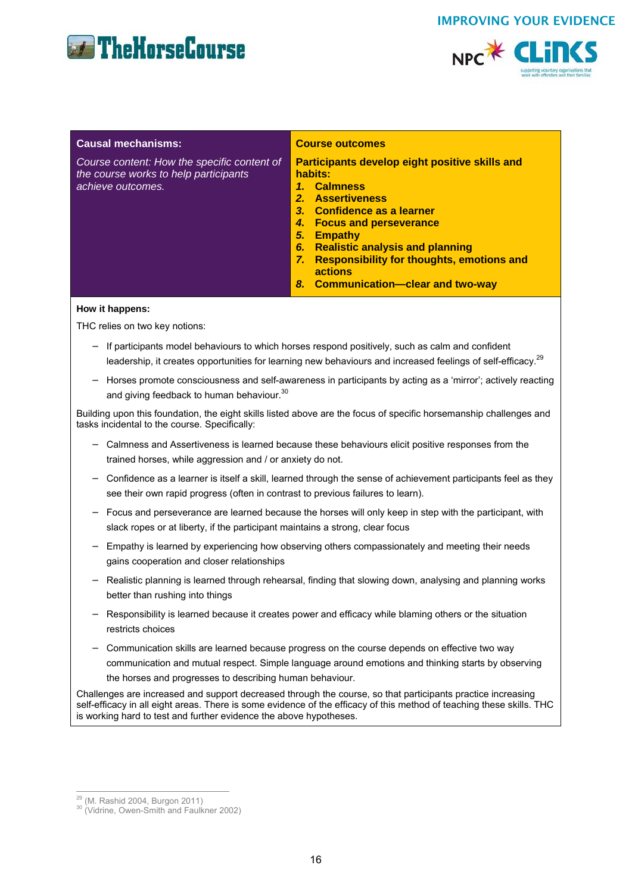| **Causal mechanisms:** *Course content: How the specific content of the course works to help participants achieve outcomes.* | **Course outcomes** **Participants develop eight positive skills and habits:** 1. Calmness 2. Assertiveness 3. Confidence as a learner 4. Focus and perseverance 5. Empathy 6. Realistic analysis and planning 7. Responsibility for thoughts, emotions and actions 8. Communication—clear and two-way |
|---|---|

**How it happens:**

THC relies on two key notions:

- If participants model behaviours to which horses respond positively, such as calm and confident leadership, it creates opportunities for learning new behaviours and increased feelings of self-efficacy.[29]
- Horses promote consciousness and self-awareness in participants by acting as a 'mirror'; actively reacting and giving feedback to human behaviour.[30]

Building upon this foundation, the eight skills listed above are the focus of specific horsemanship challenges and tasks incidental to the course. Specifically:

- Calmness and Assertiveness is learned because these behaviours elicit positive responses from the trained horses, while aggression and / or anxiety do not.
- Confidence as a learner is itself a skill, learned through the sense of achievement participants feel as they see their own rapid progress (often in contrast to previous failures to learn).
- Focus and perseverance are learned because the horses will only keep in step with the participant, with slack ropes or at liberty, if the participant maintains a strong, clear focus
- Empathy is learned by experiencing how observing others compassionately and meeting their needs gains cooperation and closer relationships
- Realistic planning is learned through rehearsal, finding that slowing down, analysing and planning works better than rushing into things
- Responsibility is learned because it creates power and efficacy while blaming others or the situation restricts choices
- Communication skills are learned because progress on the course depends on effective two way communication and mutual respect. Simple language around emotions and thinking starts by observing the horses and progresses to describing human behaviour.

Challenges are increased and support decreased through the course, so that participants practice increasing self-efficacy in all eight areas. There is some evidence of the efficacy of this method of teaching these skills. THC is working hard to test and further evidence the above hypotheses.

[29] (M. Rashid 2004, Burgon 2011)
[30] (Vidrine, Owen-Smith and Faulkner 2002)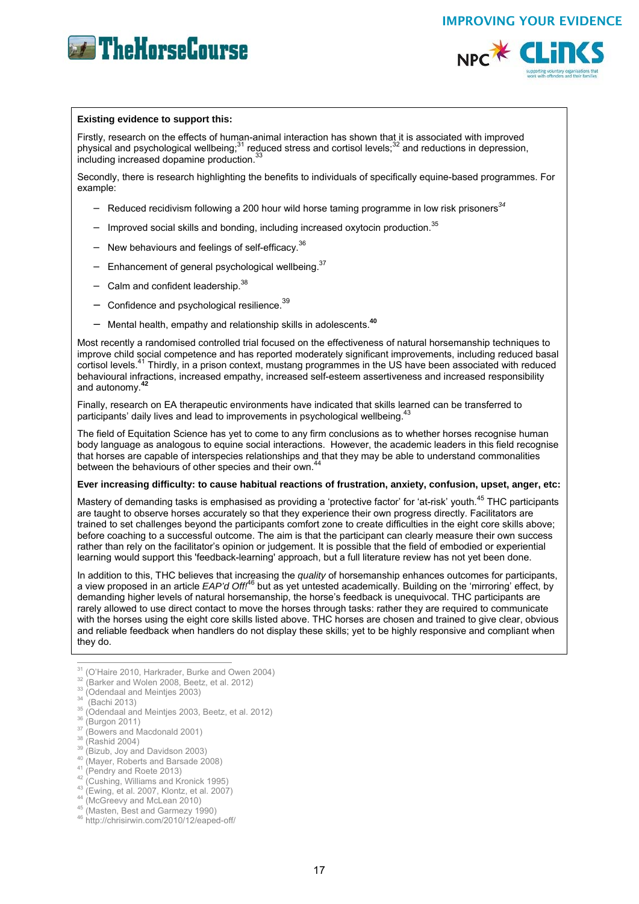**Existing evidence to support this:**

Firstly, research on the effects of human-animal interaction has shown that it is associated with improved physical and psychological wellbeing;[31] reduced stress and cortisol levels;[32] and reductions in depression, including increased dopamine production.[33]

Secondly, there is research highlighting the benefits to individuals of specifically equine-based programmes. For example:

- Reduced recidivism following a 200 hour wild horse taming programme in low risk prisoners[34]
- Improved social skills and bonding, including increased oxytocin production.[35]
- New behaviours and feelings of self-efficacy.[36]
- Enhancement of general psychological wellbeing.[37]
- Calm and confident leadership.[38]
- Confidence and psychological resilience.[39]
- Mental health, empathy and relationship skills in adolescents.[40]

Most recently a randomised controlled trial focused on the effectiveness of natural horsemanship techniques to improve child social competence and has reported moderately significant improvements, including reduced basal cortisol levels.[41] Thirdly, in a prison context, mustang programmes in the US have been associated with reduced behavioural infractions, increased empathy, increased self-esteem assertiveness and increased responsibility and autonomy.[42]

Finally, research on EA therapeutic environments have indicated that skills learned can be transferred to participants' daily lives and lead to improvements in psychological wellbeing.[43]

The field of Equitation Science has yet to come to any firm conclusions as to whether horses recognise human body language as analogous to equine social interactions. However, the academic leaders in this field recognise that horses are capable of interspecies relationships and that they may be able to understand commonalities between the behaviours of other species and their own.[44]

**Ever increasing difficulty: to cause habitual reactions of frustration, anxiety, confusion, upset, anger, etc:**

Mastery of demanding tasks is emphasised as providing a 'protective factor' for 'at-risk' youth.[45] THC participants are taught to observe horses accurately so that they experience their own progress directly. Facilitators are trained to set challenges beyond the participants comfort zone to create difficulties in the eight core skills above; before coaching to a successful outcome. The aim is that the participant can clearly measure their own success rather than rely on the facilitator's opinion or judgement. It is possible that the field of embodied or experiential learning would support this 'feedback-learning' approach, but a full literature review has not yet been done.

In addition to this, THC believes that increasing the *quality* of horsemanship enhances outcomes for participants, a view proposed in an article *EAP'd Off!*[46] but as yet untested academically. Building on the 'mirroring' effect, by demanding higher levels of natural horsemanship, the horse's feedback is unequivocal. THC participants are rarely allowed to use direct contact to move the horses through tasks: rather they are required to communicate with the horses using the eight core skills listed above. THC horses are chosen and trained to give clear, obvious and reliable feedback when handlers do not display these skills; yet to be highly responsive and compliant when they do.

---

[31] (O'Haire 2010, Harkrader, Burke and Owen 2004)
[32] (Barker and Wolen 2008, Beetz, et al. 2012)
[33] (Odendaal and Meintjes 2003)
[34] (Bachi 2013)
[35] (Odendaal and Meintjes 2003, Beetz, et al. 2012)
[36] (Burgon 2011)
[37] (Bowers and Macdonald 2001)
[38] (Rashid 2004)
[39] (Bizub, Joy and Davidson 2003)
[40] (Mayer, Roberts and Barsade 2008)
[41] (Pendry and Roete 2013)
[42] (Cushing, Williams and Kronick 1995)
[43] (Ewing, et al. 2007, Klontz, et al. 2007)
[44] (McGreevy and McLean 2010)
[45] (Masten, Best and Garmezy 1990)
[46] http://chrisirwin.com/2010/12/eaped-off/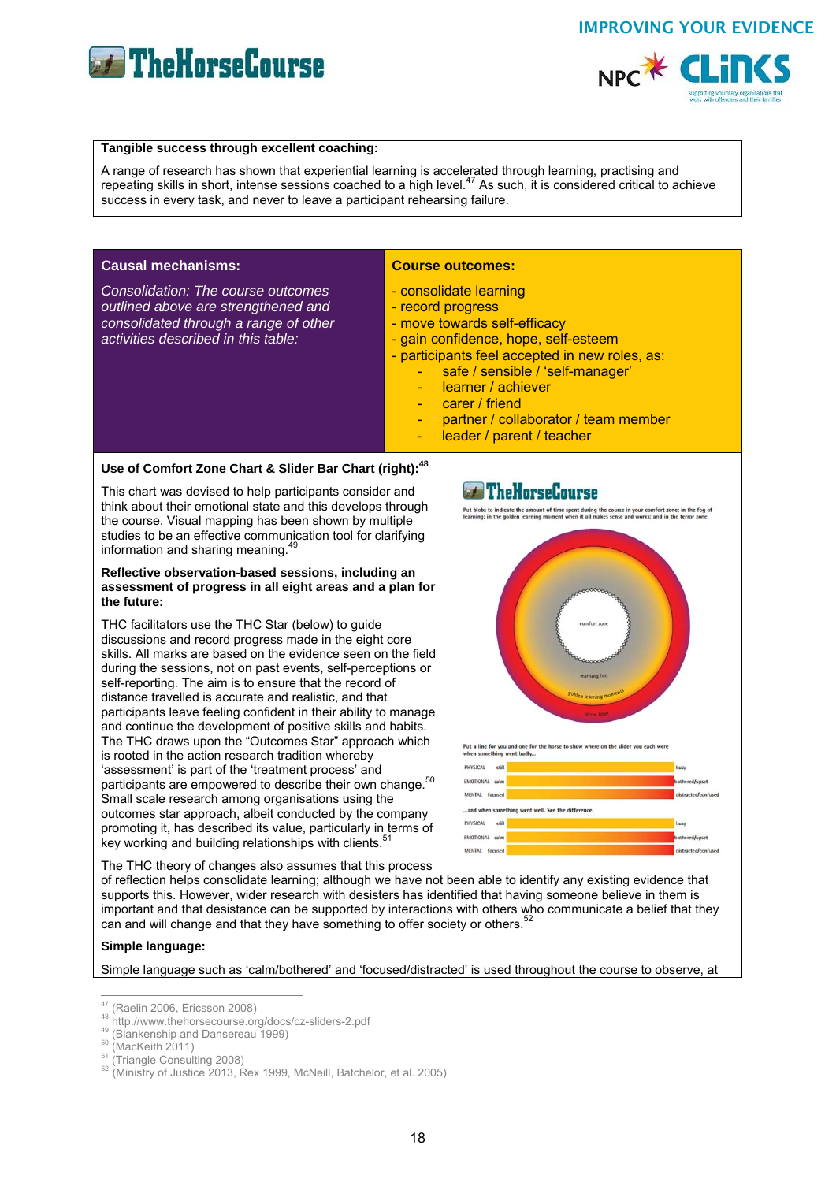**Tangible success through excellent coaching:**

A range of research has shown that experiential learning is accelerated through learning, practising and repeating skills in short, intense sessions coached to a high level.[47] As such, it is considered critical to achieve success in every task, and never to leave a participant rehearsing failure.

| Causal mechanisms: | Course outcomes: |
|---|---|
| *Consolidation: The course outcomes outlined above are strengthened and consolidated through a range of other activities described in this table:* | - consolidate learning<br>- record progress<br>- move towards self-efficacy<br>- gain confidence, hope, self-esteem<br>- participants feel accepted in new roles, as:<br>&nbsp;&nbsp;- safe / sensible / 'self-manager'<br>&nbsp;&nbsp;- learner / achiever<br>&nbsp;&nbsp;- carer / friend<br>&nbsp;&nbsp;- partner / collaborator / team member<br>&nbsp;&nbsp;- leader / parent / teacher |

**Use of Comfort Zone Chart & Slider Bar Chart (right):**[48]

This chart was devised to help participants consider and think about their emotional state and this develops through the course. Visual mapping has been shown by multiple studies to be an effective communication tool for clarifying information and sharing meaning.[49]

**Reflective observation-based sessions, including an assessment of progress in all eight areas and a plan for the future:**

THC facilitators use the THC Star (below) to guide discussions and record progress made in the eight core skills. All marks are based on the evidence seen on the field during the sessions, not on past events, self-perceptions or self-reporting. The aim is to ensure that the record of distance travelled is accurate and realistic, and that participants leave feeling confident in their ability to manage and continue the development of positive skills and habits. The THC draws upon the "Outcomes Star" approach which is rooted in the action research tradition whereby 'assessment' is part of the 'treatment process' and participants are empowered to describe their own change.[50] Small scale research among organisations using the outcomes star approach, albeit conducted by the company promoting it, has described its value, particularly in terms of key working and building relationships with clients.[51]

The THC theory of changes also assumes that this process of reflection helps consolidate learning; although we have not been able to identify any existing evidence that supports this. However, wider research with desisters has identified that having someone believe in them is important and that desistance can be supported by interactions with others who communicate a belief that they can and will change and that they have something to offer society or others.[52]

**Simple language:**

Simple language such as 'calm/bothered' and 'focused/distracted' is used throughout the course to observe, at

---

[47] (Raelin 2006, Ericsson 2008)
[48] http://www.thehorsecourse.org/docs/cz-sliders-2.pdf
[49] (Blankenship and Dansereau 1999)
[50] (MacKeith 2011)
[51] (Triangle Consulting 2008)
[52] (Ministry of Justice 2013, Rex 1999, McNeill, Batchelor, et al. 2005)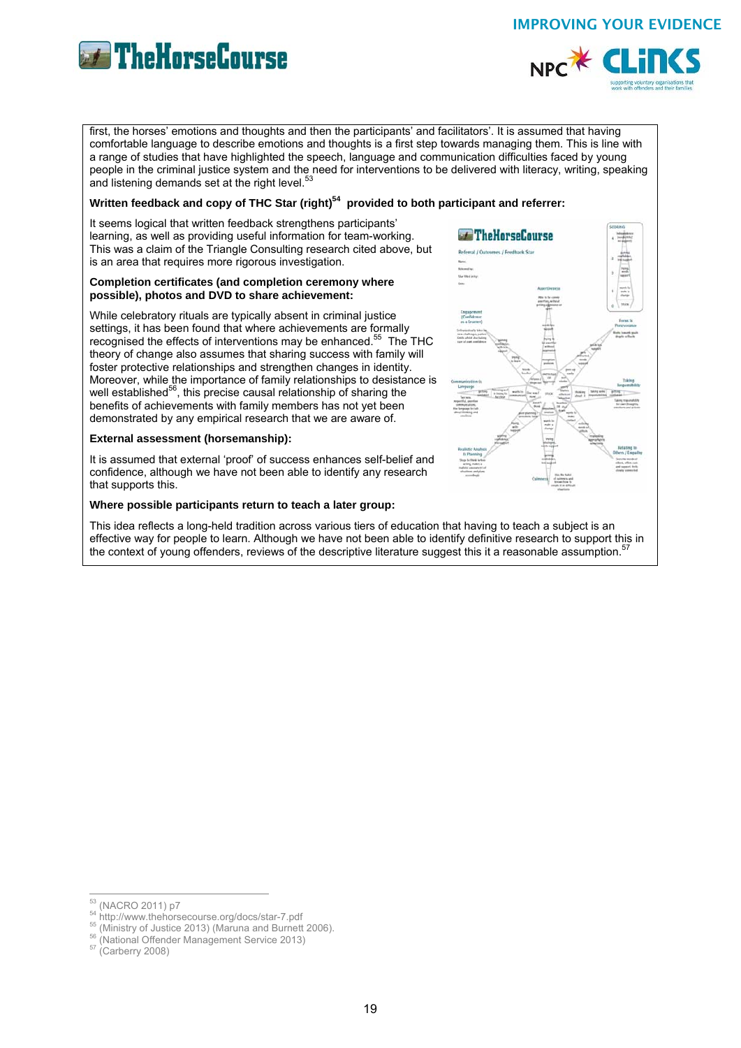first, the horses' emotions and thoughts and then the participants' and facilitators'. It is assumed that having comfortable language to describe emotions and thoughts is a first step towards managing them. This is line with a range of studies that have highlighted the speech, language and communication difficulties faced by young people in the criminal justice system and the need for interventions to be delivered with literacy, writing, speaking and listening demands set at the right level.[53]

**Written feedback and copy of THC Star (right)[54] provided to both participant and referrer:**

It seems logical that written feedback strengthens participants' learning, as well as providing useful information for team-working. This was a claim of the Triangle Consulting research cited above, but is an area that requires more rigorous investigation.

**Completion certificates (and completion ceremony where possible), photos and DVD to share achievement:**

While celebratory rituals are typically absent in criminal justice settings, it has been found that where achievements are formally recognised the effects of interventions may be enhanced.[55] The THC theory of change also assumes that sharing success with family will foster protective relationships and strengthen changes in identity. Moreover, while the importance of family relationships to desistance is well established[56], this precise causal relationship of sharing the benefits of achievements with family members has not yet been demonstrated by any empirical research that we are aware of.

**External assessment (horsemanship):**

It is assumed that external 'proof' of success enhances self-belief and confidence, although we have not been able to identify any research that supports this.

**Where possible participants return to teach a later group:**

This idea reflects a long-held tradition across various tiers of education that having to teach a subject is an effective way for people to learn. Although we have not been able to identify definitive research to support this in the context of young offenders, reviews of the descriptive literature suggest this it a reasonable assumption.[57]

---

[53] (NACRO 2011) p7

[54] http://www.thehorsecourse.org/docs/star-7.pdf

[55] (Ministry of Justice 2013) (Maruna and Burnett 2006).

[56] (National Offender Management Service 2013)

[57] (Carberry 2008)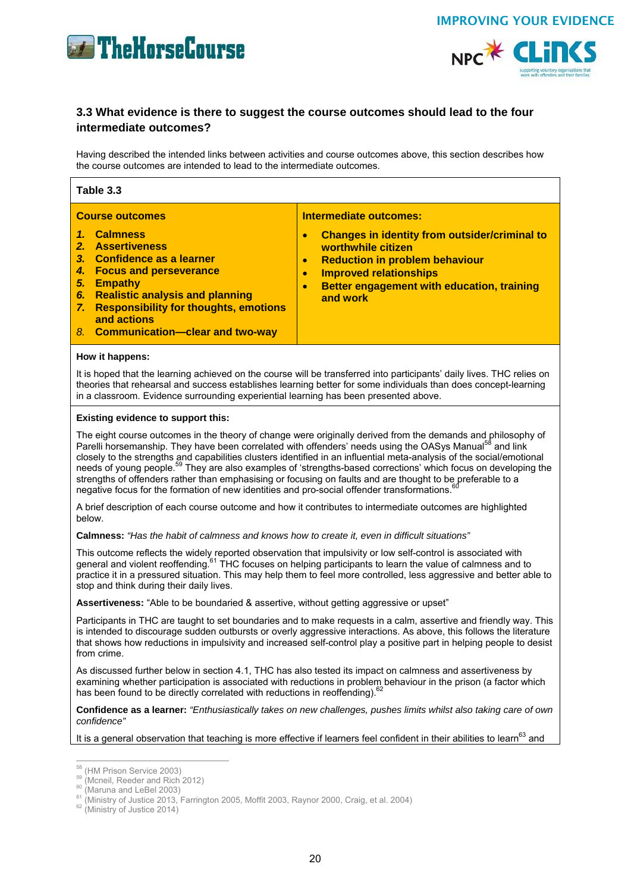### 3.3 What evidence is there to suggest the course outcomes should lead to the four intermediate outcomes?

Having described the intended links between activities and course outcomes above, this section describes how the course outcomes are intended to lead to the intermediate outcomes.

**Table 3.3**

| **Course outcomes** | **Intermediate outcomes:** |
|---|---|
| ***1.*** **Calmness**<br>***2.*** **Assertiveness**<br>***3.*** **Confidence as a learner**<br>***4.*** **Focus and perseverance**<br>***5.*** **Empathy**<br>***6.*** **Realistic analysis and planning**<br>***7.*** **Responsibility for thoughts, emotions and actions**<br>*8.* **Communication—clear and two-way** | • **Changes in identity from outsider/criminal to worthwhile citizen**<br>• **Reduction in problem behaviour**<br>• **Improved relationships**<br>• **Better engagement with education, training and work** |

**How it happens:**

It is hoped that the learning achieved on the course will be transferred into participants' daily lives. THC relies on theories that rehearsal and success establishes learning better for some individuals than does concept-learning in a classroom. Evidence surrounding experiential learning has been presented above.

**Existing evidence to support this:**

The eight course outcomes in the theory of change were originally derived from the demands and philosophy of Parelli horsemanship. They have been correlated with offenders' needs using the OASys Manual[58] and link closely to the strengths and capabilities clusters identified in an influential meta-analysis of the social/emotional needs of young people.[59] They are also examples of 'strengths-based corrections' which focus on developing the strengths of offenders rather than emphasising or focusing on faults and are thought to be preferable to a negative focus for the formation of new identities and pro-social offender transformations.[60]

A brief description of each course outcome and how it contributes to intermediate outcomes are highlighted below.

**Calmness:** *"Has the habit of calmness and knows how to create it, even in difficult situations"*

This outcome reflects the widely reported observation that impulsivity or low self-control is associated with general and violent reoffending.[61] THC focuses on helping participants to learn the value of calmness and to practice it in a pressured situation. This may help them to feel more controlled, less aggressive and better able to stop and think during their daily lives.

**Assertiveness:** "Able to be boundaried & assertive, without getting aggressive or upset"

Participants in THC are taught to set boundaries and to make requests in a calm, assertive and friendly way. This is intended to discourage sudden outbursts or overly aggressive interactions. As above, this follows the literature that shows how reductions in impulsivity and increased self-control play a positive part in helping people to desist from crime.

As discussed further below in section 4.1, THC has also tested its impact on calmness and assertiveness by examining whether participation is associated with reductions in problem behaviour in the prison (a factor which has been found to be directly correlated with reductions in reoffending).[62]

**Confidence as a learner:** *"Enthusiastically takes on new challenges, pushes limits whilst also taking care of own confidence"*

It is a general observation that teaching is more effective if learners feel confident in their abilities to learn[63] and

---

[58] (HM Prison Service 2003)
[59] (Mcneil, Reeder and Rich 2012)
[60] (Maruna and LeBel 2003)
[61] (Ministry of Justice 2013, Farrington 2005, Moffit 2003, Raynor 2000, Craig, et al. 2004)
[62] (Ministry of Justice 2014)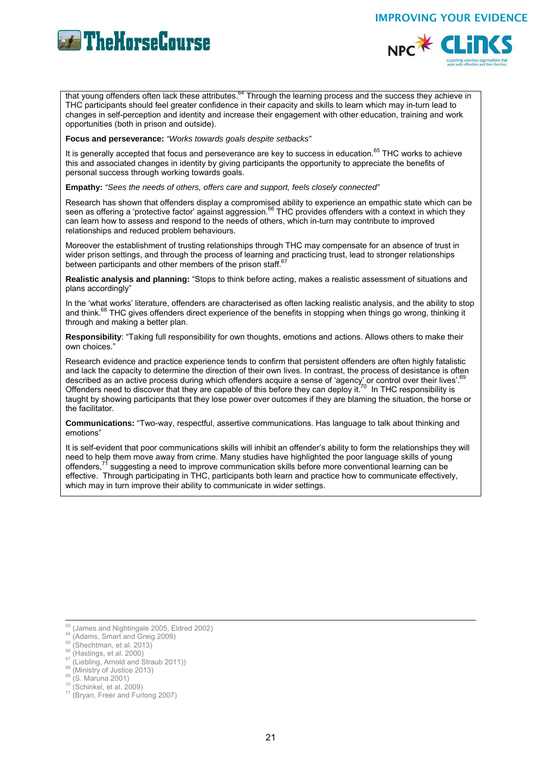that young offenders often lack these attributes.[64] Through the learning process and the success they achieve in THC participants should feel greater confidence in their capacity and skills to learn which may in-turn lead to changes in self-perception and identity and increase their engagement with other education, training and work opportunities (both in prison and outside).

**Focus and perseverance:** *"Works towards goals despite setbacks"*

It is generally accepted that focus and perseverance are key to success in education.[65] THC works to achieve this and associated changes in identity by giving participants the opportunity to appreciate the benefits of personal success through working towards goals.

**Empathy:** *"Sees the needs of others, offers care and support, feels closely connected"*

Research has shown that offenders display a compromised ability to experience an empathic state which can be seen as offering a 'protective factor' against aggression.[66] THC provides offenders with a context in which they can learn how to assess and respond to the needs of others, which in-turn may contribute to improved relationships and reduced problem behaviours.

Moreover the establishment of trusting relationships through THC may compensate for an absence of trust in wider prison settings, and through the process of learning and practicing trust, lead to stronger relationships between participants and other members of the prison staff.[67]

**Realistic analysis and planning:** "Stops to think before acting, makes a realistic assessment of situations and plans accordingly"

In the 'what works' literature, offenders are characterised as often lacking realistic analysis, and the ability to stop and think.[68] THC gives offenders direct experience of the benefits in stopping when things go wrong, thinking it through and making a better plan.

**Responsibility**: "Taking full responsibility for own thoughts, emotions and actions. Allows others to make their own choices."

Research evidence and practice experience tends to confirm that persistent offenders are often highly fatalistic and lack the capacity to determine the direction of their own lives. In contrast, the process of desistance is often described as an active process during which offenders acquire a sense of 'agency' or control over their lives'.[69] Offenders need to discover that they are capable of this before they can deploy it.[70] In THC responsibility is taught by showing participants that they lose power over outcomes if they are blaming the situation, the horse or the facilitator.

**Communications:** "Two-way, respectful, assertive communications. Has language to talk about thinking and emotions"

It is self-evident that poor communications skills will inhibit an offender's ability to form the relationships they will need to help them move away from crime. Many studies have highlighted the poor language skills of young offenders,[71] suggesting a need to improve communication skills before more conventional learning can be effective. Through participating in THC, participants both learn and practice how to communicate effectively, which may in turn improve their ability to communicate in wider settings.

---

[63] (James and Nightingale 2005, Eldred 2002)
[64] (Adams, Smart and Greig 2009)
[65] (Shechtman, et al. 2013)
[66] (Hastings, et al. 2000)
[67] (Liebling, Arnold and Straub 2011))
[68] (Ministry of Justice 2013)
[69] (S. Maruna 2001)
[70] (Schinkel, et al. 2009)
[71] (Bryan, Freer and Furlong 2007)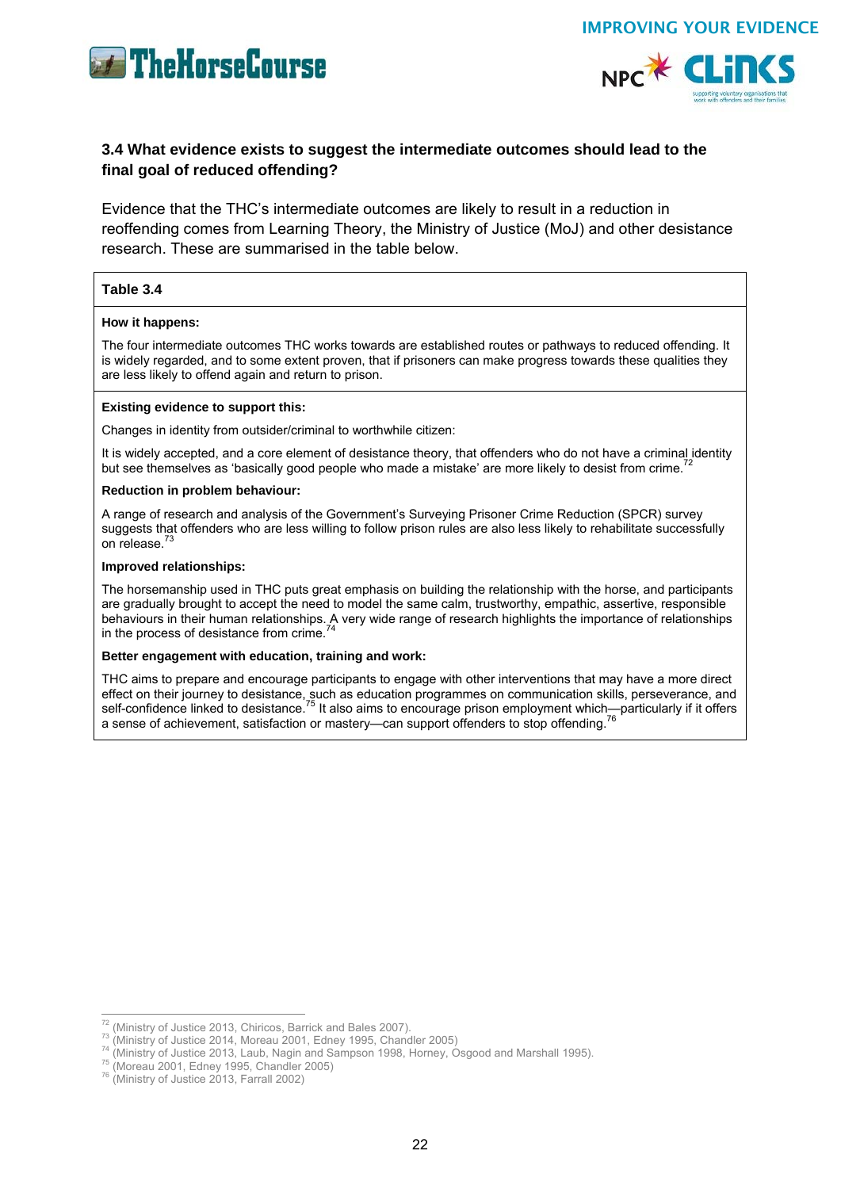### 3.4 What evidence exists to suggest the intermediate outcomes should lead to the final goal of reduced offending?

Evidence that the THC's intermediate outcomes are likely to result in a reduction in reoffending comes from Learning Theory, the Ministry of Justice (MoJ) and other desistance research. These are summarised in the table below.

**Table 3.4**

**How it happens:**

The four intermediate outcomes THC works towards are established routes or pathways to reduced offending. It is widely regarded, and to some extent proven, that if prisoners can make progress towards these qualities they are less likely to offend again and return to prison.

**Existing evidence to support this:**

Changes in identity from outsider/criminal to worthwhile citizen:

It is widely accepted, and a core element of desistance theory, that offenders who do not have a criminal identity but see themselves as 'basically good people who made a mistake' are more likely to desist from crime.[72]

**Reduction in problem behaviour:**

A range of research and analysis of the Government's Surveying Prisoner Crime Reduction (SPCR) survey suggests that offenders who are less willing to follow prison rules are also less likely to rehabilitate successfully on release.[73]

**Improved relationships:**

The horsemanship used in THC puts great emphasis on building the relationship with the horse, and participants are gradually brought to accept the need to model the same calm, trustworthy, empathic, assertive, responsible behaviours in their human relationships. A very wide range of research highlights the importance of relationships in the process of desistance from crime.[74]

**Better engagement with education, training and work:**

THC aims to prepare and encourage participants to engage with other interventions that may have a more direct effect on their journey to desistance, such as education programmes on communication skills, perseverance, and self-confidence linked to desistance.[75] It also aims to encourage prison employment which—particularly if it offers a sense of achievement, satisfaction or mastery—can support offenders to stop offending.[76]

---

[72] (Ministry of Justice 2013, Chiricos, Barrick and Bales 2007).

[73] (Ministry of Justice 2014, Moreau 2001, Edney 1995, Chandler 2005)

[74] (Ministry of Justice 2013, Laub, Nagin and Sampson 1998, Horney, Osgood and Marshall 1995).

[75] (Moreau 2001, Edney 1995, Chandler 2005)

[76] (Ministry of Justice 2013, Farrall 2002)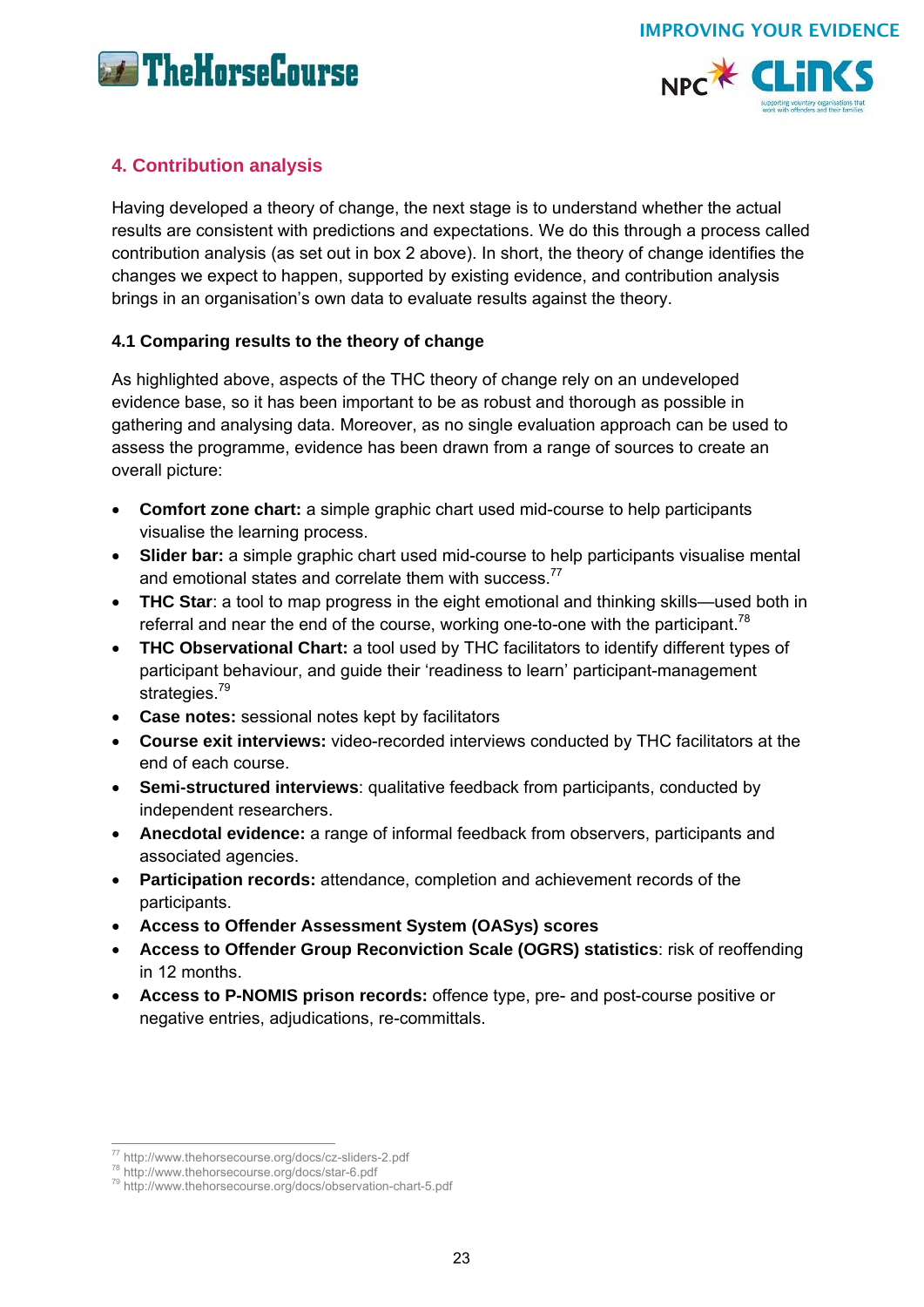## 4. Contribution analysis

Having developed a theory of change, the next stage is to understand whether the actual results are consistent with predictions and expectations. We do this through a process called contribution analysis (as set out in box 2 above). In short, the theory of change identifies the changes we expect to happen, supported by existing evidence, and contribution analysis brings in an organisation's own data to evaluate results against the theory.

### 4.1 Comparing results to the theory of change

As highlighted above, aspects of the THC theory of change rely on an undeveloped evidence base, so it has been important to be as robust and thorough as possible in gathering and analysing data. Moreover, as no single evaluation approach can be used to assess the programme, evidence has been drawn from a range of sources to create an overall picture:

- **Comfort zone chart:** a simple graphic chart used mid-course to help participants visualise the learning process.
- **Slider bar:** a simple graphic chart used mid-course to help participants visualise mental and emotional states and correlate them with success.[77]
- **THC Star**: a tool to map progress in the eight emotional and thinking skills—used both in referral and near the end of the course, working one-to-one with the participant.[78]
- **THC Observational Chart:** a tool used by THC facilitators to identify different types of participant behaviour, and guide their 'readiness to learn' participant-management strategies.[79]
- **Case notes:** sessional notes kept by facilitators
- **Course exit interviews:** video-recorded interviews conducted by THC facilitators at the end of each course.
- **Semi-structured interviews**: qualitative feedback from participants, conducted by independent researchers.
- **Anecdotal evidence:** a range of informal feedback from observers, participants and associated agencies.
- **Participation records:** attendance, completion and achievement records of the participants.
- **Access to Offender Assessment System (OASys) scores**
- **Access to Offender Group Reconviction Scale (OGRS) statistics**: risk of reoffending in 12 months.
- **Access to P-NOMIS prison records:** offence type, pre- and post-course positive or negative entries, adjudications, re-committals.

[77] http://www.thehorsecourse.org/docs/cz-sliders-2.pdf
[78] http://www.thehorsecourse.org/docs/star-6.pdf
[79] http://www.thehorsecourse.org/docs/observation-chart-5.pdf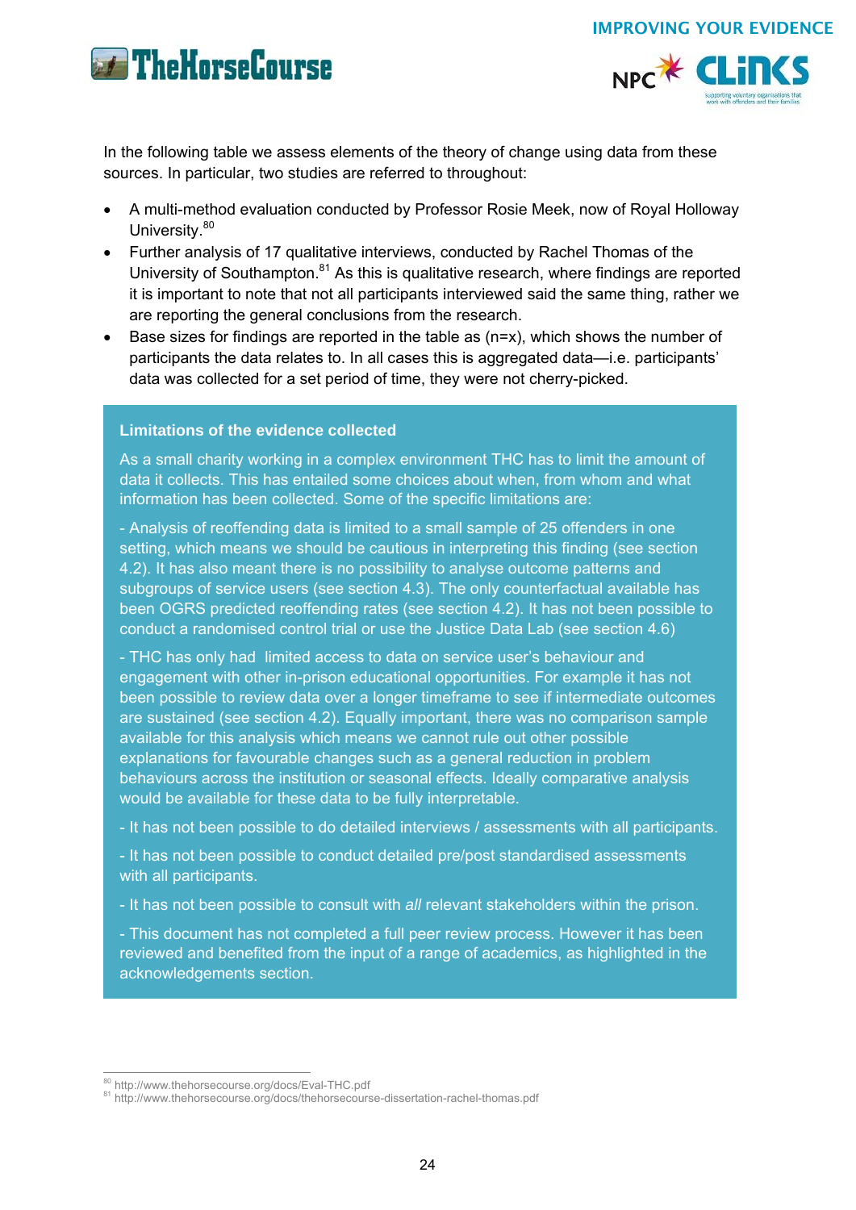In the following table we assess elements of the theory of change using data from these sources. In particular, two studies are referred to throughout:

- A multi-method evaluation conducted by Professor Rosie Meek, now of Royal Holloway University.[80]
- Further analysis of 17 qualitative interviews, conducted by Rachel Thomas of the University of Southampton.[81] As this is qualitative research, where findings are reported it is important to note that not all participants interviewed said the same thing, rather we are reporting the general conclusions from the research.
- Base sizes for findings are reported in the table as (n=x), which shows the number of participants the data relates to. In all cases this is aggregated data—i.e. participants' data was collected for a set period of time, they were not cherry-picked.

**Limitations of the evidence collected**

As a small charity working in a complex environment THC has to limit the amount of data it collects. This has entailed some choices about when, from whom and what information has been collected. Some of the specific limitations are:

- Analysis of reoffending data is limited to a small sample of 25 offenders in one setting, which means we should be cautious in interpreting this finding (see section 4.2). It has also meant there is no possibility to analyse outcome patterns and subgroups of service users (see section 4.3). The only counterfactual available has been OGRS predicted reoffending rates (see section 4.2). It has not been possible to conduct a randomised control trial or use the Justice Data Lab (see section 4.6)

- THC has only had limited access to data on service user's behaviour and engagement with other in-prison educational opportunities. For example it has not been possible to review data over a longer timeframe to see if intermediate outcomes are sustained (see section 4.2). Equally important, there was no comparison sample available for this analysis which means we cannot rule out other possible explanations for favourable changes such as a general reduction in problem behaviours across the institution or seasonal effects. Ideally comparative analysis would be available for these data to be fully interpretable.

- It has not been possible to do detailed interviews / assessments with all participants.

- It has not been possible to conduct detailed pre/post standardised assessments with all participants.

- It has not been possible to consult with *all* relevant stakeholders within the prison.

- This document has not completed a full peer review process. However it has been reviewed and benefited from the input of a range of academics, as highlighted in the acknowledgements section.

[80] http://www.thehorsecourse.org/docs/Eval-THC.pdf
[81] http://www.thehorsecourse.org/docs/thehorsecourse-dissertation-rachel-thomas.pdf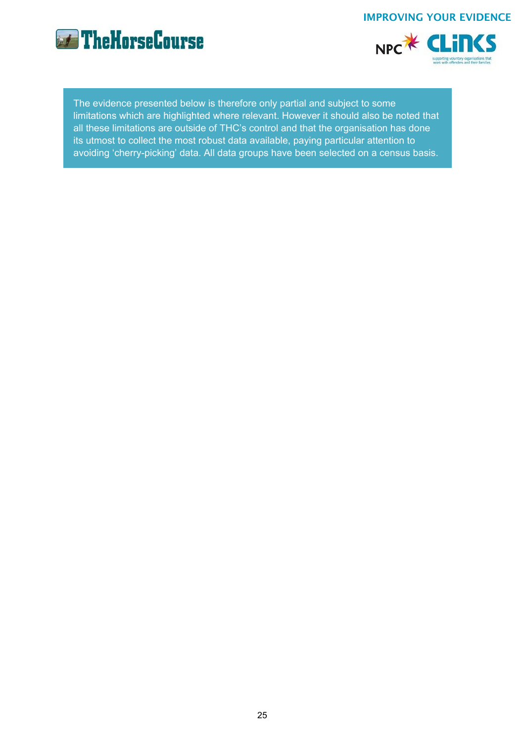The evidence presented below is therefore only partial and subject to some limitations which are highlighted where relevant. However it should also be noted that all these limitations are outside of THC's control and that the organisation has done its utmost to collect the most robust data available, paying particular attention to avoiding 'cherry-picking' data. All data groups have been selected on a census basis.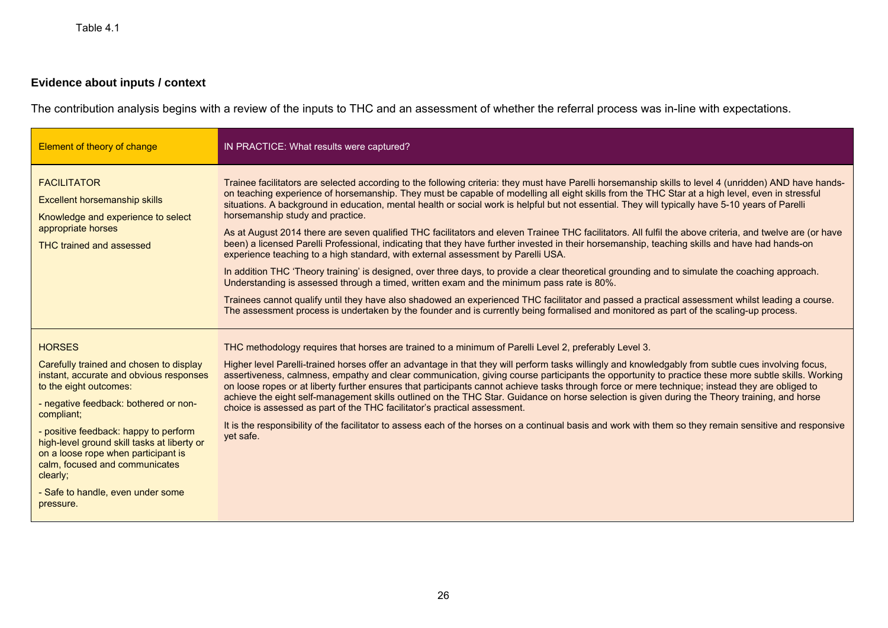Table 4.1

**Evidence about inputs / context**

The contribution analysis begins with a review of the inputs to THC and an assessment of whether the referral process was in-line with expectations.

| Element of theory of change | IN PRACTICE: What results were captured? |
| --- | --- |
| FACILITATOR<br><br>Excellent horsemanship skills<br><br>Knowledge and experience to select appropriate horses<br><br>THC trained and assessed | Trainee facilitators are selected according to the following criteria: they must have Parelli horsemanship skills to level 4 (unridden) AND have hands-on teaching experience of horsemanship. They must be capable of modelling all eight skills from the THC Star at a high level, even in stressful situations. A background in education, mental health or social work is helpful but not essential. They will typically have 5-10 years of Parelli horsemanship study and practice.<br><br>As at August 2014 there are seven qualified THC facilitators and eleven Trainee THC facilitators. All fulfil the above criteria, and twelve are (or have been) a licensed Parelli Professional, indicating that they have further invested in their horsemanship, teaching skills and have had hands-on experience teaching to a high standard, with external assessment by Parelli USA.<br><br>In addition THC 'Theory training' is designed, over three days, to provide a clear theoretical grounding and to simulate the coaching approach. Understanding is assessed through a timed, written exam and the minimum pass rate is 80%.<br><br>Trainees cannot qualify until they have also shadowed an experienced THC facilitator and passed a practical assessment whilst leading a course. The assessment process is undertaken by the founder and is currently being formalised and monitored as part of the scaling-up process. |
| HORSES<br><br>Carefully trained and chosen to display instant, accurate and obvious responses to the eight outcomes:<br><br>- negative feedback: bothered or non-compliant;<br><br>- positive feedback: happy to perform high-level ground skill tasks at liberty or on a loose rope when participant is calm, focused and communicates clearly;<br><br>- Safe to handle, even under some pressure. | THC methodology requires that horses are trained to a minimum of Parelli Level 2, preferably Level 3.<br><br>Higher level Parelli-trained horses offer an advantage in that they will perform tasks willingly and knowledgably from subtle cues involving focus, assertiveness, calmness, empathy and clear communication, giving course participants the opportunity to practice these more subtle skills. Working on loose ropes or at liberty further ensures that participants cannot achieve tasks through force or mere technique; instead they are obliged to achieve the eight self-management skills outlined on the THC Star. Guidance on horse selection is given during the Theory training, and horse choice is assessed as part of the THC facilitator's practical assessment.<br><br>It is the responsibility of the facilitator to assess each of the horses on a continual basis and work with them so they remain sensitive and responsive yet safe. |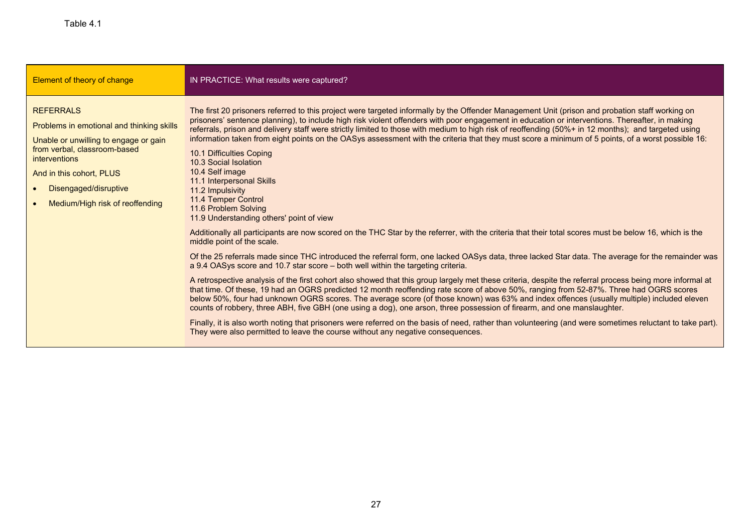Table 4.1

| Element of theory of change | IN PRACTICE: What results were captured? |
| --- | --- |
| REFERRALS<br><br>Problems in emotional and thinking skills<br><br>Unable or unwilling to engage or gain from verbal, classroom-based interventions<br><br>And in this cohort, PLUS<br><br>• Disengaged/disruptive<br><br>• Medium/High risk of reoffending | The first 20 prisoners referred to this project were targeted informally by the Offender Management Unit (prison and probation staff working on prisoners' sentence planning), to include high risk violent offenders with poor engagement in education or interventions. Thereafter, in making referrals, prison and delivery staff were strictly limited to those with medium to high risk of reoffending (50%+ in 12 months); and targeted using information taken from eight points on the OASys assessment with the criteria that they must score a minimum of 5 points, of a worst possible 16:<br><br>10.1 Difficulties Coping<br>10.3 Social Isolation<br>10.4 Self image<br>11.1 Interpersonal Skills<br>11.2 Impulsivity<br>11.4 Temper Control<br>11.6 Problem Solving<br>11.9 Understanding others' point of view<br><br>Additionally all participants are now scored on the THC Star by the referrer, with the criteria that their total scores must be below 16, which is the middle point of the scale.<br><br>Of the 25 referrals made since THC introduced the referral form, one lacked OASys data, three lacked Star data. The average for the remainder was a 9.4 OASys score and 10.7 star score – both well within the targeting criteria.<br><br>A retrospective analysis of the first cohort also showed that this group largely met these criteria, despite the referral process being more informal at that time. Of these, 19 had an OGRS predicted 12 month reoffending rate score of above 50%, ranging from 52-87%. Three had OGRS scores below 50%, four had unknown OGRS scores. The average score (of those known) was 63% and index offences (usually multiple) included eleven counts of robbery, three ABH, five GBH (one using a dog), one arson, three possession of firearm, and one manslaughter.<br><br>Finally, it is also worth noting that prisoners were referred on the basis of need, rather than volunteering (and were sometimes reluctant to take part). They were also permitted to leave the course without any negative consequences. |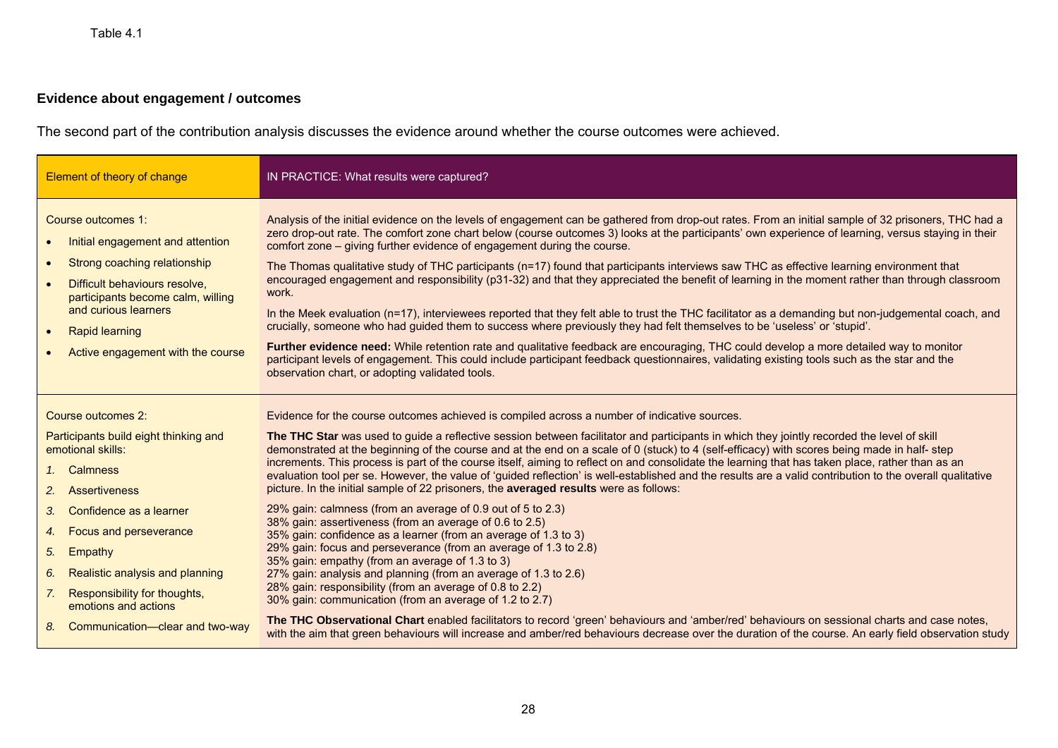Table 4.1

### Evidence about engagement / outcomes

The second part of the contribution analysis discusses the evidence around whether the course outcomes were achieved.

| Element of theory of change | IN PRACTICE: What results were captured? |
|---|---|
| Course outcomes 1:<br>• Initial engagement and attention<br>• Strong coaching relationship<br>• Difficult behaviours resolve, participants become calm, willing and curious learners<br>• Rapid learning<br>• Active engagement with the course | Analysis of the initial evidence on the levels of engagement can be gathered from drop-out rates. From an initial sample of 32 prisoners, THC had a zero drop-out rate. The comfort zone chart below (course outcomes 3) looks at the participants' own experience of learning, versus staying in their comfort zone – giving further evidence of engagement during the course.<br><br>The Thomas qualitative study of THC participants (n=17) found that participants interviews saw THC as effective learning environment that encouraged engagement and responsibility (p31-32) and that they appreciated the benefit of learning in the moment rather than through classroom work.<br><br>In the Meek evaluation (n=17), interviewees reported that they felt able to trust the THC facilitator as a demanding but non-judgemental coach, and crucially, someone who had guided them to success where previously they had felt themselves to be 'useless' or 'stupid'.<br><br>**Further evidence need:** While retention rate and qualitative feedback are encouraging, THC could develop a more detailed way to monitor participant levels of engagement. This could include participant feedback questionnaires, validating existing tools such as the star and the observation chart, or adopting validated tools. |
| Course outcomes 2:<br>Participants build eight thinking and emotional skills:<br>1. Calmness<br>2. Assertiveness<br>3. Confidence as a learner<br>4. Focus and perseverance<br>5. Empathy<br>6. Realistic analysis and planning<br>7. Responsibility for thoughts, emotions and actions<br>8. Communication—clear and two-way | Evidence for the course outcomes achieved is compiled across a number of indicative sources.<br><br>**The THC Star** was used to guide a reflective session between facilitator and participants in which they jointly recorded the level of skill demonstrated at the beginning of the course and at the end on a scale of 0 (stuck) to 4 (self-efficacy) with scores being made in half- step increments. This process is part of the course itself, aiming to reflect on and consolidate the learning that has taken place, rather than as an evaluation tool per se. However, the value of 'guided reflection' is well-established and the results are a valid contribution to the overall qualitative picture. In the initial sample of 22 prisoners, the **averaged results** were as follows:<br><br>29% gain: calmness (from an average of 0.9 out of 5 to 2.3)<br>38% gain: assertiveness (from an average of 0.6 to 2.5)<br>35% gain: confidence as a learner (from an average of 1.3 to 3)<br>29% gain: focus and perseverance (from an average of 1.3 to 2.8)<br>35% gain: empathy (from an average of 1.3 to 3)<br>27% gain: analysis and planning (from an average of 1.3 to 2.6)<br>28% gain: responsibility (from an average of 0.8 to 2.2)<br>30% gain: communication (from an average of 1.2 to 2.7)<br><br>**The THC Observational Chart** enabled facilitators to record 'green' behaviours and 'amber/red' behaviours on sessional charts and case notes, with the aim that green behaviours will increase and amber/red behaviours decrease over the duration of the course. An early field observation study |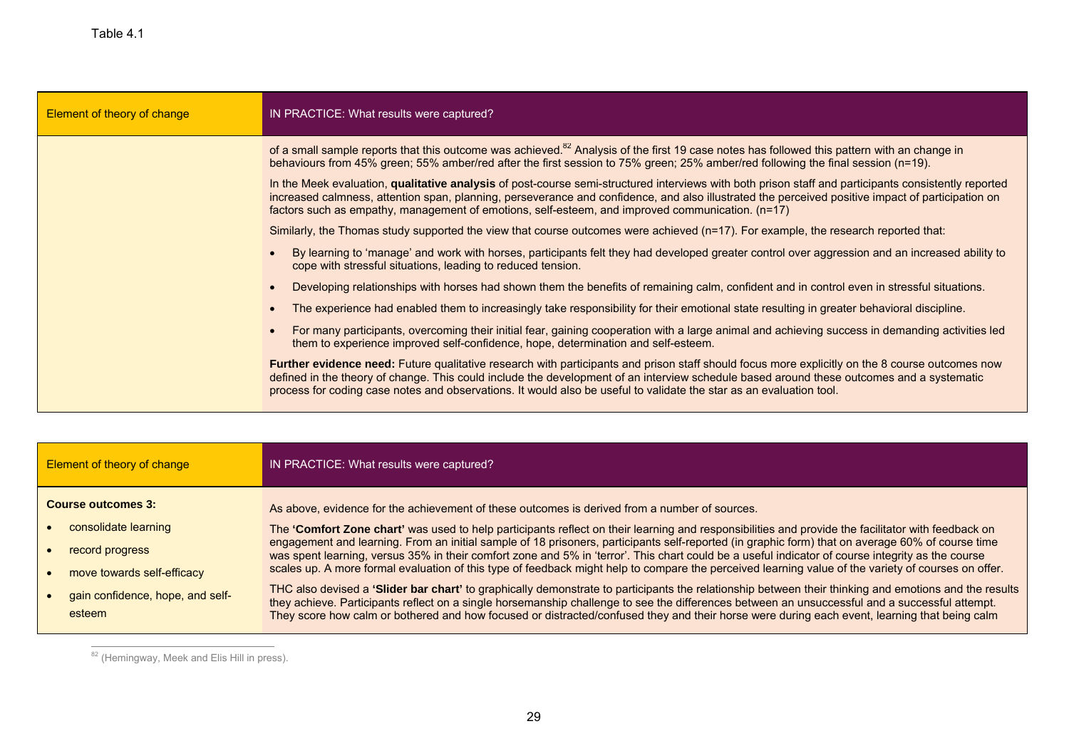Table 4.1

| Element of theory of change | IN PRACTICE: What results were captured? |
| --- | --- |
| | of a small sample reports that this outcome was achieved.[82] Analysis of the first 19 case notes has followed this pattern with an change in behaviours from 45% green; 55% amber/red after the first session to 75% green; 25% amber/red following the final session (n=19).<br><br>In the Meek evaluation, **qualitative analysis** of post-course semi-structured interviews with both prison staff and participants consistently reported increased calmness, attention span, planning, perseverance and confidence, and also illustrated the perceived positive impact of participation on factors such as empathy, management of emotions, self-esteem, and improved communication. (n=17)<br><br>Similarly, the Thomas study supported the view that course outcomes were achieved (n=17). For example, the research reported that:<br><br>• By learning to 'manage' and work with horses, participants felt they had developed greater control over aggression and an increased ability to cope with stressful situations, leading to reduced tension.<br>• Developing relationships with horses had shown them the benefits of remaining calm, confident and in control even in stressful situations.<br>• The experience had enabled them to increasingly take responsibility for their emotional state resulting in greater behavioral discipline.<br>• For many participants, overcoming their initial fear, gaining cooperation with a large animal and achieving success in demanding activities led them to experience improved self-confidence, hope, determination and self-esteem.<br><br>**Further evidence need:** Future qualitative research with participants and prison staff should focus more explicitly on the 8 course outcomes now defined in the theory of change. This could include the development of an interview schedule based around these outcomes and a systematic process for coding case notes and observations. It would also be useful to validate the star as an evaluation tool. |

| Element of theory of change | IN PRACTICE: What results were captured? |
| --- | --- |
| **Course outcomes 3:**<br><br>• consolidate learning<br>• record progress<br>• move towards self-efficacy<br>• gain confidence, hope, and self-esteem | As above, evidence for the achievement of these outcomes is derived from a number of sources.<br><br>The **'Comfort Zone chart'** was used to help participants reflect on their learning and responsibilities and provide the facilitator with feedback on engagement and learning. From an initial sample of 18 prisoners, participants self-reported (in graphic form) that on average 60% of course time was spent learning, versus 35% in their comfort zone and 5% in 'terror'. This chart could be a useful indicator of course integrity as the course scales up. A more formal evaluation of this type of feedback might help to compare the perceived learning value of the variety of courses on offer.<br><br>THC also devised a **'Slider bar chart'** to graphically demonstrate to participants the relationship between their thinking and emotions and the results they achieve. Participants reflect on a single horsemanship challenge to see the differences between an unsuccessful and a successful attempt. They score how calm or bothered and how focused or distracted/confused they and their horse were during each event, learning that being calm |

[82] (Hemingway, Meek and Elis Hill in press).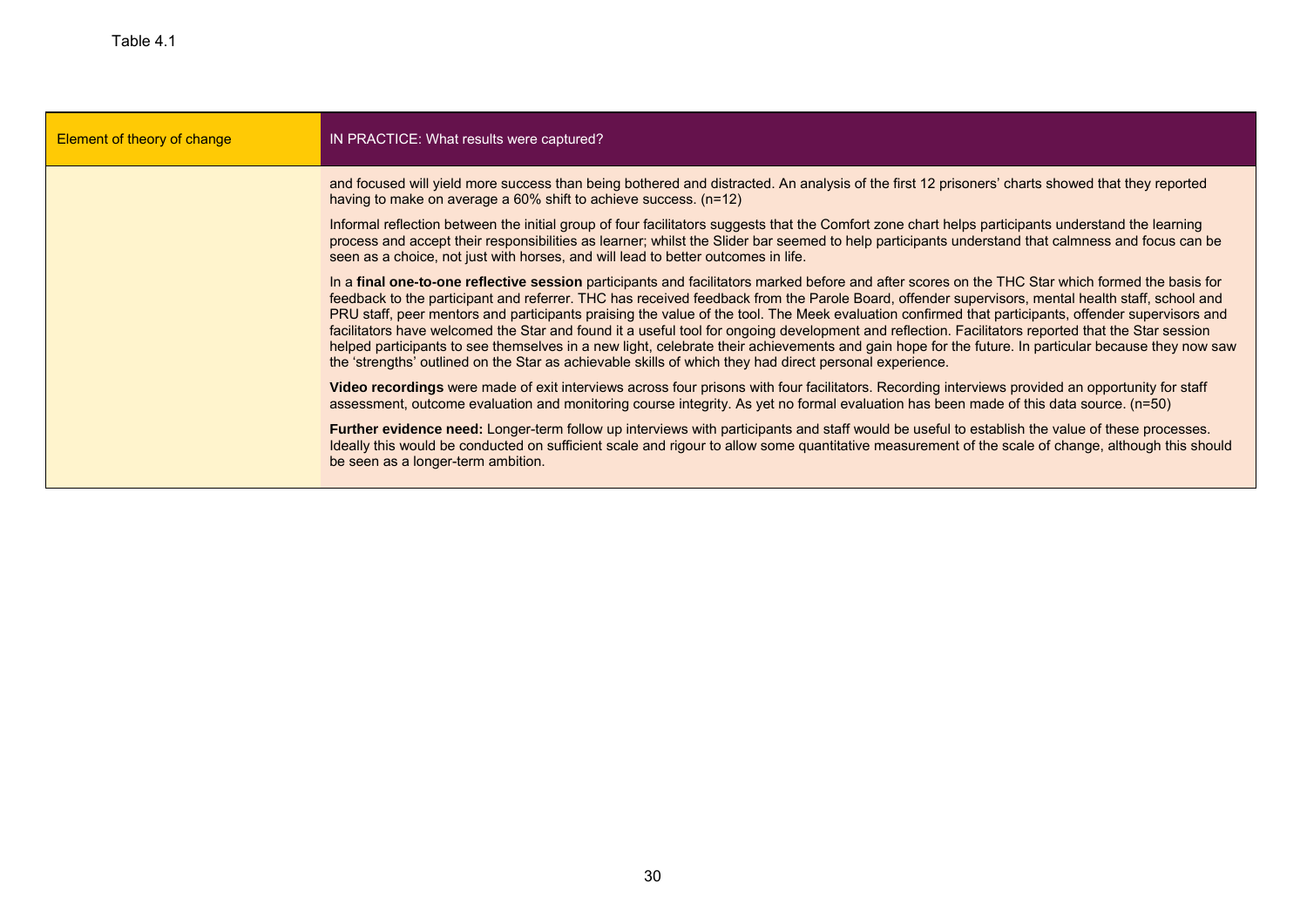Table 4.1

| Element of theory of change | IN PRACTICE: What results were captured? |
| --- | --- |
| | and focused will yield more success than being bothered and distracted. An analysis of the first 12 prisoners' charts showed that they reported having to make on average a 60% shift to achieve success. (n=12)<br><br>Informal reflection between the initial group of four facilitators suggests that the Comfort zone chart helps participants understand the learning process and accept their responsibilities as learner; whilst the Slider bar seemed to help participants understand that calmness and focus can be seen as a choice, not just with horses, and will lead to better outcomes in life.<br><br>In a **final one-to-one reflective session** participants and facilitators marked before and after scores on the THC Star which formed the basis for feedback to the participant and referrer. THC has received feedback from the Parole Board, offender supervisors, mental health staff, school and PRU staff, peer mentors and participants praising the value of the tool. The Meek evaluation confirmed that participants, offender supervisors and facilitators have welcomed the Star and found it a useful tool for ongoing development and reflection. Facilitators reported that the Star session helped participants to see themselves in a new light, celebrate their achievements and gain hope for the future. In particular because they now saw the 'strengths' outlined on the Star as achievable skills of which they had direct personal experience.<br><br>**Video recordings** were made of exit interviews across four prisons with four facilitators. Recording interviews provided an opportunity for staff assessment, outcome evaluation and monitoring course integrity. As yet no formal evaluation has been made of this data source. (n=50)<br><br>**Further evidence need:** Longer-term follow up interviews with participants and staff would be useful to establish the value of these processes. Ideally this would be conducted on sufficient scale and rigour to allow some quantitative measurement of the scale of change, although this should be seen as a longer-term ambition. |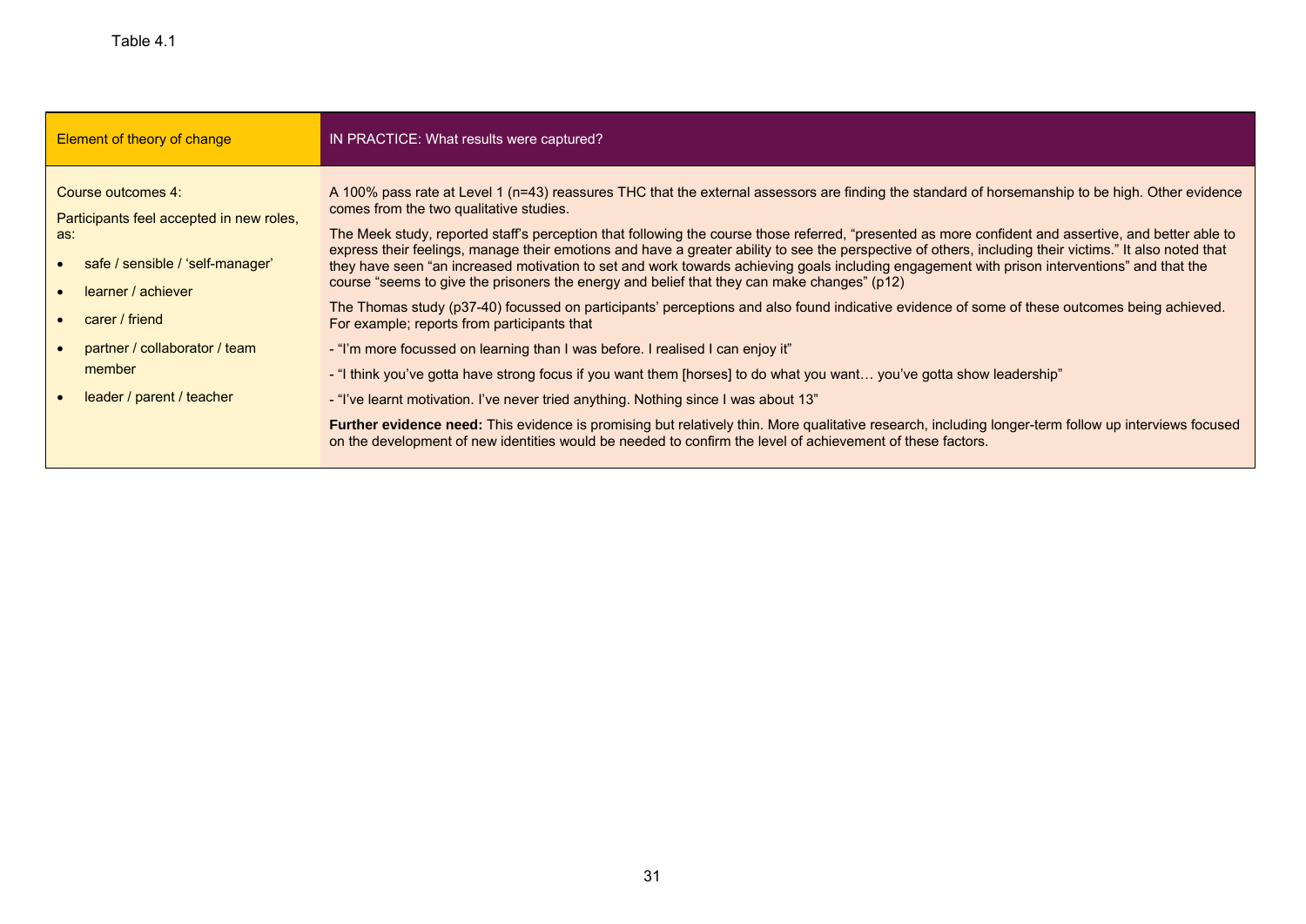Table 4.1

| Element of theory of change | IN PRACTICE: What results were captured? |
| --- | --- |
| Course outcomes 4:<br><br>Participants feel accepted in new roles, as:<br><br>• safe / sensible / 'self-manager'<br>• learner / achiever<br>• carer / friend<br>• partner / collaborator / team member<br>• leader / parent / teacher | A 100% pass rate at Level 1 (n=43) reassures THC that the external assessors are finding the standard of horsemanship to be high. Other evidence comes from the two qualitative studies.<br><br>The Meek study, reported staff's perception that following the course those referred, "presented as more confident and assertive, and better able to express their feelings, manage their emotions and have a greater ability to see the perspective of others, including their victims." It also noted that they have seen "an increased motivation to set and work towards achieving goals including engagement with prison interventions" and that the course "seems to give the prisoners the energy and belief that they can make changes" (p12)<br><br>The Thomas study (p37-40) focussed on participants' perceptions and also found indicative evidence of some of these outcomes being achieved. For example; reports from participants that<br><br>- "I'm more focussed on learning than I was before. I realised I can enjoy it"<br><br>- "I think you've gotta have strong focus if you want them [horses] to do what you want… you've gotta show leadership"<br><br>- "I've learnt motivation. I've never tried anything. Nothing since I was about 13"<br><br>**Further evidence need:** This evidence is promising but relatively thin. More qualitative research, including longer-term follow up interviews focused on the development of new identities would be needed to confirm the level of achievement of these factors. |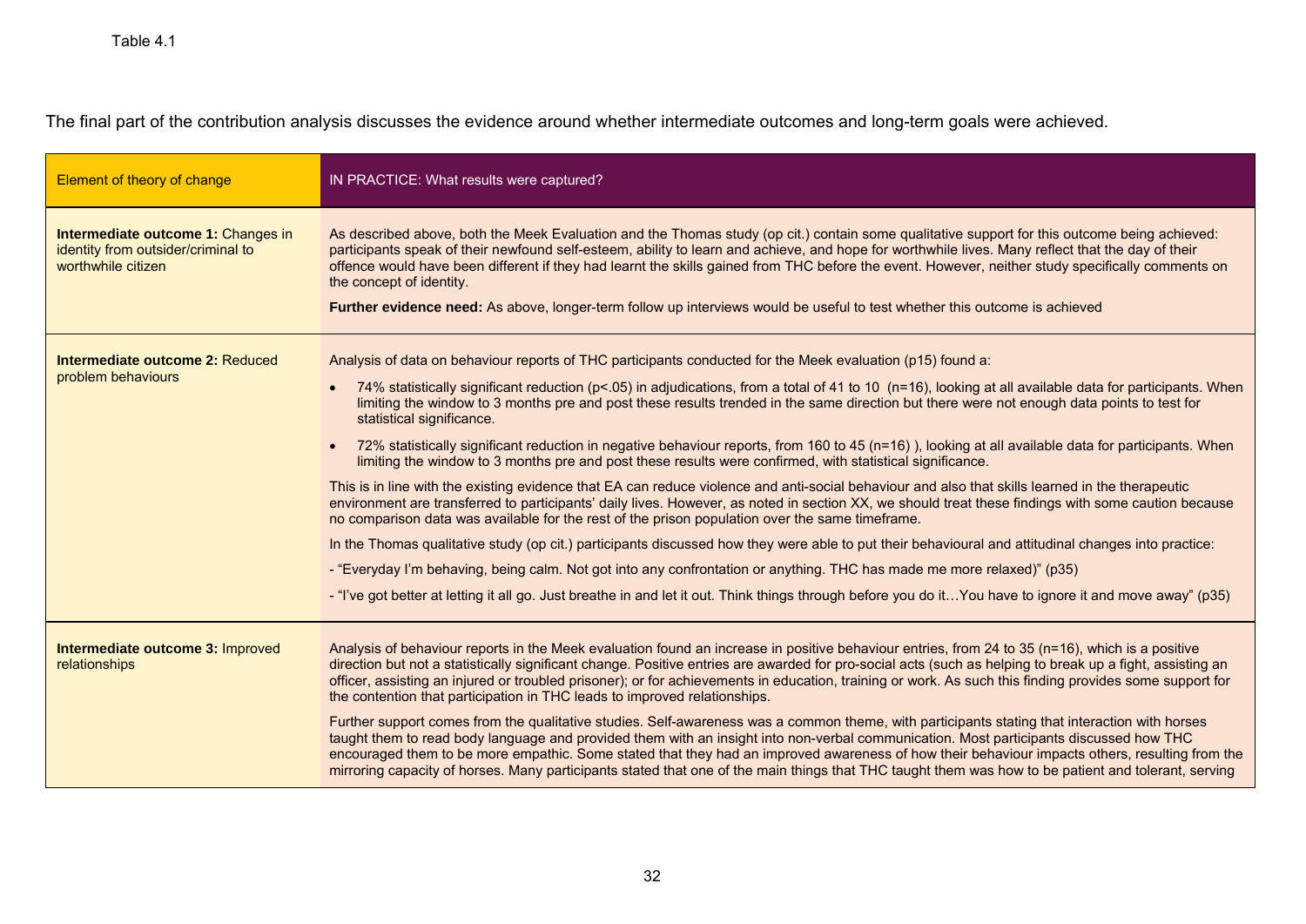Table 4.1

The final part of the contribution analysis discusses the evidence around whether intermediate outcomes and long-term goals were achieved.

| Element of theory of change | IN PRACTICE: What results were captured? |
| --- | --- |
| **Intermediate outcome 1:** Changes in identity from outsider/criminal to worthwhile citizen | As described above, both the Meek Evaluation and the Thomas study (op cit.) contain some qualitative support for this outcome being achieved: participants speak of their newfound self-esteem, ability to learn and achieve, and hope for worthwhile lives. Many reflect that the day of their offence would have been different if they had learnt the skills gained from THC before the event. However, neither study specifically comments on the concept of identity.<br><br>**Further evidence need:** As above, longer-term follow up interviews would be useful to test whether this outcome is achieved |
| **Intermediate outcome 2:** Reduced problem behaviours | Analysis of data on behaviour reports of THC participants conducted for the Meek evaluation (p15) found a:<br><br>• 74% statistically significant reduction ($p<.05$) in adjudications, from a total of 41 to 10 (n=16), looking at all available data for participants. When limiting the window to 3 months pre and post these results trended in the same direction but there were not enough data points to test for statistical significance.<br><br>• 72% statistically significant reduction in negative behaviour reports, from 160 to 45 (n=16) ), looking at all available data for participants. When limiting the window to 3 months pre and post these results were confirmed, with statistical significance.<br><br>This is in line with the existing evidence that EA can reduce violence and anti-social behaviour and also that skills learned in the therapeutic environment are transferred to participants' daily lives. However, as noted in section XX, we should treat these findings with some caution because no comparison data was available for the rest of the prison population over the same timeframe.<br><br>In the Thomas qualitative study (op cit.) participants discussed how they were able to put their behavioural and attitudinal changes into practice:<br><br>- "Everyday I'm behaving, being calm. Not got into any confrontation or anything. THC has made me more relaxed)" (p35)<br><br>- "I've got better at letting it all go. Just breathe in and let it out. Think things through before you do it…You have to ignore it and move away" (p35) |
| **Intermediate outcome 3:** Improved relationships | Analysis of behaviour reports in the Meek evaluation found an increase in positive behaviour entries, from 24 to 35 (n=16), which is a positive direction but not a statistically significant change. Positive entries are awarded for pro-social acts (such as helping to break up a fight, assisting an officer, assisting an injured or troubled prisoner); or for achievements in education, training or work. As such this finding provides some support for the contention that participation in THC leads to improved relationships.<br><br>Further support comes from the qualitative studies. Self-awareness was a common theme, with participants stating that interaction with horses taught them to read body language and provided them with an insight into non-verbal communication. Most participants discussed how THC encouraged them to be more empathic. Some stated that they had an improved awareness of how their behaviour impacts others, resulting from the mirroring capacity of horses. Many participants stated that one of the main things that THC taught them was how to be patient and tolerant, serving |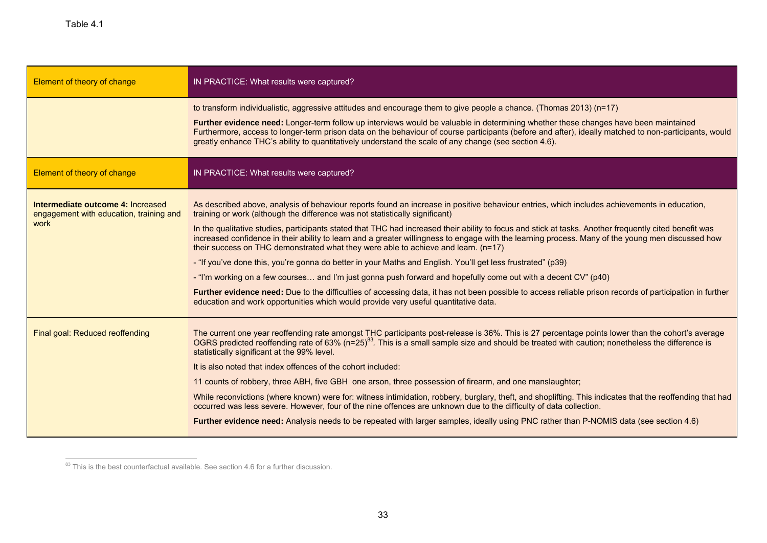Table 4.1

| Element of theory of change | IN PRACTICE: What results were captured? |
| --- | --- |
| | to transform individualistic, aggressive attitudes and encourage them to give people a chance. (Thomas 2013) (n=17)<br><br>**Further evidence need:** Longer-term follow up interviews would be valuable in determining whether these changes have been maintained Furthermore, access to longer-term prison data on the behaviour of course participants (before and after), ideally matched to non-participants, would greatly enhance THC's ability to quantitatively understand the scale of any change (see section 4.6). |
| Element of theory of change | IN PRACTICE: What results were captured? |
| **Intermediate outcome 4:** Increased engagement with education, training and work | As described above, analysis of behaviour reports found an increase in positive behaviour entries, which includes achievements in education, training or work (although the difference was not statistically significant)<br><br>In the qualitative studies, participants stated that THC had increased their ability to focus and stick at tasks. Another frequently cited benefit was increased confidence in their ability to learn and a greater willingness to engage with the learning process. Many of the young men discussed how their success on THC demonstrated what they were able to achieve and learn. (n=17)<br><br>- "If you've done this, you're gonna do better in your Maths and English. You'll get less frustrated" (p39)<br><br>- "I'm working on a few courses… and I'm just gonna push forward and hopefully come out with a decent CV" (p40)<br><br>**Further evidence need:** Due to the difficulties of accessing data, it has not been possible to access reliable prison records of participation in further education and work opportunities which would provide very useful quantitative data. |
| Final goal: Reduced reoffending | The current one year reoffending rate amongst THC participants post-release is 36%. This is 27 percentage points lower than the cohort's average OGRS predicted reoffending rate of 63% (n=25)[83]. This is a small sample size and should be treated with caution; nonetheless the difference is statistically significant at the 99% level.<br><br>It is also noted that index offences of the cohort included:<br><br>11 counts of robbery, three ABH, five GBH one arson, three possession of firearm, and one manslaughter;<br><br>While reconvictions (where known) were for: witness intimidation, robbery, burglary, theft, and shoplifting. This indicates that the reoffending that had occurred was less severe. However, four of the nine offences are unknown due to the difficulty of data collection.<br><br>**Further evidence need:** Analysis needs to be repeated with larger samples, ideally using PNC rather than P-NOMIS data (see section 4.6) |

[83] This is the best counterfactual available. See section 4.6 for a further discussion.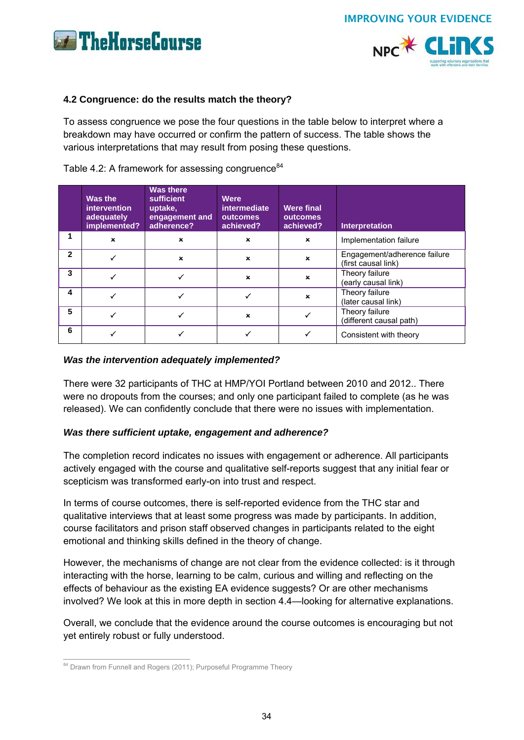## 4.2 Congruence: do the results match the theory?

To assess congruence we pose the four questions in the table below to interpret where a breakdown may have occurred or confirm the pattern of success. The table shows the various interpretations that may result from posing these questions.

Table 4.2: A framework for assessing congruence[84]

| | Was the intervention adequately implemented? | Was there sufficient uptake, engagement and adherence? | Were intermediate outcomes achieved? | Were final outcomes achieved? | Interpretation |
|---|---|---|---|---|---|
| 1 | × | × | × | × | Implementation failure |
| 2 | ✓ | × | × | × | Engagement/adherence failure (first causal link) |
| 3 | ✓ | ✓ | × | × | Theory failure (early causal link) |
| 4 | ✓ | ✓ | ✓ | × | Theory failure (later causal link) |
| 5 | ✓ | ✓ | × | ✓ | Theory failure (different causal path) |
| 6 | ✓ | ✓ | ✓ | ✓ | Consistent with theory |

***Was the intervention adequately implemented?***

There were 32 participants of THC at HMP/YOI Portland between 2010 and 2012.. There were no dropouts from the courses; and only one participant failed to complete (as he was released). We can confidently conclude that there were no issues with implementation.

***Was there sufficient uptake, engagement and adherence?***

The completion record indicates no issues with engagement or adherence. All participants actively engaged with the course and qualitative self-reports suggest that any initial fear or scepticism was transformed early-on into trust and respect.

In terms of course outcomes, there is self-reported evidence from the THC star and qualitative interviews that at least some progress was made by participants. In addition, course facilitators and prison staff observed changes in participants related to the eight emotional and thinking skills defined in the theory of change.

However, the mechanisms of change are not clear from the evidence collected: is it through interacting with the horse, learning to be calm, curious and willing and reflecting on the effects of behaviour as the existing EA evidence suggests? Or are other mechanisms involved? We look at this in more depth in section 4.4—looking for alternative explanations.

Overall, we conclude that the evidence around the course outcomes is encouraging but not yet entirely robust or fully understood.

[84] Drawn from Funnell and Rogers (2011); Purposeful Programme Theory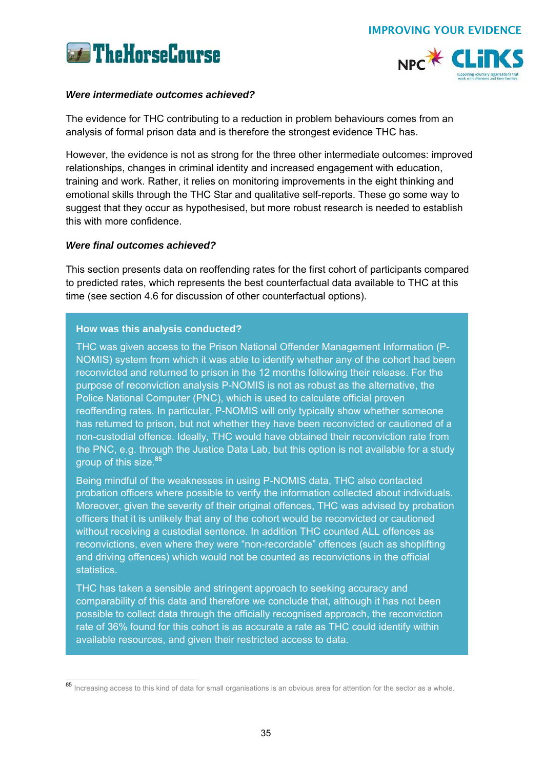***Were intermediate outcomes achieved?***

The evidence for THC contributing to a reduction in problem behaviours comes from an analysis of formal prison data and is therefore the strongest evidence THC has.

However, the evidence is not as strong for the three other intermediate outcomes: improved relationships, changes in criminal identity and increased engagement with education, training and work. Rather, it relies on monitoring improvements in the eight thinking and emotional skills through the THC Star and qualitative self-reports. These go some way to suggest that they occur as hypothesised, but more robust research is needed to establish this with more confidence.

***Were final outcomes achieved?***

This section presents data on reoffending rates for the first cohort of participants compared to predicted rates, which represents the best counterfactual data available to THC at this time (see section 4.6 for discussion of other counterfactual options).

**How was this analysis conducted?**

THC was given access to the Prison National Offender Management Information (P-NOMIS) system from which it was able to identify whether any of the cohort had been reconvicted and returned to prison in the 12 months following their release. For the purpose of reconviction analysis P-NOMIS is not as robust as the alternative, the Police National Computer (PNC), which is used to calculate official proven reoffending rates. In particular, P-NOMIS will only typically show whether someone has returned to prison, but not whether they have been reconvicted or cautioned of a non-custodial offence. Ideally, THC would have obtained their reconviction rate from the PNC, e.g. through the Justice Data Lab, but this option is not available for a study group of this size.[85]

Being mindful of the weaknesses in using P-NOMIS data, THC also contacted probation officers where possible to verify the information collected about individuals. Moreover, given the severity of their original offences, THC was advised by probation officers that it is unlikely that any of the cohort would be reconvicted or cautioned without receiving a custodial sentence. In addition THC counted ALL offences as reconvictions, even where they were "non-recordable" offences (such as shoplifting and driving offences) which would not be counted as reconvictions in the official statistics.

THC has taken a sensible and stringent approach to seeking accuracy and comparability of this data and therefore we conclude that, although it has not been possible to collect data through the officially recognised approach, the reconviction rate of 36% found for this cohort is as accurate a rate as THC could identify within available resources, and given their restricted access to data.

---

[85] Increasing access to this kind of data for small organisations is an obvious area for attention for the sector as a whole.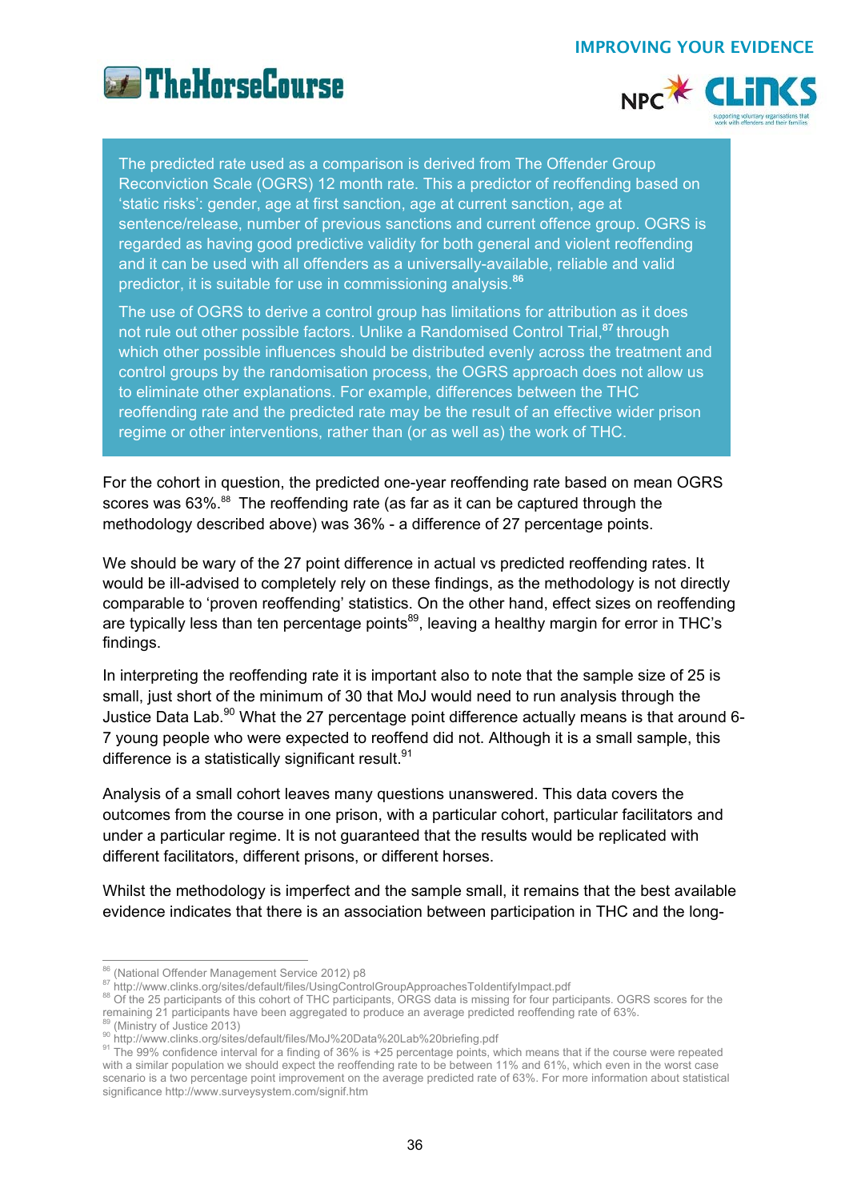The predicted rate used as a comparison is derived from The Offender Group Reconviction Scale (OGRS) 12 month rate. This a predictor of reoffending based on 'static risks': gender, age at first sanction, age at current sanction, age at sentence/release, number of previous sanctions and current offence group. OGRS is regarded as having good predictive validity for both general and violent reoffending and it can be used with all offenders as a universally-available, reliable and valid predictor, it is suitable for use in commissioning analysis.[86]

The use of OGRS to derive a control group has limitations for attribution as it does not rule out other possible factors. Unlike a Randomised Control Trial,[87] through which other possible influences should be distributed evenly across the treatment and control groups by the randomisation process, the OGRS approach does not allow us to eliminate other explanations. For example, differences between the THC reoffending rate and the predicted rate may be the result of an effective wider prison regime or other interventions, rather than (or as well as) the work of THC.

For the cohort in question, the predicted one-year reoffending rate based on mean OGRS scores was 63%.[88] The reoffending rate (as far as it can be captured through the methodology described above) was 36% - a difference of 27 percentage points.

We should be wary of the 27 point difference in actual vs predicted reoffending rates. It would be ill-advised to completely rely on these findings, as the methodology is not directly comparable to 'proven reoffending' statistics. On the other hand, effect sizes on reoffending are typically less than ten percentage points[89], leaving a healthy margin for error in THC's findings.

In interpreting the reoffending rate it is important also to note that the sample size of 25 is small, just short of the minimum of 30 that MoJ would need to run analysis through the Justice Data Lab.[90] What the 27 percentage point difference actually means is that around 6-7 young people who were expected to reoffend did not. Although it is a small sample, this difference is a statistically significant result.[91]

Analysis of a small cohort leaves many questions unanswered. This data covers the outcomes from the course in one prison, with a particular cohort, particular facilitators and under a particular regime. It is not guaranteed that the results would be replicated with different facilitators, different prisons, or different horses.

Whilst the methodology is imperfect and the sample small, it remains that the best available evidence indicates that there is an association between participation in THC and the long-

---

[86] (National Offender Management Service 2012) p8

[87] http://www.clinks.org/sites/default/files/UsingControlGroupApproachesToIdentifyImpact.pdf

[88] Of the 25 participants of this cohort of THC participants, ORGS data is missing for four participants. OGRS scores for the remaining 21 participants have been aggregated to produce an average predicted reoffending rate of 63%.

[89] (Ministry of Justice 2013)

[90] http://www.clinks.org/sites/default/files/MoJ%20Data%20Lab%20briefing.pdf

[91] The 99% confidence interval for a finding of 36% is +25 percentage points, which means that if the course were repeated with a similar population we should expect the reoffending rate to be between 11% and 61%, which even in the worst case scenario is a two percentage point improvement on the average predicted rate of 63%. For more information about statistical significance http://www.surveysystem.com/signif.htm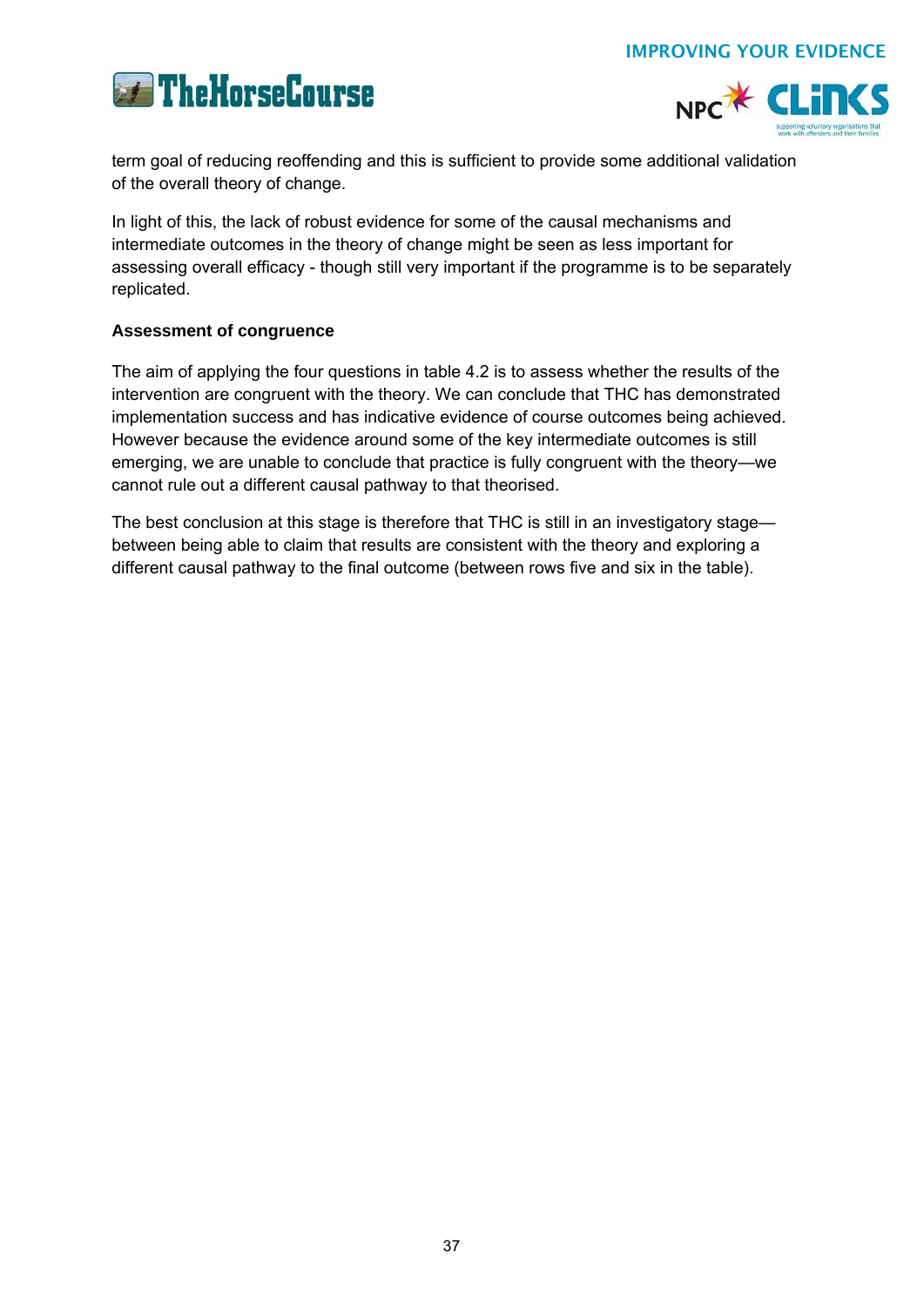term goal of reducing reoffending and this is sufficient to provide some additional validation of the overall theory of change.

In light of this, the lack of robust evidence for some of the causal mechanisms and intermediate outcomes in the theory of change might be seen as less important for assessing overall efficacy - though still very important if the programme is to be separately replicated.

**Assessment of congruence**

The aim of applying the four questions in table 4.2 is to assess whether the results of the intervention are congruent with the theory. We can conclude that THC has demonstrated implementation success and has indicative evidence of course outcomes being achieved. However because the evidence around some of the key intermediate outcomes is still emerging, we are unable to conclude that practice is fully congruent with the theory—we cannot rule out a different causal pathway to that theorised.

The best conclusion at this stage is therefore that THC is still in an investigatory stage—between being able to claim that results are consistent with the theory and exploring a different causal pathway to the final outcome (between rows five and six in the table).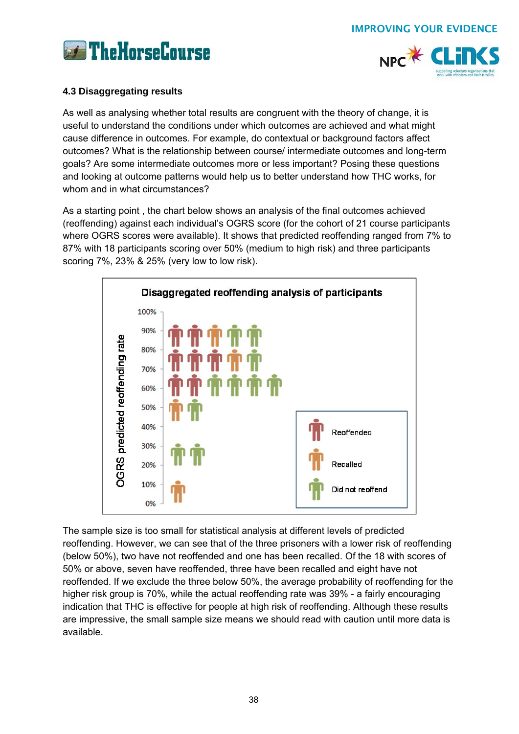### 4.3 Disaggregating results

As well as analysing whether total results are congruent with the theory of change, it is useful to understand the conditions under which outcomes are achieved and what might cause difference in outcomes. For example, do contextual or background factors affect outcomes? What is the relationship between course/ intermediate outcomes and long-term goals? Are some intermediate outcomes more or less important? Posing these questions and looking at outcome patterns would help us to better understand how THC works, for whom and in what circumstances?

As a starting point , the chart below shows an analysis of the final outcomes achieved (reoffending) against each individual's OGRS score (for the cohort of 21 course participants where OGRS scores were available). It shows that predicted reoffending ranged from 7% to 87% with 18 participants scoring over 50% (medium to high risk) and three participants scoring 7%, 23% & 25% (very low to low risk).

**Disaggregated reoffending analysis of participants**

The sample size is too small for statistical analysis at different levels of predicted reoffending. However, we can see that of the three prisoners with a lower risk of reoffending (below 50%), two have not reoffended and one has been recalled. Of the 18 with scores of 50% or above, seven have reoffended, three have been recalled and eight have not reoffended. If we exclude the three below 50%, the average probability of reoffending for the higher risk group is 70%, while the actual reoffending rate was 39% - a fairly encouraging indication that THC is effective for people at high risk of reoffending. Although these results are impressive, the small sample size means we should read with caution until more data is available.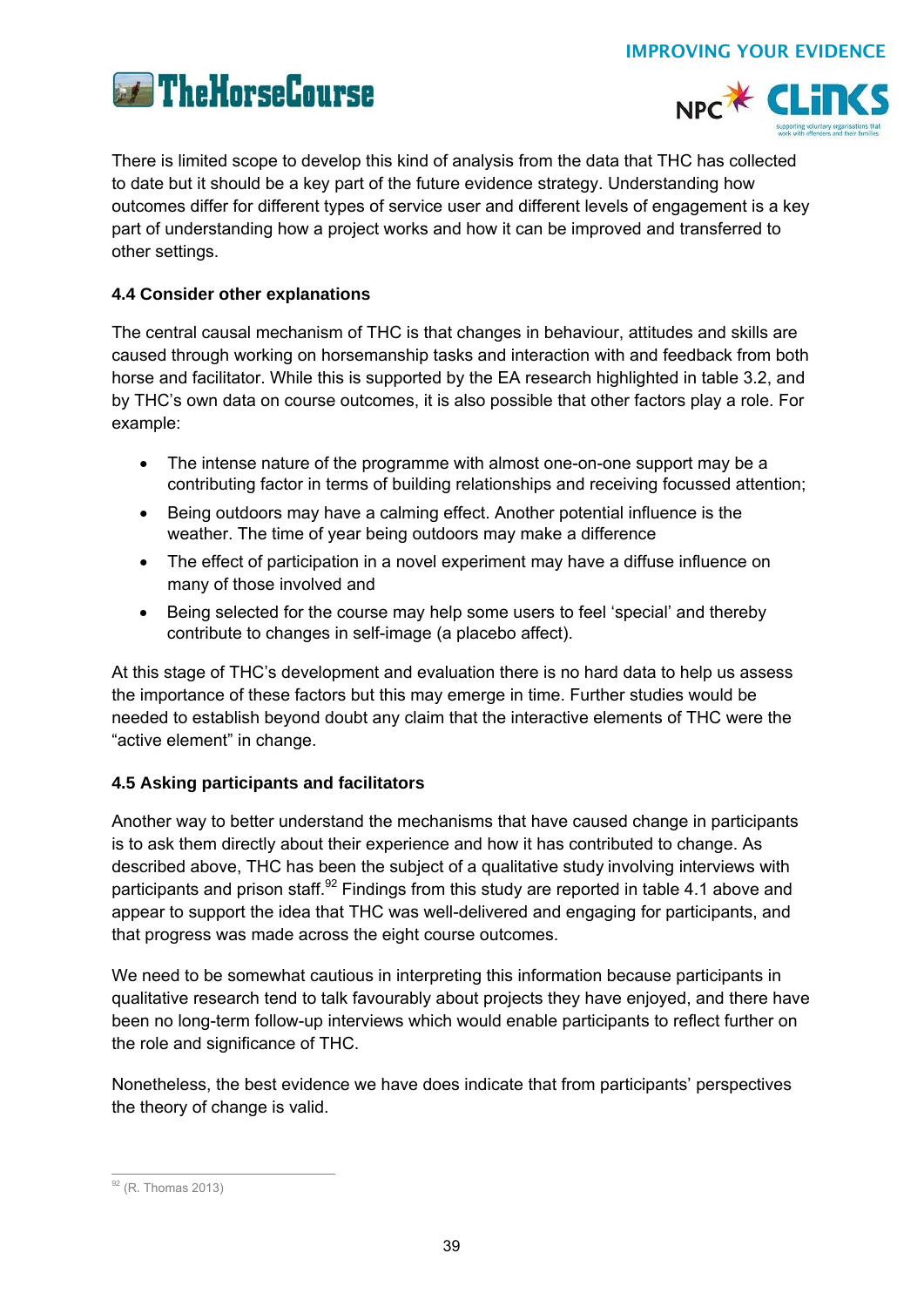There is limited scope to develop this kind of analysis from the data that THC has collected to date but it should be a key part of the future evidence strategy. Understanding how outcomes differ for different types of service user and different levels of engagement is a key part of understanding how a project works and how it can be improved and transferred to other settings.

### 4.4 Consider other explanations

The central causal mechanism of THC is that changes in behaviour, attitudes and skills are caused through working on horsemanship tasks and interaction with and feedback from both horse and facilitator. While this is supported by the EA research highlighted in table 3.2, and by THC's own data on course outcomes, it is also possible that other factors play a role. For example:

- The intense nature of the programme with almost one-on-one support may be a contributing factor in terms of building relationships and receiving focussed attention;
- Being outdoors may have a calming effect. Another potential influence is the weather. The time of year being outdoors may make a difference
- The effect of participation in a novel experiment may have a diffuse influence on many of those involved and
- Being selected for the course may help some users to feel 'special' and thereby contribute to changes in self-image (a placebo affect).

At this stage of THC's development and evaluation there is no hard data to help us assess the importance of these factors but this may emerge in time. Further studies would be needed to establish beyond doubt any claim that the interactive elements of THC were the "active element" in change.

### 4.5 Asking participants and facilitators

Another way to better understand the mechanisms that have caused change in participants is to ask them directly about their experience and how it has contributed to change. As described above, THC has been the subject of a qualitative study involving interviews with participants and prison staff.[92] Findings from this study are reported in table 4.1 above and appear to support the idea that THC was well-delivered and engaging for participants, and that progress was made across the eight course outcomes.

We need to be somewhat cautious in interpreting this information because participants in qualitative research tend to talk favourably about projects they have enjoyed, and there have been no long-term follow-up interviews which would enable participants to reflect further on the role and significance of THC.

Nonetheless, the best evidence we have does indicate that from participants' perspectives the theory of change is valid.

[92] (R. Thomas 2013)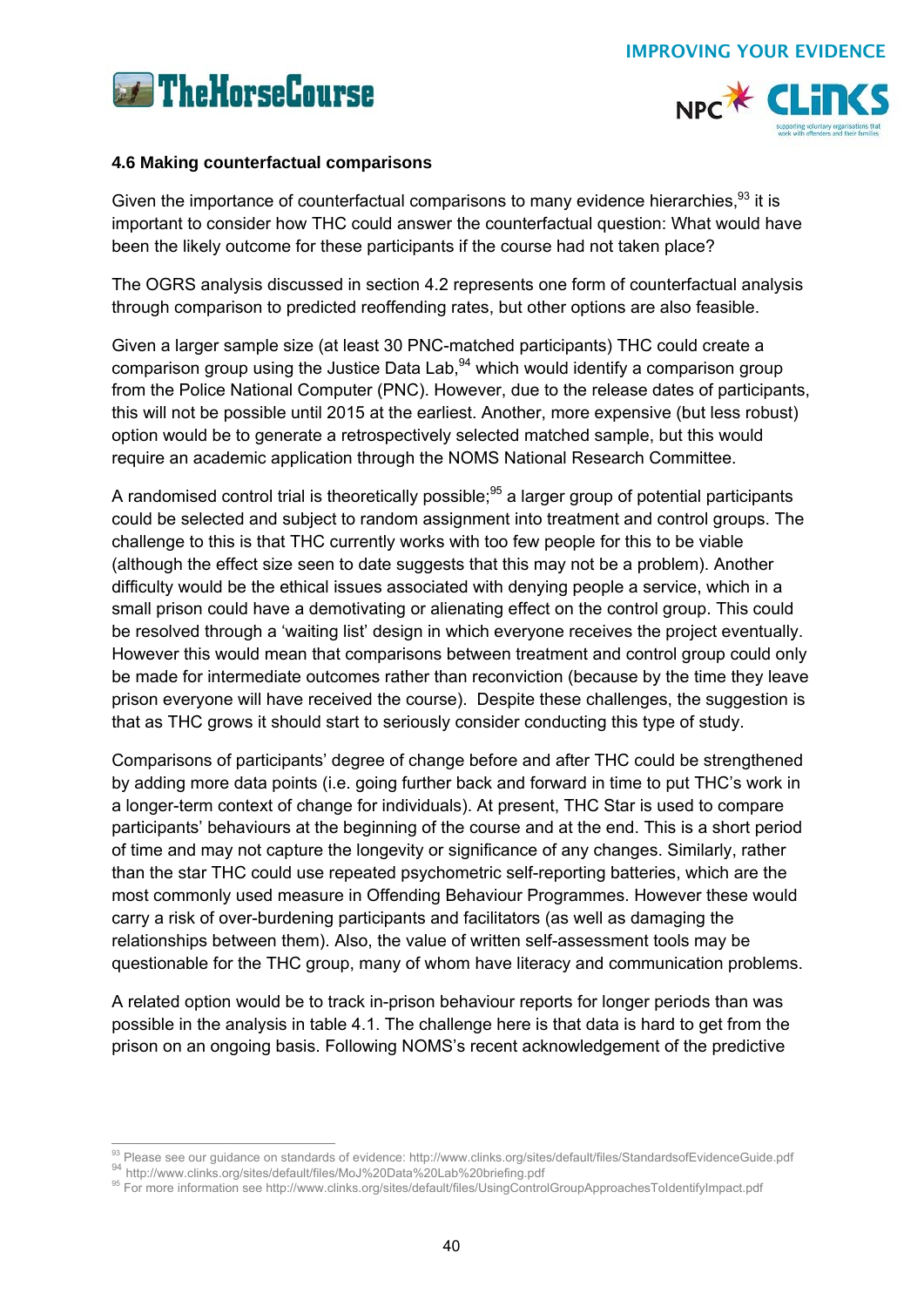### 4.6 Making counterfactual comparisons

Given the importance of counterfactual comparisons to many evidence hierarchies,[93] it is important to consider how THC could answer the counterfactual question: What would have been the likely outcome for these participants if the course had not taken place?

The OGRS analysis discussed in section 4.2 represents one form of counterfactual analysis through comparison to predicted reoffending rates, but other options are also feasible.

Given a larger sample size (at least 30 PNC-matched participants) THC could create a comparison group using the Justice Data Lab,[94] which would identify a comparison group from the Police National Computer (PNC). However, due to the release dates of participants, this will not be possible until 2015 at the earliest. Another, more expensive (but less robust) option would be to generate a retrospectively selected matched sample, but this would require an academic application through the NOMS National Research Committee.

A randomised control trial is theoretically possible;[95] a larger group of potential participants could be selected and subject to random assignment into treatment and control groups. The challenge to this is that THC currently works with too few people for this to be viable (although the effect size seen to date suggests that this may not be a problem). Another difficulty would be the ethical issues associated with denying people a service, which in a small prison could have a demotivating or alienating effect on the control group. This could be resolved through a 'waiting list' design in which everyone receives the project eventually. However this would mean that comparisons between treatment and control group could only be made for intermediate outcomes rather than reconviction (because by the time they leave prison everyone will have received the course). Despite these challenges, the suggestion is that as THC grows it should start to seriously consider conducting this type of study.

Comparisons of participants' degree of change before and after THC could be strengthened by adding more data points (i.e. going further back and forward in time to put THC's work in a longer-term context of change for individuals). At present, THC Star is used to compare participants' behaviours at the beginning of the course and at the end. This is a short period of time and may not capture the longevity or significance of any changes. Similarly, rather than the star THC could use repeated psychometric self-reporting batteries, which are the most commonly used measure in Offending Behaviour Programmes. However these would carry a risk of over-burdening participants and facilitators (as well as damaging the relationships between them). Also, the value of written self-assessment tools may be questionable for the THC group, many of whom have literacy and communication problems.

A related option would be to track in-prison behaviour reports for longer periods than was possible in the analysis in table 4.1. The challenge here is that data is hard to get from the prison on an ongoing basis. Following NOMS's recent acknowledgement of the predictive

[93] Please see our guidance on standards of evidence: http://www.clinks.org/sites/default/files/StandardsofEvidenceGuide.pdf
[94] http://www.clinks.org/sites/default/files/MoJ%20Data%20Lab%20briefing.pdf
[95] For more information see http://www.clinks.org/sites/default/files/UsingControlGroupApproachesToIdentifyImpact.pdf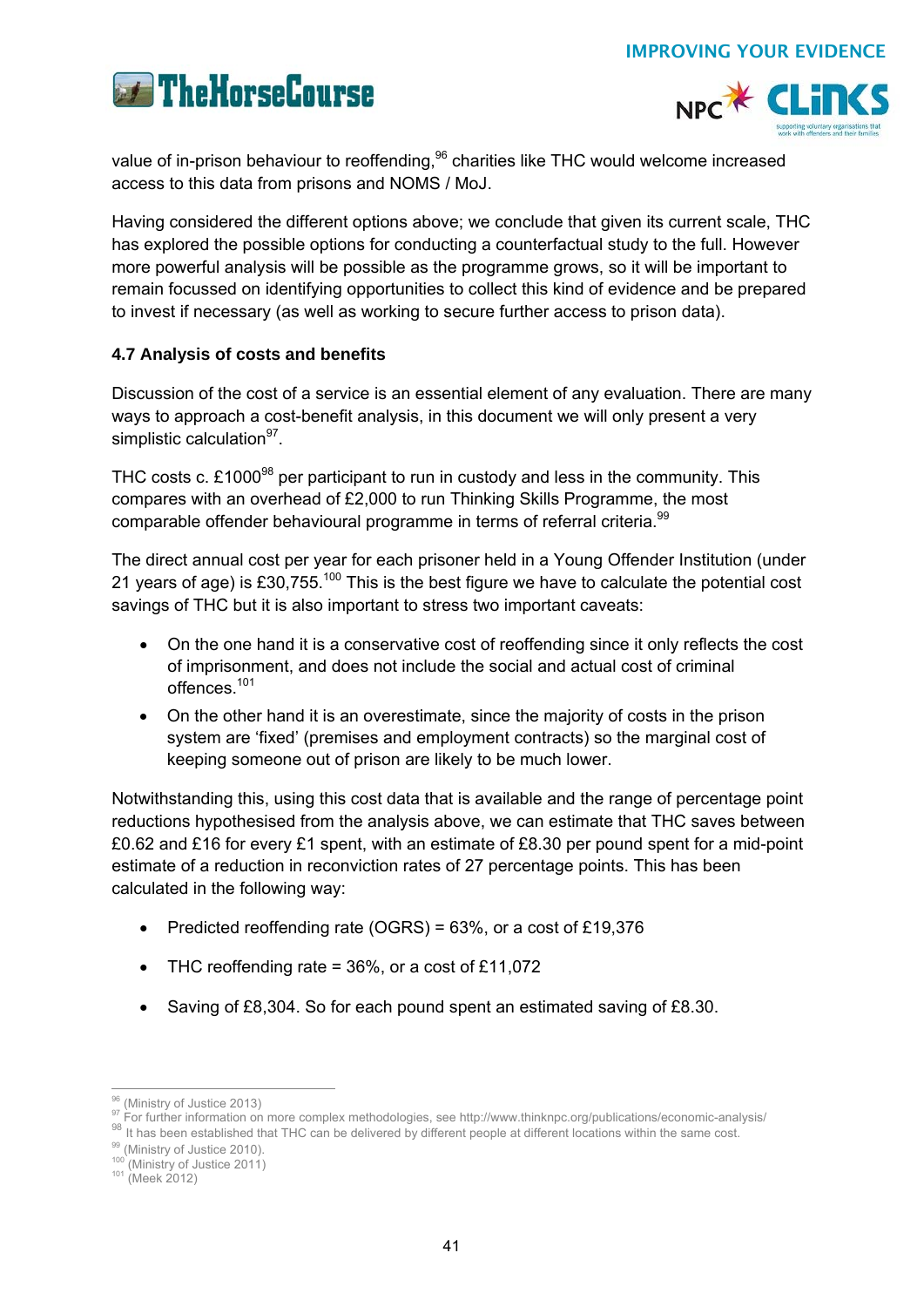value of in-prison behaviour to reoffending,[96] charities like THC would welcome increased access to this data from prisons and NOMS / MoJ.

Having considered the different options above; we conclude that given its current scale, THC has explored the possible options for conducting a counterfactual study to the full. However more powerful analysis will be possible as the programme grows, so it will be important to remain focussed on identifying opportunities to collect this kind of evidence and be prepared to invest if necessary (as well as working to secure further access to prison data).

### 4.7 Analysis of costs and benefits

Discussion of the cost of a service is an essential element of any evaluation. There are many ways to approach a cost-benefit analysis, in this document we will only present a very simplistic calculation[97].

THC costs c. £1000[98] per participant to run in custody and less in the community. This compares with an overhead of £2,000 to run Thinking Skills Programme, the most comparable offender behavioural programme in terms of referral criteria.[99]

The direct annual cost per year for each prisoner held in a Young Offender Institution (under 21 years of age) is £30,755.[100] This is the best figure we have to calculate the potential cost savings of THC but it is also important to stress two important caveats:

- On the one hand it is a conservative cost of reoffending since it only reflects the cost of imprisonment, and does not include the social and actual cost of criminal offences.[101]
- On the other hand it is an overestimate, since the majority of costs in the prison system are 'fixed' (premises and employment contracts) so the marginal cost of keeping someone out of prison are likely to be much lower.

Notwithstanding this, using this cost data that is available and the range of percentage point reductions hypothesised from the analysis above, we can estimate that THC saves between £0.62 and £16 for every £1 spent, with an estimate of £8.30 per pound spent for a mid-point estimate of a reduction in reconviction rates of 27 percentage points. This has been calculated in the following way:

- Predicted reoffending rate (OGRS) = 63%, or a cost of £19,376
- THC reoffending rate = 36%, or a cost of £11,072
- Saving of £8,304. So for each pound spent an estimated saving of £8.30.

---

[96] (Ministry of Justice 2013)
[97] For further information on more complex methodologies, see http://www.thinknpc.org/publications/economic-analysis/
[98] It has been established that THC can be delivered by different people at different locations within the same cost.
[99] (Ministry of Justice 2010).
[100] (Ministry of Justice 2011)
[101] (Meek 2012)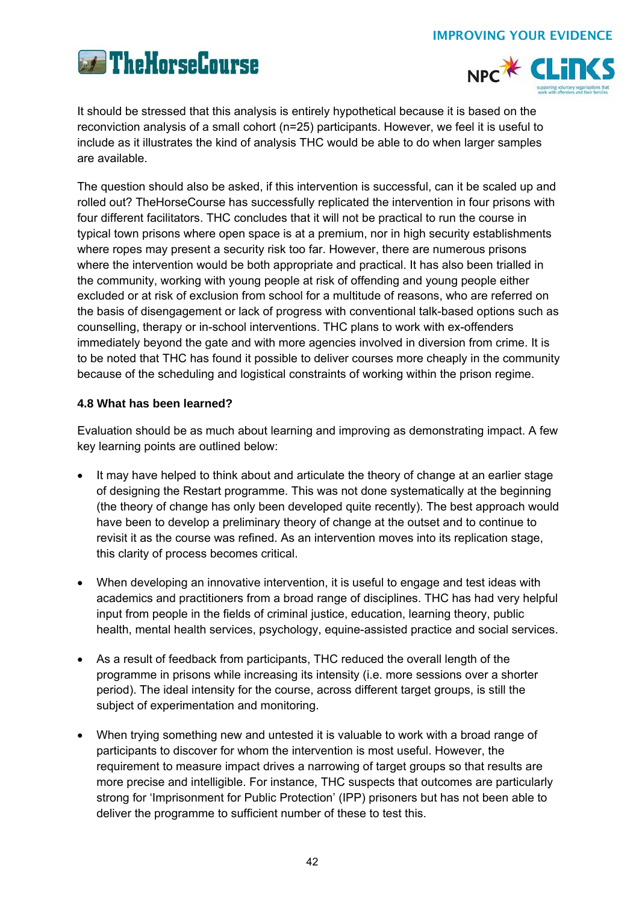It should be stressed that this analysis is entirely hypothetical because it is based on the reconviction analysis of a small cohort (n=25) participants. However, we feel it is useful to include as it illustrates the kind of analysis THC would be able to do when larger samples are available.

The question should also be asked, if this intervention is successful, can it be scaled up and rolled out? TheHorseCourse has successfully replicated the intervention in four prisons with four different facilitators. THC concludes that it will not be practical to run the course in typical town prisons where open space is at a premium, nor in high security establishments where ropes may present a security risk too far. However, there are numerous prisons where the intervention would be both appropriate and practical. It has also been trialled in the community, working with young people at risk of offending and young people either excluded or at risk of exclusion from school for a multitude of reasons, who are referred on the basis of disengagement or lack of progress with conventional talk-based options such as counselling, therapy or in-school interventions. THC plans to work with ex-offenders immediately beyond the gate and with more agencies involved in diversion from crime. It is to be noted that THC has found it possible to deliver courses more cheaply in the community because of the scheduling and logistical constraints of working within the prison regime.

### 4.8 What has been learned?

Evaluation should be as much about learning and improving as demonstrating impact. A few key learning points are outlined below:

- It may have helped to think about and articulate the theory of change at an earlier stage of designing the Restart programme. This was not done systematically at the beginning (the theory of change has only been developed quite recently). The best approach would have been to develop a preliminary theory of change at the outset and to continue to revisit it as the course was refined. As an intervention moves into its replication stage, this clarity of process becomes critical.

- When developing an innovative intervention, it is useful to engage and test ideas with academics and practitioners from a broad range of disciplines. THC has had very helpful input from people in the fields of criminal justice, education, learning theory, public health, mental health services, psychology, equine-assisted practice and social services.

- As a result of feedback from participants, THC reduced the overall length of the programme in prisons while increasing its intensity (i.e. more sessions over a shorter period). The ideal intensity for the course, across different target groups, is still the subject of experimentation and monitoring.

- When trying something new and untested it is valuable to work with a broad range of participants to discover for whom the intervention is most useful. However, the requirement to measure impact drives a narrowing of target groups so that results are more precise and intelligible. For instance, THC suspects that outcomes are particularly strong for 'Imprisonment for Public Protection' (IPP) prisoners but has not been able to deliver the programme to sufficient number of these to test this.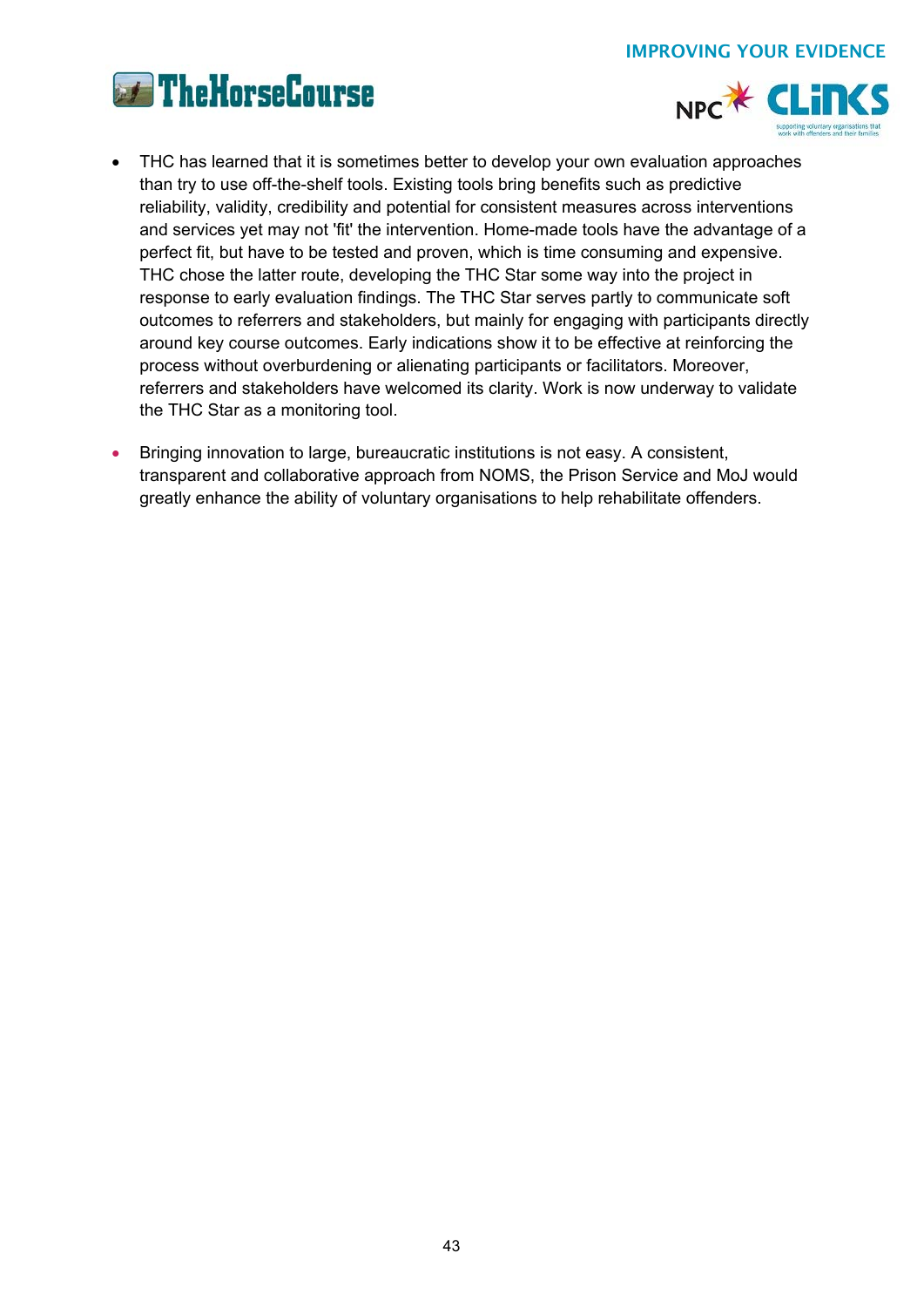- THC has learned that it is sometimes better to develop your own evaluation approaches than try to use off-the-shelf tools. Existing tools bring benefits such as predictive reliability, validity, credibility and potential for consistent measures across interventions and services yet may not 'fit' the intervention. Home-made tools have the advantage of a perfect fit, but have to be tested and proven, which is time consuming and expensive. THC chose the latter route, developing the THC Star some way into the project in response to early evaluation findings. The THC Star serves partly to communicate soft outcomes to referrers and stakeholders, but mainly for engaging with participants directly around key course outcomes. Early indications show it to be effective at reinforcing the process without overburdening or alienating participants or facilitators. Moreover, referrers and stakeholders have welcomed its clarity. Work is now underway to validate the THC Star as a monitoring tool.

- Bringing innovation to large, bureaucratic institutions is not easy. A consistent, transparent and collaborative approach from NOMS, the Prison Service and MoJ would greatly enhance the ability of voluntary organisations to help rehabilitate offenders.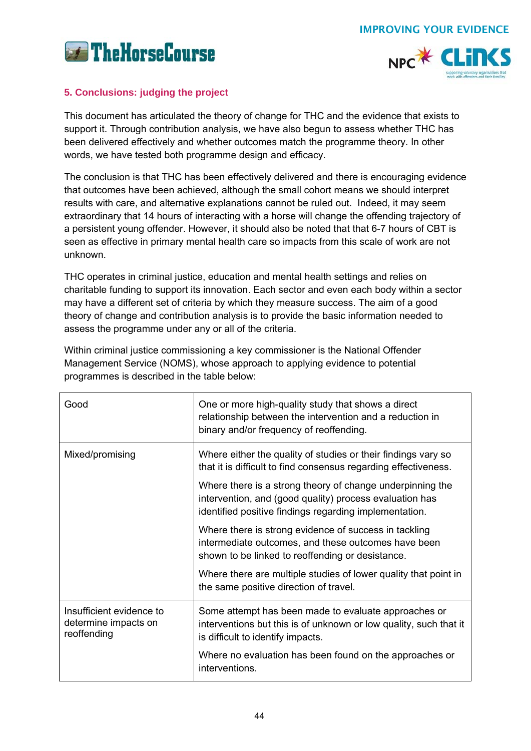## 5. Conclusions: judging the project

This document has articulated the theory of change for THC and the evidence that exists to support it. Through contribution analysis, we have also begun to assess whether THC has been delivered effectively and whether outcomes match the programme theory. In other words, we have tested both programme design and efficacy.

The conclusion is that THC has been effectively delivered and there is encouraging evidence that outcomes have been achieved, although the small cohort means we should interpret results with care, and alternative explanations cannot be ruled out. Indeed, it may seem extraordinary that 14 hours of interacting with a horse will change the offending trajectory of a persistent young offender. However, it should also be noted that that 6-7 hours of CBT is seen as effective in primary mental health care so impacts from this scale of work are not unknown.

THC operates in criminal justice, education and mental health settings and relies on charitable funding to support its innovation. Each sector and even each body within a sector may have a different set of criteria by which they measure success. The aim of a good theory of change and contribution analysis is to provide the basic information needed to assess the programme under any or all of the criteria.

Within criminal justice commissioning a key commissioner is the National Offender Management Service (NOMS), whose approach to applying evidence to potential programmes is described in the table below:

| | |
|---|---|
| Good | One or more high-quality study that shows a direct relationship between the intervention and a reduction in binary and/or frequency of reoffending. |
| Mixed/promising | Where either the quality of studies or their findings vary so that it is difficult to find consensus regarding effectiveness.<br><br>Where there is a strong theory of change underpinning the intervention, and (good quality) process evaluation has identified positive findings regarding implementation.<br><br>Where there is strong evidence of success in tackling intermediate outcomes, and these outcomes have been shown to be linked to reoffending or desistance.<br><br>Where there are multiple studies of lower quality that point in the same positive direction of travel. |
| Insufficient evidence to determine impacts on reoffending | Some attempt has been made to evaluate approaches or interventions but this is of unknown or low quality, such that it is difficult to identify impacts.<br><br>Where no evaluation has been found on the approaches or interventions. |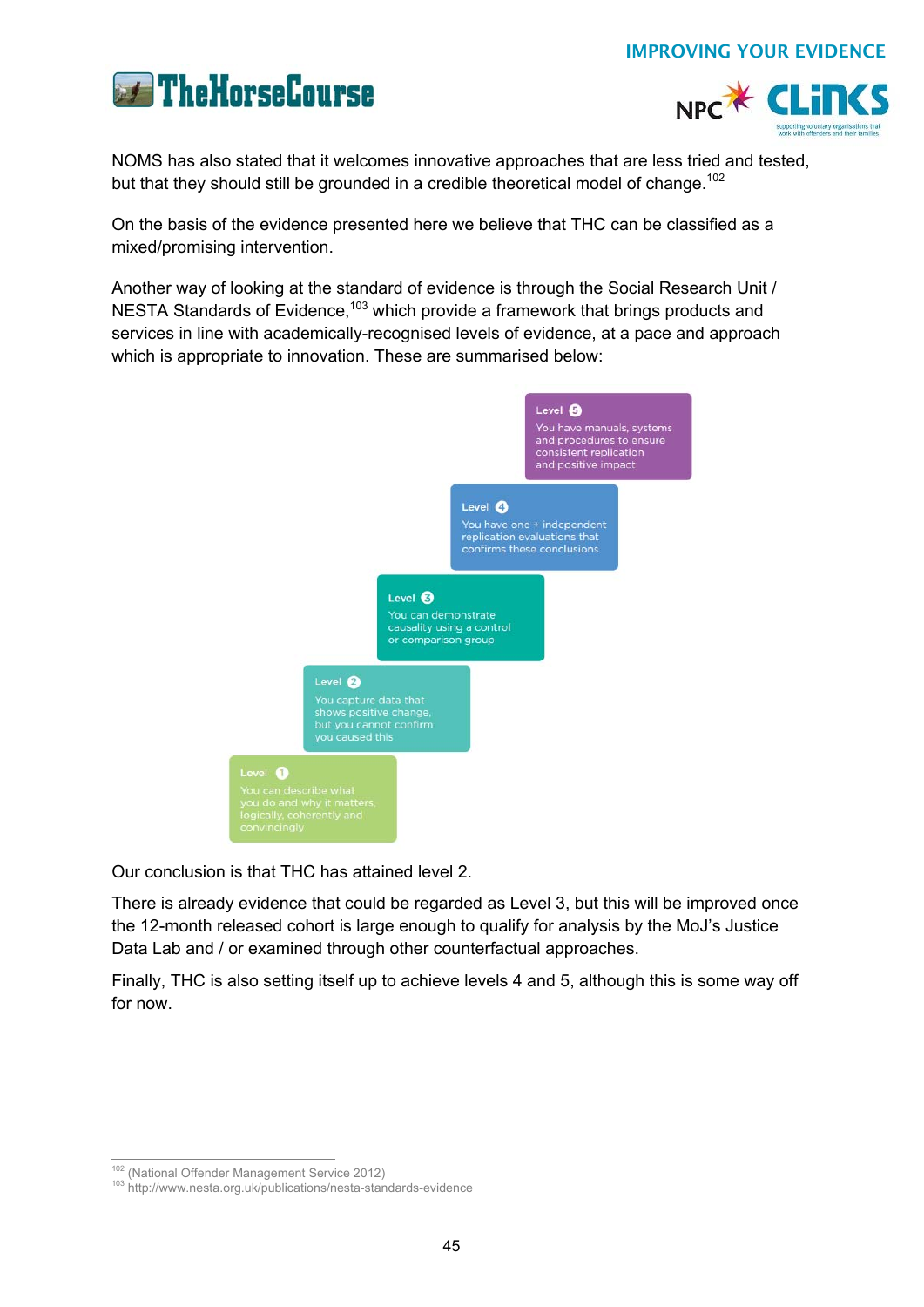NOMS has also stated that it welcomes innovative approaches that are less tried and tested, but that they should still be grounded in a credible theoretical model of change.[102]

On the basis of the evidence presented here we believe that THC can be classified as a mixed/promising intervention.

Another way of looking at the standard of evidence is through the Social Research Unit / NESTA Standards of Evidence,[103] which provide a framework that brings products and services in line with academically-recognised levels of evidence, at a pace and approach which is appropriate to innovation. These are summarised below:

**Level 5**
You have manuals, systems and procedures to ensure consistent replication and positive impact

**Level 4**
You have one + independent replication evaluations that confirms these conclusions

**Level 3**
You can demonstrate causality using a control or comparison group

**Level 2**
You capture data that shows positive change, but you cannot confirm you caused this

**Level 1**
You can describe what you do and why it matters, logically, coherently and convincingly

Our conclusion is that THC has attained level 2.

There is already evidence that could be regarded as Level 3, but this will be improved once the 12-month released cohort is large enough to qualify for analysis by the MoJ's Justice Data Lab and / or examined through other counterfactual approaches.

Finally, THC is also setting itself up to achieve levels 4 and 5, although this is some way off for now.

---

[102] (National Offender Management Service 2012)

[103] http://www.nesta.org.uk/publications/nesta-standards-evidence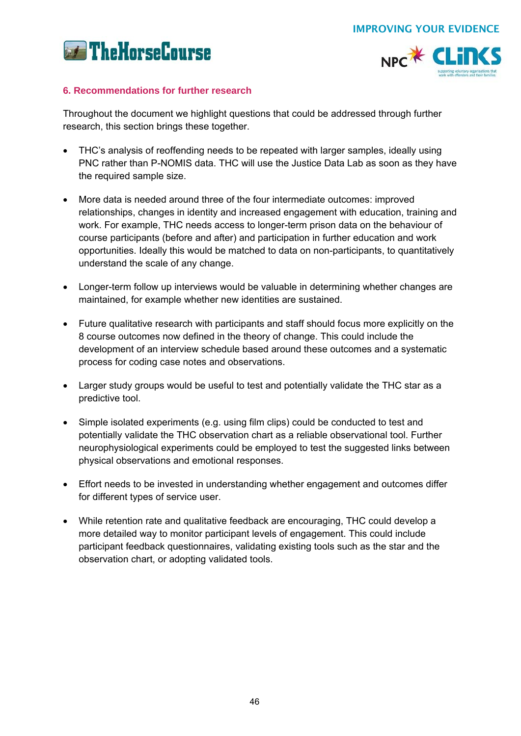## 6. Recommendations for further research

Throughout the document we highlight questions that could be addressed through further research, this section brings these together.

- THC's analysis of reoffending needs to be repeated with larger samples, ideally using PNC rather than P-NOMIS data. THC will use the Justice Data Lab as soon as they have the required sample size.
- More data is needed around three of the four intermediate outcomes: improved relationships, changes in identity and increased engagement with education, training and work. For example, THC needs access to longer-term prison data on the behaviour of course participants (before and after) and participation in further education and work opportunities. Ideally this would be matched to data on non-participants, to quantitatively understand the scale of any change.
- Longer-term follow up interviews would be valuable in determining whether changes are maintained, for example whether new identities are sustained.
- Future qualitative research with participants and staff should focus more explicitly on the 8 course outcomes now defined in the theory of change. This could include the development of an interview schedule based around these outcomes and a systematic process for coding case notes and observations.
- Larger study groups would be useful to test and potentially validate the THC star as a predictive tool.
- Simple isolated experiments (e.g. using film clips) could be conducted to test and potentially validate the THC observation chart as a reliable observational tool. Further neurophysiological experiments could be employed to test the suggested links between physical observations and emotional responses.
- Effort needs to be invested in understanding whether engagement and outcomes differ for different types of service user.
- While retention rate and qualitative feedback are encouraging, THC could develop a more detailed way to monitor participant levels of engagement. This could include participant feedback questionnaires, validating existing tools such as the star and the observation chart, or adopting validated tools.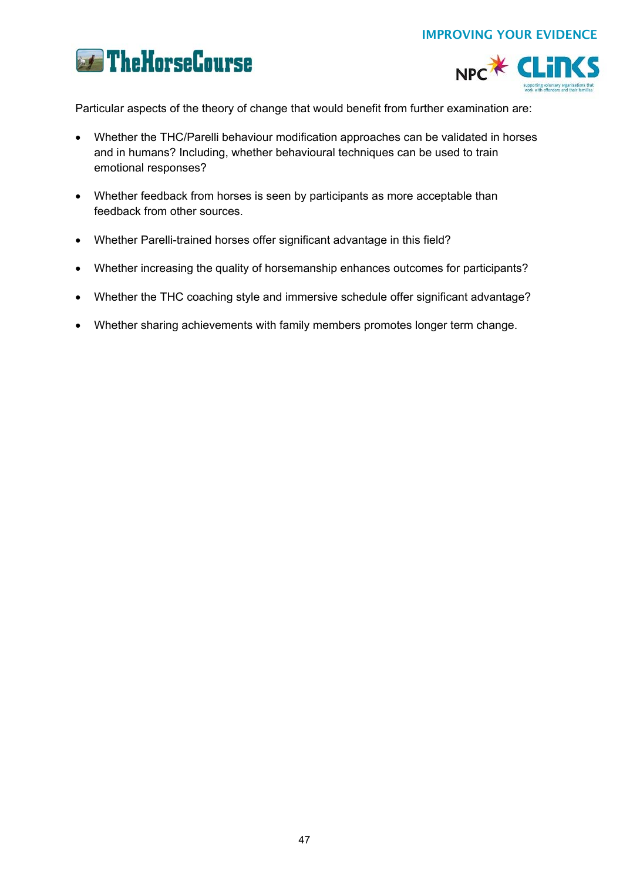Particular aspects of the theory of change that would benefit from further examination are:

- Whether the THC/Parelli behaviour modification approaches can be validated in horses and in humans? Including, whether behavioural techniques can be used to train emotional responses?
- Whether feedback from horses is seen by participants as more acceptable than feedback from other sources.
- Whether Parelli-trained horses offer significant advantage in this field?
- Whether increasing the quality of horsemanship enhances outcomes for participants?
- Whether the THC coaching style and immersive schedule offer significant advantage?
- Whether sharing achievements with family members promotes longer term change.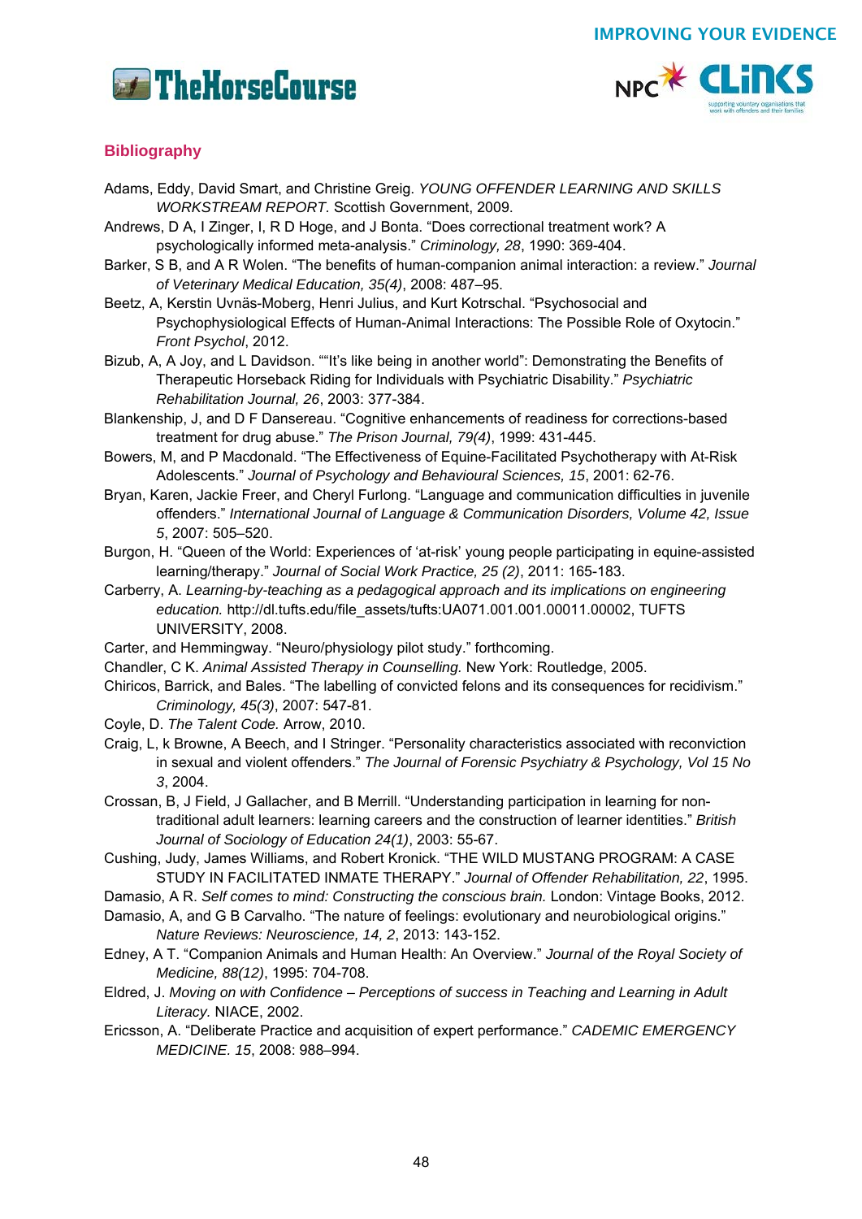## Bibliography

Adams, Eddy, David Smart, and Christine Greig. *YOUNG OFFENDER LEARNING AND SKILLS WORKSTREAM REPORT*. Scottish Government, 2009.

Andrews, D A, I Zinger, I, R D Hoge, and J Bonta. "Does correctional treatment work? A psychologically informed meta-analysis." *Criminology, 28*, 1990: 369-404.

Barker, S B, and A R Wolen. "The benefits of human-companion animal interaction: a review." *Journal of Veterinary Medical Education, 35(4)*, 2008: 487–95.

Beetz, A, Kerstin Uvnäs-Moberg, Henri Julius, and Kurt Kotrschal. "Psychosocial and Psychophysiological Effects of Human-Animal Interactions: The Possible Role of Oxytocin." *Front Psychol*, 2012.

Bizub, A, A Joy, and L Davidson. ""It's like being in another world": Demonstrating the Benefits of Therapeutic Horseback Riding for Individuals with Psychiatric Disability." *Psychiatric Rehabilitation Journal, 26*, 2003: 377-384.

Blankenship, J, and D F Dansereau. "Cognitive enhancements of readiness for corrections-based treatment for drug abuse." *The Prison Journal, 79(4)*, 1999: 431-445.

Bowers, M, and P Macdonald. "The Effectiveness of Equine-Facilitated Psychotherapy with At-Risk Adolescents." *Journal of Psychology and Behavioural Sciences, 15*, 2001: 62-76.

Bryan, Karen, Jackie Freer, and Cheryl Furlong. "Language and communication difficulties in juvenile offenders." *International Journal of Language & Communication Disorders, Volume 42, Issue 5*, 2007: 505–520.

Burgon, H. "Queen of the World: Experiences of 'at-risk' young people participating in equine-assisted learning/therapy." *Journal of Social Work Practice, 25 (2)*, 2011: 165-183.

Carberry, A. *Learning-by-teaching as a pedagogical approach and its implications on engineering education.* http://dl.tufts.edu/file_assets/tufts:UA071.001.001.00011.00002, TUFTS UNIVERSITY, 2008.

Carter, and Hemmingway. "Neuro/physiology pilot study." forthcoming.

Chandler, C K. *Animal Assisted Therapy in Counselling.* New York: Routledge, 2005.

Chiricos, Barrick, and Bales. "The labelling of convicted felons and its consequences for recidivism." *Criminology, 45(3)*, 2007: 547-81.

Coyle, D. *The Talent Code.* Arrow, 2010.

Craig, L, k Browne, A Beech, and I Stringer. "Personality characteristics associated with reconviction in sexual and violent offenders." *The Journal of Forensic Psychiatry & Psychology, Vol 15 No 3*, 2004.

Crossan, B, J Field, J Gallacher, and B Merrill. "Understanding participation in learning for non-traditional adult learners: learning careers and the construction of learner identities." *British Journal of Sociology of Education 24(1)*, 2003: 55-67.

Cushing, Judy, James Williams, and Robert Kronick. "THE WILD MUSTANG PROGRAM: A CASE STUDY IN FACILITATED INMATE THERAPY." *Journal of Offender Rehabilitation, 22*, 1995.

Damasio, A R. *Self comes to mind: Constructing the conscious brain.* London: Vintage Books, 2012.

Damasio, A, and G B Carvalho. "The nature of feelings: evolutionary and neurobiological origins." *Nature Reviews: Neuroscience, 14, 2*, 2013: 143-152.

Edney, A T. "Companion Animals and Human Health: An Overview." *Journal of the Royal Society of Medicine, 88(12)*, 1995: 704-708.

Eldred, J. *Moving on with Confidence – Perceptions of success in Teaching and Learning in Adult Literacy.* NIACE, 2002.

Ericsson, A. "Deliberate Practice and acquisition of expert performance." *CADEMIC EMERGENCY MEDICINE. 15*, 2008: 988–994.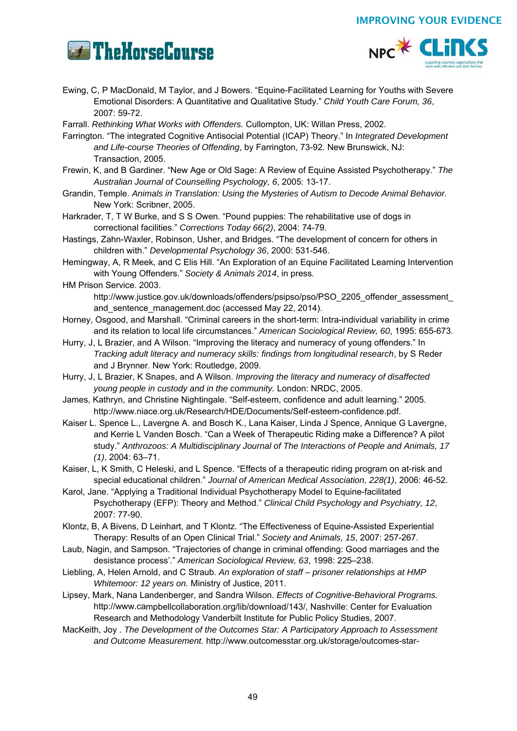Ewing, C, P MacDonald, M Taylor, and J Bowers. "Equine-Facilitated Learning for Youths with Severe Emotional Disorders: A Quantitative and Qualitative Study." *Child Youth Care Forum, 36*, 2007: 59-72.

Farrall. *Rethinking What Works with Offenders.* Cullompton, UK: Willan Press, 2002.

Farrington. "The integrated Cognitive Antisocial Potential (ICAP) Theory." In *Integrated Development and Life-course Theories of Offending*, by Farrington, 73-92. New Brunswick, NJ: Transaction, 2005.

Frewin, K, and B Gardiner. "New Age or Old Sage: A Review of Equine Assisted Psychotherapy." *The Australian Journal of Counselling Psychology, 6*, 2005: 13-17.

Grandin, Temple. *Animals in Translation: Using the Mysteries of Autism to Decode Animal Behavior.* New York: Scribner, 2005.

Harkrader, T, T W Burke, and S S Owen. "Pound puppies: The rehabilitative use of dogs in correctional facilities." *Corrections Today 66(2)*, 2004: 74-79.

Hastings, Zahn-Waxler, Robinson, Usher, and Bridges. "The development of concern for others in children with." *Developmental Psychology 36*, 2000: 531-546.

Hemingway, A, R Meek, and C Elis Hill. "An Exploration of an Equine Facilitated Learning Intervention with Young Offenders." *Society & Animals 2014*, in press.

HM Prison Service. 2003. http://www.justice.gov.uk/downloads/offenders/psipso/pso/PSO_2205_offender_assessment_and_sentence_management.doc (accessed May 22, 2014).

Horney, Osgood, and Marshall. "Criminal careers in the short-term: Intra-individual variability in crime and its relation to local life circumstances." *American Sociological Review, 60*, 1995: 655-673.

Hurry, J, L Brazier, and A Wilson. "Improving the literacy and numeracy of young offenders." In *Tracking adult literacy and numeracy skills: findings from longitudinal research*, by S Reder and J Brynner. New York: Routledge, 2009.

Hurry, J, L Brazier, K Snapes, and A Wilson. *Improving the literacy and numeracy of disaffected young people in custody and in the community.* London: NRDC, 2005.

James, Kathryn, and Christine Nightingale. "Self-esteem, confidence and adult learning." 2005. http://www.niace.org.uk/Research/HDE/Documents/Self-esteem-confidence.pdf.

Kaiser L. Spence L., Lavergne A. and Bosch K., Lana Kaiser, Linda J Spence, Annique G Lavergne, and Kerrie L Vanden Bosch. "Can a Week of Therapeutic Riding make a Difference? A pilot study." *Anthrozoos: A Multidisciplinary Journal of The Interactions of People and Animals, 17 (1)*, 2004: 63–71.

Kaiser, L, K Smith, C Heleski, and L Spence. "Effects of a therapeutic riding program on at-risk and special educational children." *Journal of American Medical Association, 228(1)*, 2006: 46-52.

Karol, Jane. "Applying a Traditional Individual Psychotherapy Model to Equine-facilitated Psychotherapy (EFP): Theory and Method." *Clinical Child Psychology and Psychiatry, 12*, 2007: 77-90.

Klontz, B, A Bivens, D Leinhart, and T Klontz. "The Effectiveness of Equine-Assisted Experiential Therapy: Results of an Open Clinical Trial." *Society and Animals, 15*, 2007: 257-267.

Laub, Nagin, and Sampson. "Trajectories of change in criminal offending: Good marriages and the desistance process'." *American Sociological Review, 63*, 1998: 225–238.

Liebling, A, Helen Arnold, and C Straub. *An exploration of staff – prisoner relationships at HMP Whitemoor: 12 years on.* Ministry of Justice, 2011.

Lipsey, Mark, Nana Landenberger, and Sandra Wilson. *Effects of Cognitive-Behavioral Programs.* http://www.campbellcollaboration.org/lib/download/143/, Nashville: Center for Evaluation Research and Methodology Vanderbilt Institute for Public Policy Studies, 2007.

MacKeith, Joy . *The Development of the Outcomes Star: A Participatory Approach to Assessment and Outcome Measurement.* http://www.outcomesstar.org.uk/storage/outcomes-star-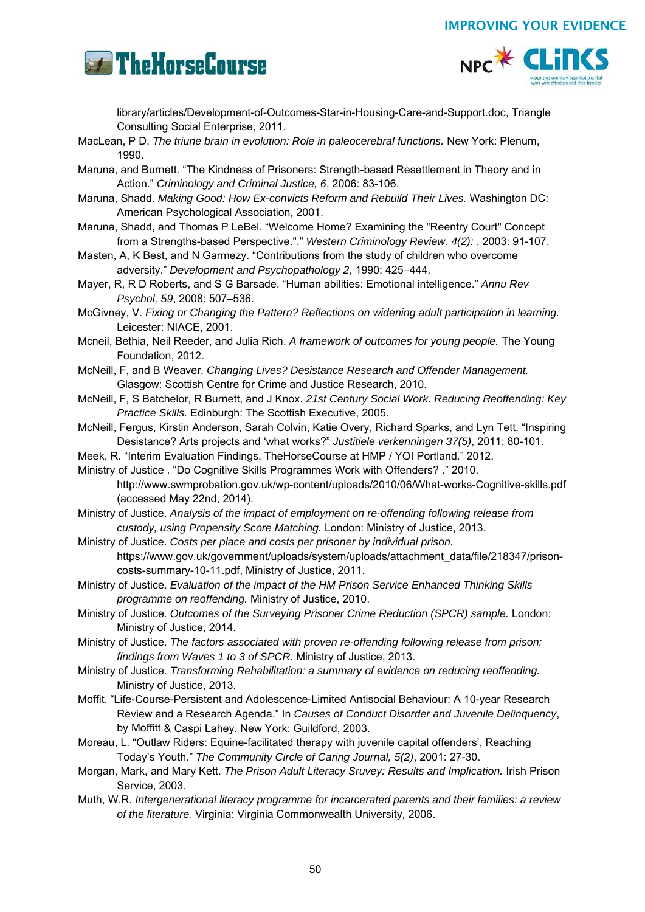library/articles/Development-of-Outcomes-Star-in-Housing-Care-and-Support.doc, Triangle Consulting Social Enterprise, 2011.

MacLean, P D. *The triune brain in evolution: Role in paleocerebral functions.* New York: Plenum, 1990.

Maruna, and Burnett. "The Kindness of Prisoners: Strength-based Resettlement in Theory and in Action." *Criminology and Criminal Justice, 6*, 2006: 83-106.

Maruna, Shadd. *Making Good: How Ex-convicts Reform and Rebuild Their Lives.* Washington DC: American Psychological Association, 2001.

Maruna, Shadd, and Thomas P LeBel. "Welcome Home? Examining the "Reentry Court" Concept from a Strengths-based Perspective."." *Western Criminology Review. 4(2):* , 2003: 91-107.

Masten, A, K Best, and N Garmezy. "Contributions from the study of children who overcome adversity." *Development and Psychopathology 2*, 1990: 425–444.

Mayer, R, R D Roberts, and S G Barsade. "Human abilities: Emotional intelligence." *Annu Rev Psychol, 59*, 2008: 507–536.

McGivney, V. *Fixing or Changing the Pattern? Reflections on widening adult participation in learning.* Leicester: NIACE, 2001.

Mcneil, Bethia, Neil Reeder, and Julia Rich. *A framework of outcomes for young people.* The Young Foundation, 2012.

McNeill, F, and B Weaver. *Changing Lives? Desistance Research and Offender Management.* Glasgow: Scottish Centre for Crime and Justice Research, 2010.

McNeill, F, S Batchelor, R Burnett, and J Knox. *21st Century Social Work. Reducing Reoffending: Key Practice Skills.* Edinburgh: The Scottish Executive, 2005.

McNeill, Fergus, Kirstin Anderson, Sarah Colvin, Katie Overy, Richard Sparks, and Lyn Tett. "Inspiring Desistance? Arts projects and 'what works?" *Justitiele verkenningen 37(5)*, 2011: 80-101.

Meek, R. "Interim Evaluation Findings, TheHorseCourse at HMP / YOI Portland." 2012.

Ministry of Justice . "Do Cognitive Skills Programmes Work with Offenders? ." 2010. http://www.swmprobation.gov.uk/wp-content/uploads/2010/06/What-works-Cognitive-skills.pdf (accessed May 22nd, 2014).

Ministry of Justice. *Analysis of the impact of employment on re-offending following release from custody, using Propensity Score Matching.* London: Ministry of Justice, 2013.

Ministry of Justice. *Costs per place and costs per prisoner by individual prison.* https://www.gov.uk/government/uploads/system/uploads/attachment_data/file/218347/prison-costs-summary-10-11.pdf, Ministry of Justice, 2011.

Ministry of Justice. *Evaluation of the impact of the HM Prison Service Enhanced Thinking Skills programme on reoffending.* Ministry of Justice, 2010.

Ministry of Justice. *Outcomes of the Surveying Prisoner Crime Reduction (SPCR) sample.* London: Ministry of Justice, 2014.

Ministry of Justice. *The factors associated with proven re-offending following release from prison: findings from Waves 1 to 3 of SPCR.* Ministry of Justice, 2013.

Ministry of Justice. *Transforming Rehabilitation: a summary of evidence on reducing reoffending.* Ministry of Justice, 2013.

Moffit. "Life-Course-Persistent and Adolescence-Limited Antisocial Behaviour: A 10-year Research Review and a Research Agenda." In *Causes of Conduct Disorder and Juvenile Delinquency*, by Moffitt & Caspi Lahey. New York: Guildford, 2003.

Moreau, L. "Outlaw Riders: Equine-facilitated therapy with juvenile capital offenders', Reaching Today's Youth." *The Community Circle of Caring Journal, 5(2)*, 2001: 27-30.

Morgan, Mark, and Mary Kett. *The Prison Adult Literacy Sruvey: Results and Implication.* Irish Prison Service, 2003.

Muth, W.R. *Intergenerational literacy programme for incarcerated parents and their families: a review of the literature.* Virginia: Virginia Commonwealth University, 2006.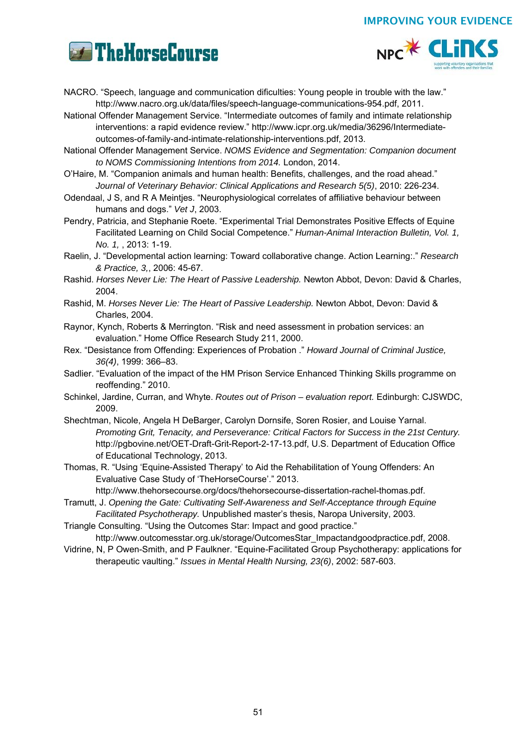NACRO. “Speech, language and communication dificulties: Young people in trouble with the law.” http://www.nacro.org.uk/data/files/speech-language-communications-954.pdf, 2011.

National Offender Management Service. “Intermediate outcomes of family and intimate relationship interventions: a rapid evidence review.” http://www.icpr.org.uk/media/36296/Intermediate-outcomes-of-family-and-intimate-relationship-interventions.pdf, 2013.

National Offender Management Service. *NOMS Evidence and Segmentation: Companion document to NOMS Commissioning Intentions from 2014.* London, 2014.

O'Haire, M. “Companion animals and human health: Benefits, challenges, and the road ahead.” *Journal of Veterinary Behavior: Clinical Applications and Research 5(5)*, 2010: 226-234.

Odendaal, J S, and R A Meintjes. “Neurophysiological correlates of affiliative behaviour between humans and dogs.” *Vet J*, 2003.

Pendry, Patricia, and Stephanie Roete. “Experimental Trial Demonstrates Positive Effects of Equine Facilitated Learning on Child Social Competence.” *Human-Animal Interaction Bulletin, Vol. 1, No. 1,* , 2013: 1-19.

Raelin, J. “Developmental action learning: Toward collaborative change. Action Learning:.” *Research & Practice, 3,*, 2006: 45-67.

Rashid. *Horses Never Lie: The Heart of Passive Leadership.* Newton Abbot, Devon: David & Charles, 2004.

Rashid, M. *Horses Never Lie: The Heart of Passive Leadership.* Newton Abbot, Devon: David & Charles, 2004.

Raynor, Kynch, Roberts & Merrington. “Risk and need assessment in probation services: an evaluation.” Home Office Research Study 211, 2000.

Rex. “Desistance from Offending: Experiences of Probation .” *Howard Journal of Criminal Justice, 36(4)*, 1999: 366–83.

Sadlier. “Evaluation of the impact of the HM Prison Service Enhanced Thinking Skills programme on reoffending.” 2010.

Schinkel, Jardine, Curran, and Whyte. *Routes out of Prison – evaluation report.* Edinburgh: CJSWDC, 2009.

Shechtman, Nicole, Angela H DeBarger, Carolyn Dornsife, Soren Rosier, and Louise Yarnal. *Promoting Grit, Tenacity, and Perseverance: Critical Factors for Success in the 21st Century.* http://pgbovine.net/OET-Draft-Grit-Report-2-17-13.pdf, U.S. Department of Education Office of Educational Technology, 2013.

Thomas, R. “Using ‘Equine-Assisted Therapy’ to Aid the Rehabilitation of Young Offenders: An Evaluative Case Study of ‘TheHorseCourse’.” 2013. http://www.thehorsecourse.org/docs/thehorsecourse-dissertation-rachel-thomas.pdf.

Tramutt, J. *Opening the Gate: Cultivating Self-Awareness and Self-Acceptance through Equine Facilitated Psychotherapy.* Unpublished master's thesis, Naropa University, 2003.

Triangle Consulting. “Using the Outcomes Star: Impact and good practice.” http://www.outcomesstar.org.uk/storage/OutcomesStar_Impactandgoodpractice.pdf, 2008.

Vidrine, N, P Owen-Smith, and P Faulkner. “Equine-Facilitated Group Psychotherapy: applications for therapeutic vaulting.” *Issues in Mental Health Nursing, 23(6)*, 2002: 587-603.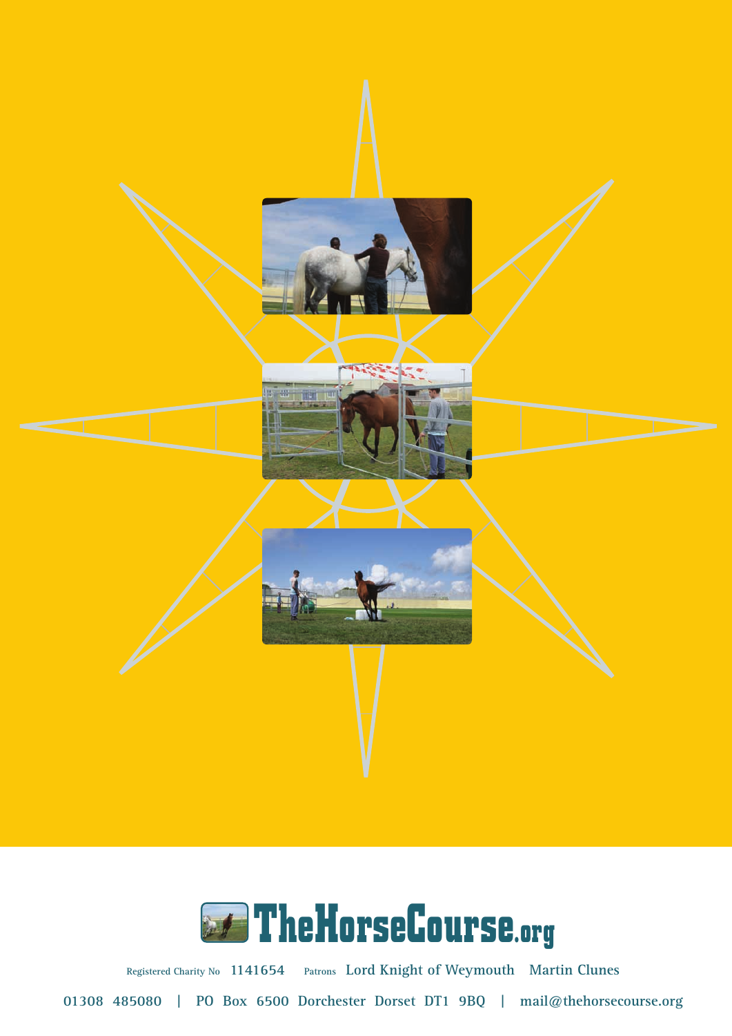TheHorseCourse.org

Registered Charity No 1141654 Patrons Lord Knight of Weymouth Martin Clunes

01308 485080 | PO Box 6500 Dorchester Dorset DT1 9BQ | mail@thehorsecourse.org